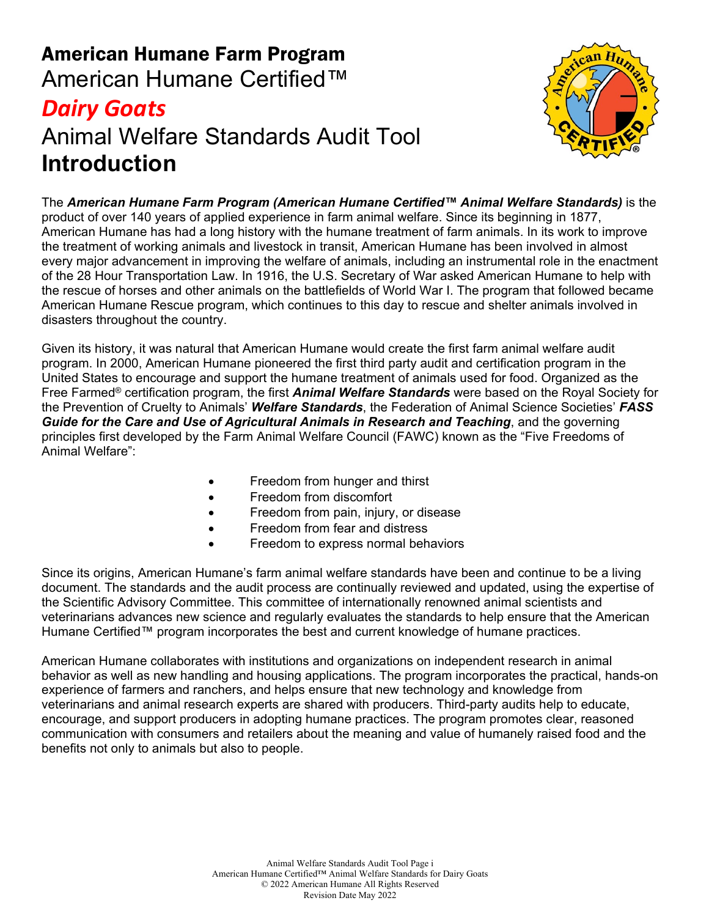# American Humane Farm Program

## American Humane Certified™

## *Dairy Goats*

## Animal Welfare Standards Audit Tool

## **Introduction**

The ***American Humane Farm Program (American Humane Certified™ Animal Welfare Standards)*** is the product of over 140 years of applied experience in farm animal welfare. Since its beginning in 1877, American Humane has had a long history with the humane treatment of farm animals. In its work to improve the treatment of working animals and livestock in transit, American Humane has been involved in almost every major advancement in improving the welfare of animals, including an instrumental role in the enactment of the 28 Hour Transportation Law. In 1916, the U.S. Secretary of War asked American Humane to help with the rescue of horses and other animals on the battlefields of World War I. The program that followed became American Humane Rescue program, which continues to this day to rescue and shelter animals involved in disasters throughout the country.

Given its history, it was natural that American Humane would create the first farm animal welfare audit program. In 2000, American Humane pioneered the first third party audit and certification program in the United States to encourage and support the humane treatment of animals used for food. Organized as the Free Farmed® certification program, the first ***Animal Welfare Standards*** were based on the Royal Society for the Prevention of Cruelty to Animals' ***Welfare Standards***, the Federation of Animal Science Societies' ***FASS Guide for the Care and Use of Agricultural Animals in Research and Teaching***, and the governing principles first developed by the Farm Animal Welfare Council (FAWC) known as the "Five Freedoms of Animal Welfare":

- Freedom from hunger and thirst
- Freedom from discomfort
- Freedom from pain, injury, or disease
- Freedom from fear and distress
- Freedom to express normal behaviors

Since its origins, American Humane's farm animal welfare standards have been and continue to be a living document. The standards and the audit process are continually reviewed and updated, using the expertise of the Scientific Advisory Committee. This committee of internationally renowned animal scientists and veterinarians advances new science and regularly evaluates the standards to help ensure that the American Humane Certified™ program incorporates the best and current knowledge of humane practices.

American Humane collaborates with institutions and organizations on independent research in animal behavior as well as new handling and housing applications. The program incorporates the practical, hands-on experience of farmers and ranchers, and helps ensure that new technology and knowledge from veterinarians and animal research experts are shared with producers. Third-party audits help to educate, encourage, and support producers in adopting humane practices. The program promotes clear, reasoned communication with consumers and retailers about the meaning and value of humanely raised food and the benefits not only to animals but also to people.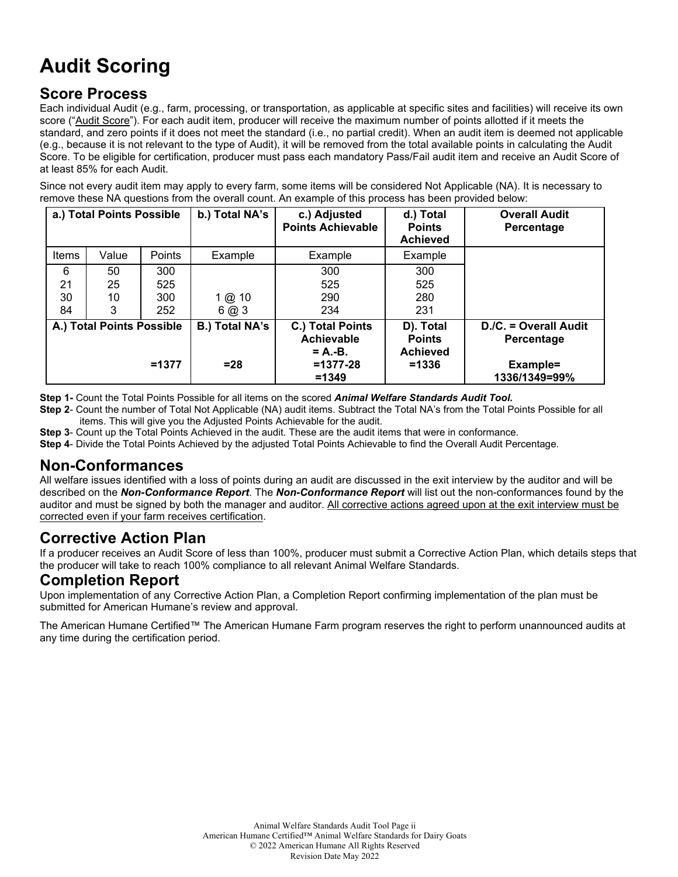# Audit Scoring

## Score Process

Each individual Audit (e.g., farm, processing, or transportation, as applicable at specific sites and facilities) will receive its own score ("Audit Score"). For each audit item, producer will receive the maximum number of points allotted if it meets the standard, and zero points if it does not meet the standard (i.e., no partial credit). When an audit item is deemed not applicable (e.g., because it is not relevant to the type of Audit), it will be removed from the total available points in calculating the Audit Score. To be eligible for certification, producer must pass each mandatory Pass/Fail audit item and receive an Audit Score of at least 85% for each Audit.

Since not every audit item may apply to every farm, some items will be considered Not Applicable (NA). It is necessary to remove these NA questions from the overall count. An example of this process has been provided below:

| a.) Total Points Possible | | | b.) Total NA's | c.) Adjusted Points Achievable | d.) Total Points Achieved | Overall Audit Percentage |
|---|---|---|---|---|---|---|
| Items | Value | Points | Example | Example | Example | |
| 6 | 50 | 300 | | 300 | 300 | |
| 21 | 25 | 525 | | 525 | 525 | |
| 30 | 10 | 300 | 1 @ 10 | 290 | 280 | |
| 84 | 3 | 252 | 6 @ 3 | 234 | 231 | |
| **A.) Total Points Possible** | | **=1377** | **B.) Total NA's =28** | **C.) Total Points Achievable = A.-B. =1377-28 =1349** | **D). Total Points Achieved =1336** | **D./C. = Overall Audit Percentage Example= 1336/1349=99%** |

**Step 1-** Count the Total Points Possible for all items on the scored ***Animal Welfare Standards Audit Tool.***

**Step 2**- Count the number of Total Not Applicable (NA) audit items. Subtract the Total NA's from the Total Points Possible for all items. This will give you the Adjusted Points Achievable for the audit.

**Step 3**- Count up the Total Points Achieved in the audit. These are the audit items that were in conformance.

**Step 4**- Divide the Total Points Achieved by the adjusted Total Points Achievable to find the Overall Audit Percentage.

## Non-Conformances

All welfare issues identified with a loss of points during an audit are discussed in the exit interview by the auditor and will be described on the ***Non-Conformance Report***. The ***Non-Conformance Report*** will list out the non-conformances found by the auditor and must be signed by both the manager and auditor. All corrective actions agreed upon at the exit interview must be corrected even if your farm receives certification.

## Corrective Action Plan

If a producer receives an Audit Score of less than 100%, producer must submit a Corrective Action Plan, which details steps that the producer will take to reach 100% compliance to all relevant Animal Welfare Standards.

## Completion Report

Upon implementation of any Corrective Action Plan, a Completion Report confirming implementation of the plan must be submitted for American Humane's review and approval.

The American Humane Certified™ The American Humane Farm program reserves the right to perform unannounced audits at any time during the certification period.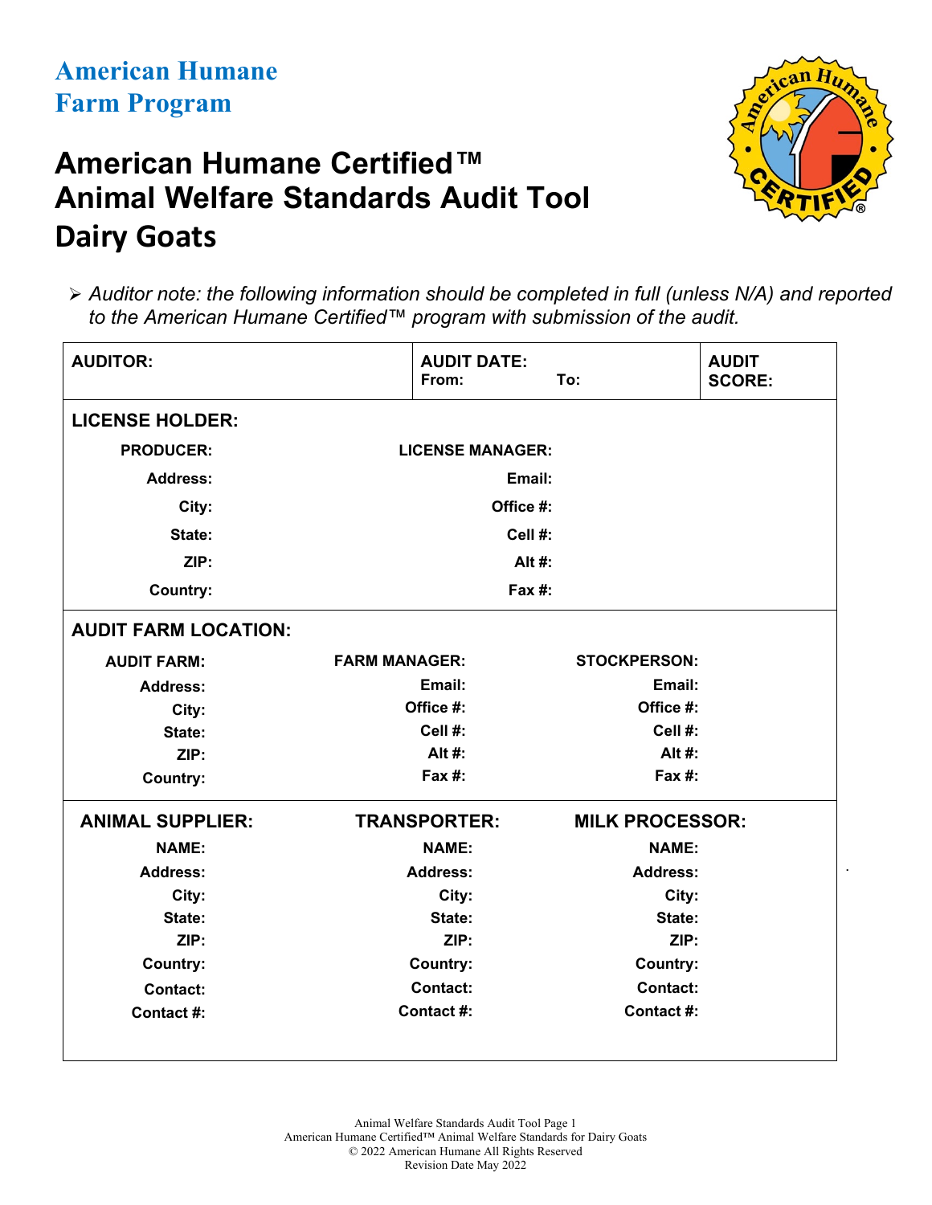**American Humane**
**Farm Program**

# American Humane Certified™ Animal Welfare Standards Audit Tool Dairy Goats

- *Auditor note: the following information should be completed in full (unless N/A) and reported to the American Humane Certified™ program with submission of the audit.*

| **AUDITOR:** | **AUDIT DATE:** From: To: | **AUDIT SCORE:** |
|---|---|---|

**LICENSE HOLDER:**

| | |
|---|---|
| **PRODUCER:** | **LICENSE MANAGER:** |
| **Address:** | **Email:** |
| **City:** | **Office #:** |
| **State:** | **Cell #:** |
| **ZIP:** | **Alt #:** |
| **Country:** | **Fax #:** |

**AUDIT FARM LOCATION:**

| | | |
|---|---|---|
| **AUDIT FARM:** | **FARM MANAGER:** | **STOCKPERSON:** |
| **Address:** | **Email:** | **Email:** |
| **City:** | **Office #:** | **Office #:** |
| **State:** | **Cell #:** | **Cell #:** |
| **ZIP:** | **Alt #:** | **Alt #:** |
| **Country:** | **Fax #:** | **Fax #:** |

| **ANIMAL SUPPLIER:** | **TRANSPORTER:** | **MILK PROCESSOR:** |
|---|---|---|
| **NAME:** | **NAME:** | **NAME:** |
| **Address:** | **Address:** | **Address:** |
| **City:** | **City:** | **City:** |
| **State:** | **State:** | **State:** |
| **ZIP:** | **ZIP:** | **ZIP:** |
| **Country:** | **Country:** | **Country:** |
| **Contact:** | **Contact:** | **Contact:** |
| **Contact #:** | **Contact #:** | **Contact #:** |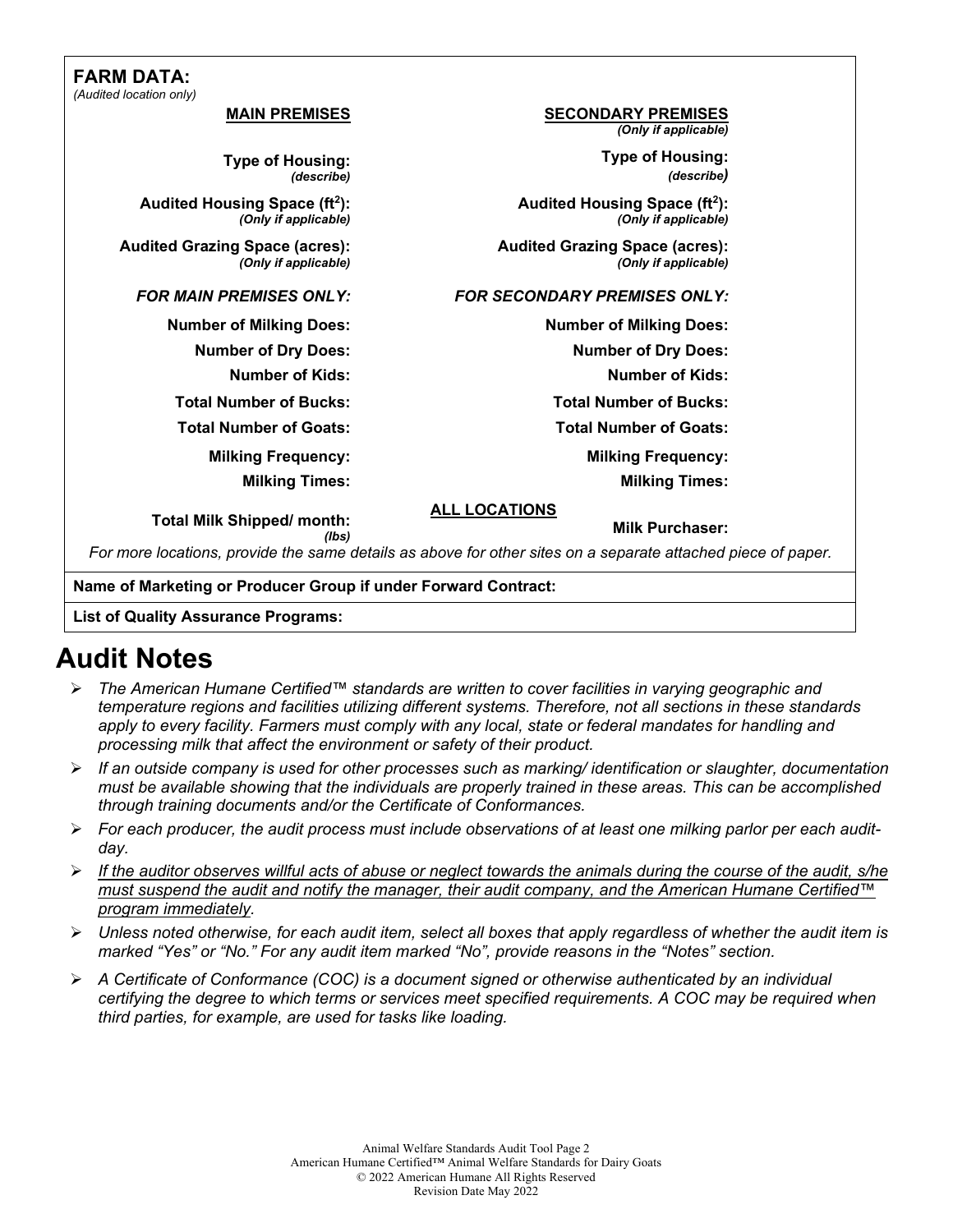**FARM DATA:**
*(Audited location only)*

| MAIN PREMISES | | SECONDARY PREMISES *(Only if applicable)* | |
|---|---|---|---|
| **Type of Housing:** *(describe)* | | **Type of Housing:** *(describe)* | |
| **Audited Housing Space (ft$^2$):** *(Only if applicable)* | | **Audited Housing Space (ft$^2$):** *(Only if applicable)* | |
| **Audited Grazing Space (acres):** *(Only if applicable)* | | **Audited Grazing Space (acres):** *(Only if applicable)* | |
| ***FOR MAIN PREMISES ONLY:*** | | ***FOR SECONDARY PREMISES ONLY:*** | |
| **Number of Milking Does:** | | **Number of Milking Does:** | |
| **Number of Dry Does:** | | **Number of Dry Does:** | |
| **Number of Kids:** | | **Number of Kids:** | |
| **Total Number of Bucks:** | | **Total Number of Bucks:** | |
| **Total Number of Goats:** | | **Total Number of Goats:** | |
| **Milking Frequency:** | | **Milking Frequency:** | |
| **Milking Times:** | | **Milking Times:** | |
| | | **ALL LOCATIONS** | |
| **Total Milk Shipped/ month:** *(lbs)* | | **Milk Purchaser:** | |

*For more locations, provide the same details as above for other sites on a separate attached piece of paper.*

**Name of Marketing or Producer Group if under Forward Contract:**

**List of Quality Assurance Programs:**

# Audit Notes

- *The American Humane Certified™ standards are written to cover facilities in varying geographic and temperature regions and facilities utilizing different systems. Therefore, not all sections in these standards apply to every facility. Farmers must comply with any local, state or federal mandates for handling and processing milk that affect the environment or safety of their product.*
- *If an outside company is used for other processes such as marking/ identification or slaughter, documentation must be available showing that the individuals are properly trained in these areas. This can be accomplished through training documents and/or the Certificate of Conformances.*
- *For each producer, the audit process must include observations of at least one milking parlor per each audit-day.*
- *If the auditor observes willful acts of abuse or neglect towards the animals during the course of the audit, s/he must suspend the audit and notify the manager, their audit company, and the American Humane Certified™ program immediately.*
- *Unless noted otherwise, for each audit item, select all boxes that apply regardless of whether the audit item is marked "Yes" or "No." For any audit item marked "No", provide reasons in the "Notes" section.*
- *A Certificate of Conformance (COC) is a document signed or otherwise authenticated by an individual certifying the degree to which terms or services meet specified requirements. A COC may be required when third parties, for example, are used for tasks like loading.*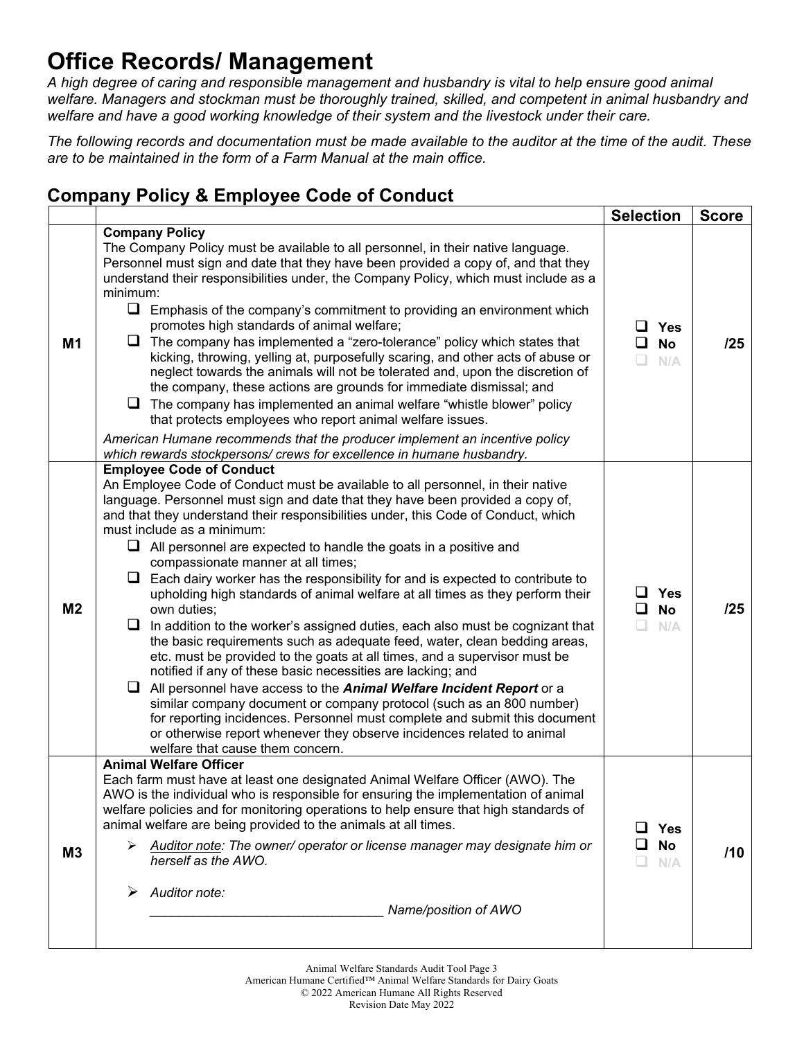# Office Records/ Management

*A high degree of caring and responsible management and husbandry is vital to help ensure good animal welfare. Managers and stockman must be thoroughly trained, skilled, and competent in animal husbandry and welfare and have a good working knowledge of their system and the livestock under their care.*

*The following records and documentation must be made available to the auditor at the time of the audit. These are to be maintained in the form of a Farm Manual at the main office.*

## Company Policy & Employee Code of Conduct

| | | Selection | Score |
|---|---|---|---|
| M1 | **Company Policy**<br>The Company Policy must be available to all personnel, in their native language. Personnel must sign and date that they have been provided a copy of, and that they understand their responsibilities under, the Company Policy, which must include as a minimum:<br>❑ Emphasis of the company's commitment to providing an environment which promotes high standards of animal welfare;<br>❑ The company has implemented a "zero-tolerance" policy which states that kicking, throwing, yelling at, purposefully scaring, and other acts of abuse or neglect towards the animals will not be tolerated and, upon the discretion of the company, these actions are grounds for immediate dismissal; and<br>❑ The company has implemented an animal welfare "whistle blower" policy that protects employees who report animal welfare issues.<br>*American Humane recommends that the producer implement an incentive policy which rewards stockpersons/ crews for excellence in humane husbandry.* | ❑ Yes<br>❑ No<br>❑ N/A | /25 |
| M2 | **Employee Code of Conduct**<br>An Employee Code of Conduct must be available to all personnel, in their native language. Personnel must sign and date that they have been provided a copy of, and that they understand their responsibilities under, this Code of Conduct, which must include as a minimum:<br>❑ All personnel are expected to handle the goats in a positive and compassionate manner at all times;<br>❑ Each dairy worker has the responsibility for and is expected to contribute to upholding high standards of animal welfare at all times as they perform their own duties;<br>❑ In addition to the worker's assigned duties, each also must be cognizant that the basic requirements such as adequate feed, water, clean bedding areas, etc. must be provided to the goats at all times, and a supervisor must be notified if any of these basic necessities are lacking; and<br>❑ All personnel have access to the ***Animal Welfare Incident Report*** or a similar company document or company protocol (such as an 800 number) for reporting incidences. Personnel must complete and submit this document or otherwise report whenever they observe incidences related to animal welfare that cause them concern. | ❑ Yes<br>❑ No<br>❑ N/A | /25 |
| M3 | **Animal Welfare Officer**<br>Each farm must have at least one designated Animal Welfare Officer (AWO). The AWO is the individual who is responsible for ensuring the implementation of animal welfare policies and for monitoring operations to help ensure that high standards of animal welfare are being provided to the animals at all times.<br>➢ *Auditor note: The owner/ operator or license manager may designate him or herself as the AWO.*<br>➢ *Auditor note:*<br>_______________________________ *Name/position of AWO* | ❑ Yes<br>❑ No<br>❑ N/A | /10 |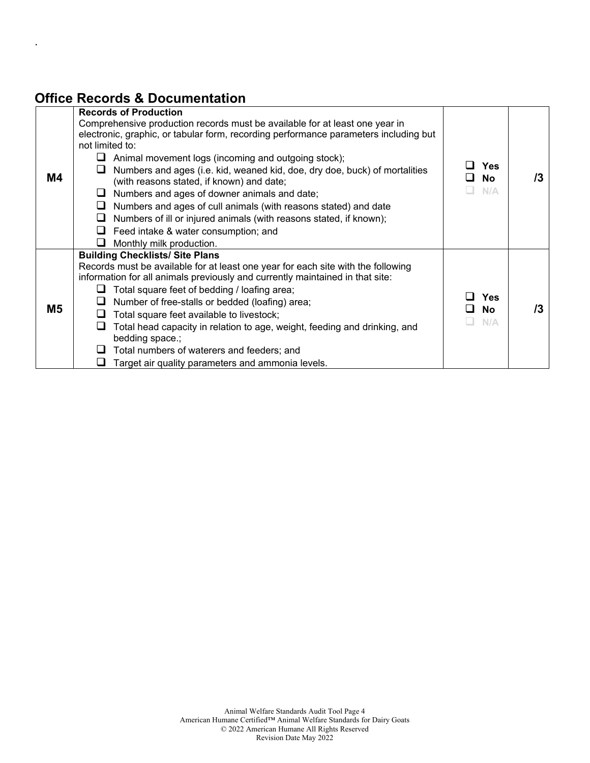## Office Records & Documentation

| | | | |
|---|---|---|---|
| **M4** | **Records of Production**<br>Comprehensive production records must be available for at least one year in electronic, graphic, or tabular form, recording performance parameters including but not limited to:<br>❑ Animal movement logs (incoming and outgoing stock);<br>❑ Numbers and ages (i.e. kid, weaned kid, doe, dry doe, buck) of mortalities (with reasons stated, if known) and date;<br>❑ Numbers and ages of downer animals and date;<br>❑ Numbers and ages of cull animals (with reasons stated) and date<br>❑ Numbers of ill or injured animals (with reasons stated, if known);<br>❑ Feed intake & water consumption; and<br>❑ Monthly milk production. | ❑ **Yes**<br>❑ **No**<br>❑ N/A | **/3** |
| **M5** | **Building Checklists/ Site Plans**<br>Records must be available for at least one year for each site with the following information for all animals previously and currently maintained in that site:<br>❑ Total square feet of bedding / loafing area;<br>❑ Number of free-stalls or bedded (loafing) area;<br>❑ Total square feet available to livestock;<br>❑ Total head capacity in relation to age, weight, feeding and drinking, and bedding space.;<br>❑ Total numbers of waterers and feeders; and<br>❑ Target air quality parameters and ammonia levels. | ❑ **Yes**<br>❑ **No**<br>❑ N/A | **/3** |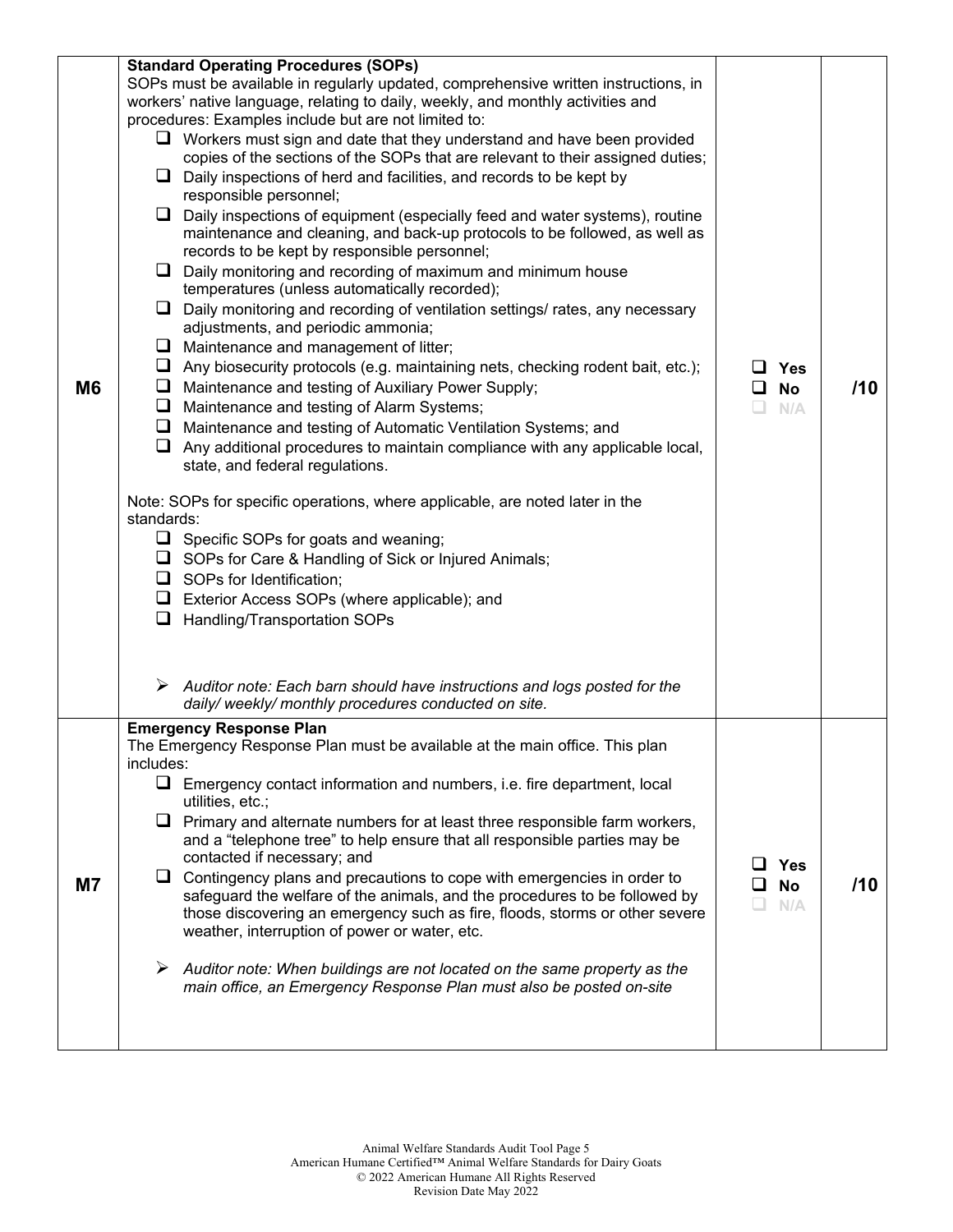| | | | |
|---|---|---|---|
| M6 | **Standard Operating Procedures (SOPs)**<br>SOPs must be available in regularly updated, comprehensive written instructions, in workers' native language, relating to daily, weekly, and monthly activities and procedures: Examples include but are not limited to:<br>❑ Workers must sign and date that they understand and have been provided copies of the sections of the SOPs that are relevant to their assigned duties;<br>❑ Daily inspections of herd and facilities, and records to be kept by responsible personnel;<br>❑ Daily inspections of equipment (especially feed and water systems), routine maintenance and cleaning, and back-up protocols to be followed, as well as records to be kept by responsible personnel;<br>❑ Daily monitoring and recording of maximum and minimum house temperatures (unless automatically recorded);<br>❑ Daily monitoring and recording of ventilation settings/ rates, any necessary adjustments, and periodic ammonia;<br>❑ Maintenance and management of litter;<br>❑ Any biosecurity protocols (e.g. maintaining nets, checking rodent bait, etc.);<br>❑ Maintenance and testing of Auxiliary Power Supply;<br>❑ Maintenance and testing of Alarm Systems;<br>❑ Maintenance and testing of Automatic Ventilation Systems; and<br>❑ Any additional procedures to maintain compliance with any applicable local, state, and federal regulations.<br><br>Note: SOPs for specific operations, where applicable, are noted later in the standards:<br>❑ Specific SOPs for goats and weaning;<br>❑ SOPs for Care & Handling of Sick or Injured Animals;<br>❑ SOPs for Identification;<br>❑ Exterior Access SOPs (where applicable); and<br>❑ Handling/Transportation SOPs<br><br>➢ *Auditor note: Each barn should have instructions and logs posted for the daily/ weekly/ monthly procedures conducted on site.* | ❑ Yes<br>❑ No<br>❑ N/A | /10 |
| M7 | **Emergency Response Plan**<br>The Emergency Response Plan must be available at the main office. This plan includes:<br>❑ Emergency contact information and numbers, i.e. fire department, local utilities, etc.;<br>❑ Primary and alternate numbers for at least three responsible farm workers, and a "telephone tree" to help ensure that all responsible parties may be contacted if necessary; and<br>❑ Contingency plans and precautions to cope with emergencies in order to safeguard the welfare of the animals, and the procedures to be followed by those discovering an emergency such as fire, floods, storms or other severe weather, interruption of power or water, etc.<br><br>➢ *Auditor note: When buildings are not located on the same property as the main office, an Emergency Response Plan must also be posted on-site* | ❑ Yes<br>❑ No<br>❑ N/A | /10 |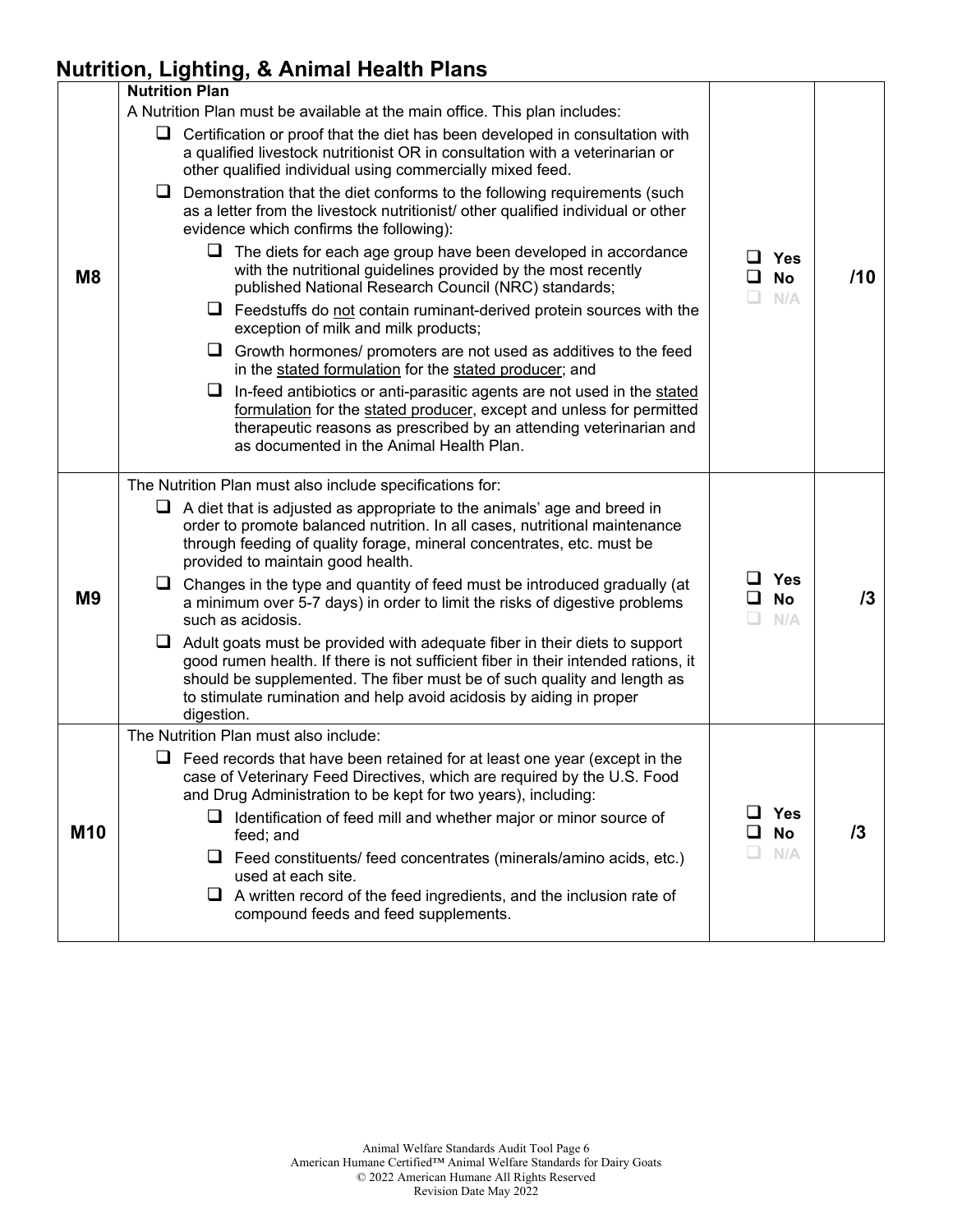## Nutrition, Lighting, & Animal Health Plans

| | | | |
|---|---|---|---|
| M8 | **Nutrition Plan**<br>A Nutrition Plan must be available at the main office. This plan includes:<br>❑ Certification or proof that the diet has been developed in consultation with a qualified livestock nutritionist OR in consultation with a veterinarian or other qualified individual using commercially mixed feed.<br>❑ Demonstration that the diet conforms to the following requirements (such as a letter from the livestock nutritionist/ other qualified individual or other evidence which confirms the following):<br>&nbsp;&nbsp;&nbsp;&nbsp;❑ The diets for each age group have been developed in accordance with the nutritional guidelines provided by the most recently published National Research Council (NRC) standards;<br>&nbsp;&nbsp;&nbsp;&nbsp;❑ Feedstuffs do not contain ruminant-derived protein sources with the exception of milk and milk products;<br>&nbsp;&nbsp;&nbsp;&nbsp;❑ Growth hormones/ promoters are not used as additives to the feed in the stated formulation for the stated producer; and<br>&nbsp;&nbsp;&nbsp;&nbsp;❑ In-feed antibiotics or anti-parasitic agents are not used in the stated formulation for the stated producer, except and unless for permitted therapeutic reasons as prescribed by an attending veterinarian and as documented in the Animal Health Plan. | ❑ Yes<br>❑ No<br>❑ N/A | /10 |
| M9 | The Nutrition Plan must also include specifications for:<br>❑ A diet that is adjusted as appropriate to the animals' age and breed in order to promote balanced nutrition. In all cases, nutritional maintenance through feeding of quality forage, mineral concentrates, etc. must be provided to maintain good health.<br>❑ Changes in the type and quantity of feed must be introduced gradually (at a minimum over 5-7 days) in order to limit the risks of digestive problems such as acidosis.<br>❑ Adult goats must be provided with adequate fiber in their diets to support good rumen health. If there is not sufficient fiber in their intended rations, it should be supplemented. The fiber must be of such quality and length as to stimulate rumination and help avoid acidosis by aiding in proper digestion. | ❑ Yes<br>❑ No<br>❑ N/A | /3 |
| M10 | The Nutrition Plan must also include:<br>❑ Feed records that have been retained for at least one year (except in the case of Veterinary Feed Directives, which are required by the U.S. Food and Drug Administration to be kept for two years), including:<br>&nbsp;&nbsp;&nbsp;&nbsp;❑ Identification of feed mill and whether major or minor source of feed; and<br>&nbsp;&nbsp;&nbsp;&nbsp;❑ Feed constituents/ feed concentrates (minerals/amino acids, etc.) used at each site.<br>&nbsp;&nbsp;&nbsp;&nbsp;❑ A written record of the feed ingredients, and the inclusion rate of compound feeds and feed supplements. | ❑ Yes<br>❑ No<br>❑ N/A | /3 |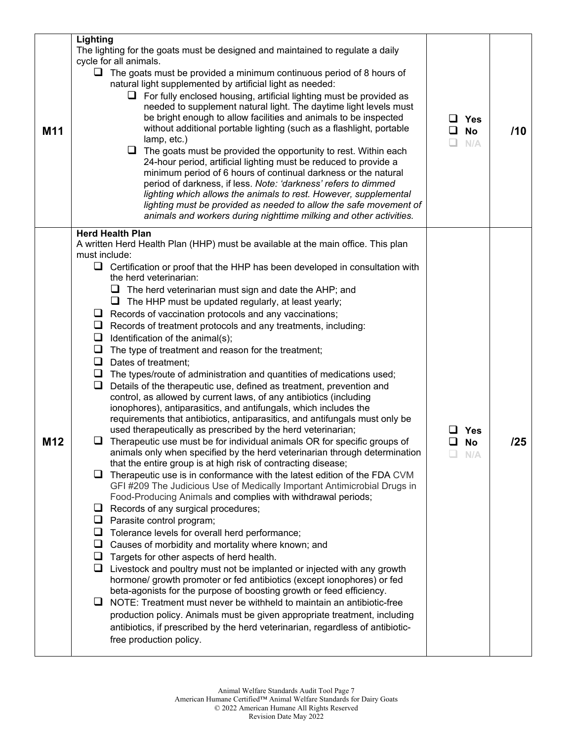| | | | |
|---|---|---|---|
| M11 | **Lighting**<br>The lighting for the goats must be designed and maintained to regulate a daily cycle for all animals.<br>❑ The goats must be provided a minimum continuous period of 8 hours of natural light supplemented by artificial light as needed:<br>&nbsp;&nbsp;&nbsp;&nbsp;❑ For fully enclosed housing, artificial lighting must be provided as needed to supplement natural light. The daytime light levels must be bright enough to allow facilities and animals to be inspected without additional portable lighting (such as a flashlight, portable lamp, etc.)<br>&nbsp;&nbsp;&nbsp;&nbsp;❑ The goats must be provided the opportunity to rest. Within each 24-hour period, artificial lighting must be reduced to provide a minimum period of 6 hours of continual darkness or the natural period of darkness, if less. *Note: 'darkness' refers to dimmed lighting which allows the animals to rest. However, supplemental lighting must be provided as needed to allow the safe movement of animals and workers during nighttime milking and other activities.* | ❑ **Yes**<br>❑ **No**<br>❑ N/A | **/10** |
| M12 | **Herd Health Plan**<br>A written Herd Health Plan (HHP) must be available at the main office. This plan must include:<br>❑ Certification or proof that the HHP has been developed in consultation with the herd veterinarian:<br>&nbsp;&nbsp;&nbsp;&nbsp;❑ The herd veterinarian must sign and date the AHP; and<br>&nbsp;&nbsp;&nbsp;&nbsp;❑ The HHP must be updated regularly, at least yearly;<br>❑ Records of vaccination protocols and any vaccinations;<br>❑ Records of treatment protocols and any treatments, including:<br>❑ Identification of the animal(s);<br>❑ The type of treatment and reason for the treatment;<br>❑ Dates of treatment;<br>❑ The types/route of administration and quantities of medications used;<br>❑ Details of the therapeutic use, defined as treatment, prevention and control, as allowed by current laws, of any antibiotics (including ionophores), antiparasitics, and antifungals, which includes the requirements that antibiotics, antiparasitics, and antifungals must only be used therapeutically as prescribed by the herd veterinarian;<br>❑ Therapeutic use must be for individual animals OR for specific groups of animals only when specified by the herd veterinarian through determination that the entire group is at high risk of contracting disease;<br>❑ Therapeutic use is in conformance with the latest edition of the FDA CVM GFI #209 The Judicious Use of Medically Important Antimicrobial Drugs in Food-Producing Animals and complies with withdrawal periods;<br>❑ Records of any surgical procedures;<br>❑ Parasite control program;<br>❑ Tolerance levels for overall herd performance;<br>❑ Causes of morbidity and mortality where known; and<br>❑ Targets for other aspects of herd health.<br>❑ Livestock and poultry must not be implanted or injected with any growth hormone/ growth promoter or fed antibiotics (except ionophores) or fed beta-agonists for the purpose of boosting growth or feed efficiency.<br>❑ NOTE: Treatment must never be withheld to maintain an antibiotic-free production policy. Animals must be given appropriate treatment, including antibiotics, if prescribed by the herd veterinarian, regardless of antibiotic-free production policy. | ❑ **Yes**<br>❑ **No**<br>❑ N/A | **/25** |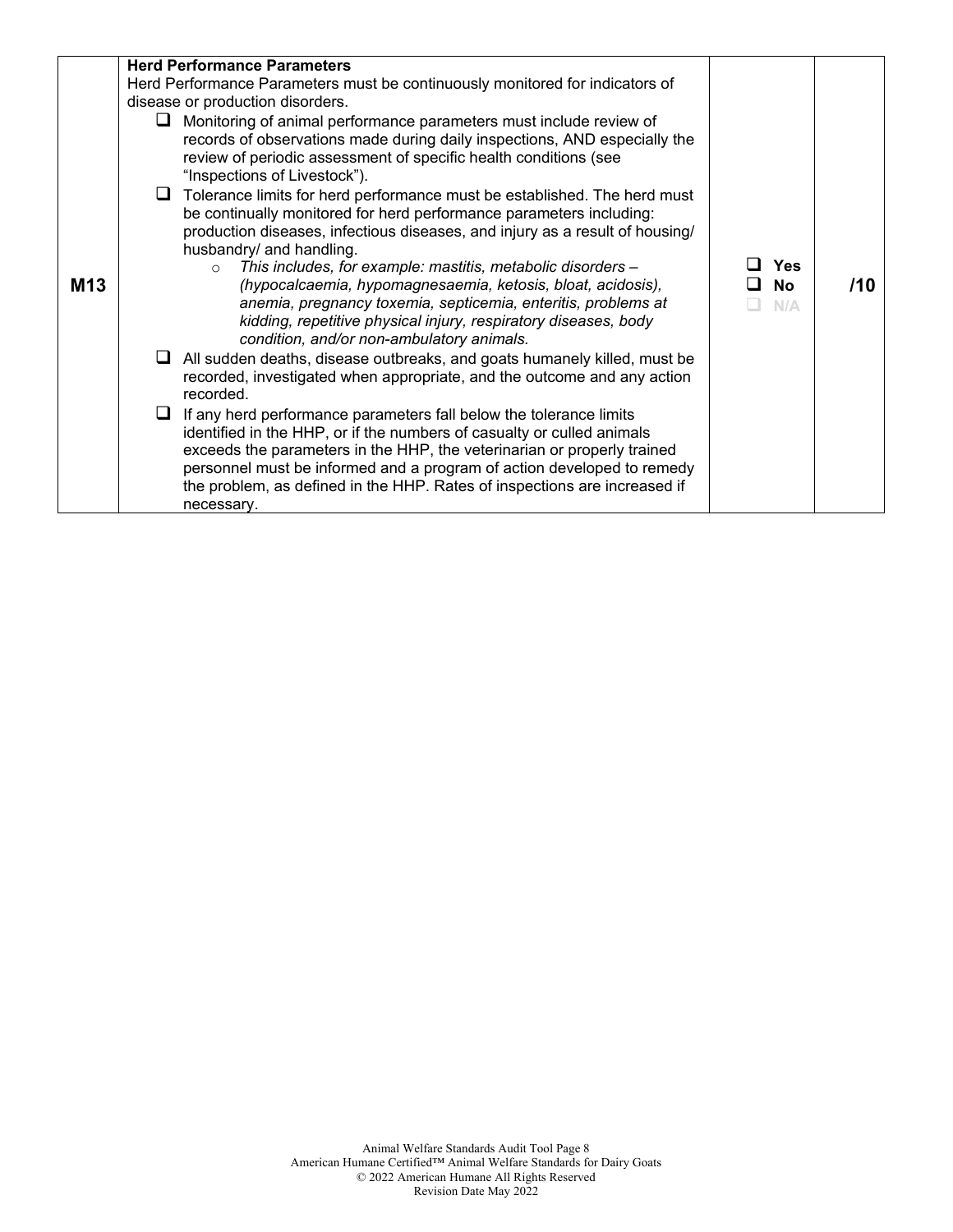| | | | |
|---|---|---|---|
| **M13** | **Herd Performance Parameters**<br>Herd Performance Parameters must be continuously monitored for indicators of disease or production disorders.<br>❑ Monitoring of animal performance parameters must include review of records of observations made during daily inspections, AND especially the review of periodic assessment of specific health conditions (see "Inspections of Livestock").<br>❑ Tolerance limits for herd performance must be established. The herd must be continually monitored for herd performance parameters including: production diseases, infectious diseases, and injury as a result of housing/ husbandry/ and handling.<br>○ *This includes, for example: mastitis, metabolic disorders – (hypocalcaemia, hypomagnesaemia, ketosis, bloat, acidosis), anemia, pregnancy toxemia, septicemia, enteritis, problems at kidding, repetitive physical injury, respiratory diseases, body condition, and/or non-ambulatory animals.*<br>❑ All sudden deaths, disease outbreaks, and goats humanely killed, must be recorded, investigated when appropriate, and the outcome and any action recorded.<br>❑ If any herd performance parameters fall below the tolerance limits identified in the HHP, or if the numbers of casualty or culled animals exceeds the parameters in the HHP, the veterinarian or properly trained personnel must be informed and a program of action developed to remedy the problem, as defined in the HHP. Rates of inspections are increased if necessary. | ❑ **Yes**<br>❑ **No**<br>❑ N/A | **/10** |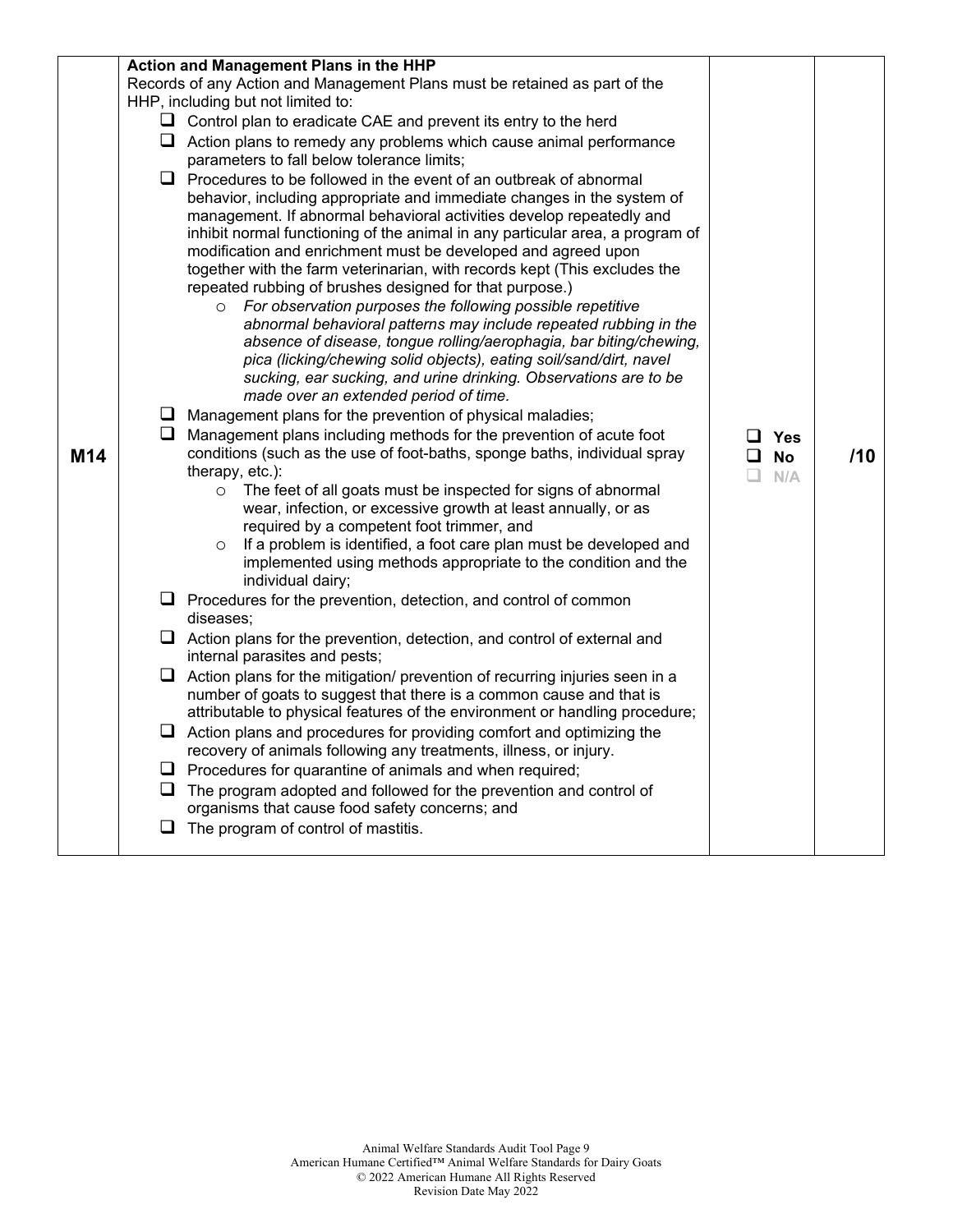| | | | |
|---|---|---|---|
| M14 | **Action and Management Plans in the HHP**<br>Records of any Action and Management Plans must be retained as part of the HHP, including but not limited to:<br>❑ Control plan to eradicate CAE and prevent its entry to the herd<br>❑ Action plans to remedy any problems which cause animal performance parameters to fall below tolerance limits;<br>❑ Procedures to be followed in the event of an outbreak of abnormal behavior, including appropriate and immediate changes in the system of management. If abnormal behavioral activities develop repeatedly and inhibit normal functioning of the animal in any particular area, a program of modification and enrichment must be developed and agreed upon together with the farm veterinarian, with records kept (This excludes the repeated rubbing of brushes designed for that purpose.)<br>○ *For observation purposes the following possible repetitive abnormal behavioral patterns may include repeated rubbing in the absence of disease, tongue rolling/aerophagia, bar biting/chewing, pica (licking/chewing solid objects), eating soil/sand/dirt, navel sucking, ear sucking, and urine drinking. Observations are to be made over an extended period of time.*<br>❑ Management plans for the prevention of physical maladies;<br>❑ Management plans including methods for the prevention of acute foot conditions (such as the use of foot-baths, sponge baths, individual spray therapy, etc.):<br>○ The feet of all goats must be inspected for signs of abnormal wear, infection, or excessive growth at least annually, or as required by a competent foot trimmer, and<br>○ If a problem is identified, a foot care plan must be developed and implemented using methods appropriate to the condition and the individual dairy;<br>❑ Procedures for the prevention, detection, and control of common diseases;<br>❑ Action plans for the prevention, detection, and control of external and internal parasites and pests;<br>❑ Action plans for the mitigation/ prevention of recurring injuries seen in a number of goats to suggest that there is a common cause and that is attributable to physical features of the environment or handling procedure;<br>❑ Action plans and procedures for providing comfort and optimizing the recovery of animals following any treatments, illness, or injury.<br>❑ Procedures for quarantine of animals and when required;<br>❑ The program adopted and followed for the prevention and control of organisms that cause food safety concerns; and<br>❑ The program of control of mastitis. | ❑ **Yes**<br>❑ **No**<br>❑ N/A | **/10** |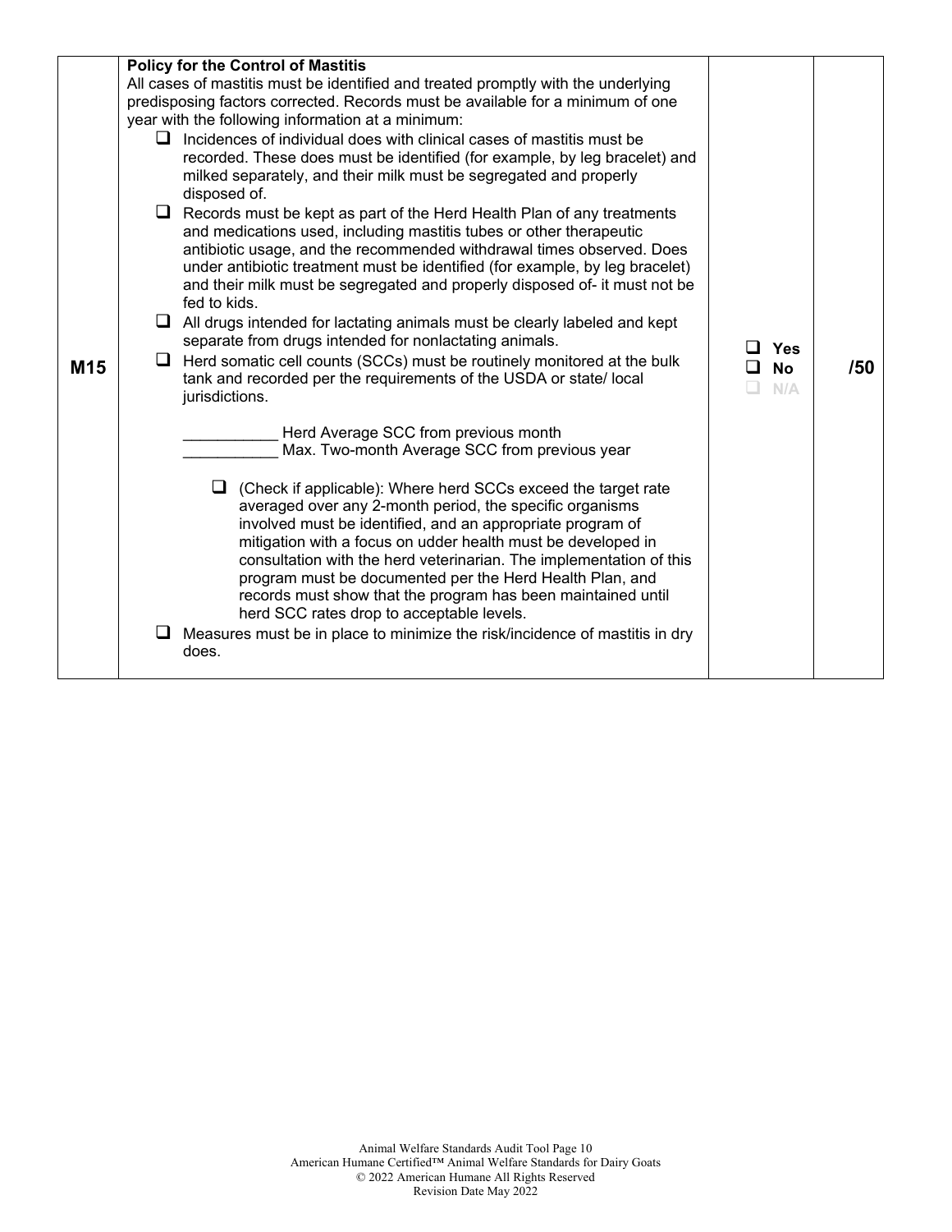| | | | |
|---|---|---|---|
| M15 | **Policy for the Control of Mastitis**<br>All cases of mastitis must be identified and treated promptly with the underlying predisposing factors corrected. Records must be available for a minimum of one year with the following information at a minimum:<br>❑ Incidences of individual does with clinical cases of mastitis must be recorded. These does must be identified (for example, by leg bracelet) and milked separately, and their milk must be segregated and properly disposed of.<br>❑ Records must be kept as part of the Herd Health Plan of any treatments and medications used, including mastitis tubes or other therapeutic antibiotic usage, and the recommended withdrawal times observed. Does under antibiotic treatment must be identified (for example, by leg bracelet) and their milk must be segregated and properly disposed of- it must not be fed to kids.<br>❑ All drugs intended for lactating animals must be clearly labeled and kept separate from drugs intended for nonlactating animals.<br>❑ Herd somatic cell counts (SCCs) must be routinely monitored at the bulk tank and recorded per the requirements of the USDA or state/ local jurisdictions.<br><br>___________ Herd Average SCC from previous month<br>___________ Max. Two-month Average SCC from previous year<br><br>❑ (Check if applicable): Where herd SCCs exceed the target rate averaged over any 2-month period, the specific organisms involved must be identified, and an appropriate program of mitigation with a focus on udder health must be developed in consultation with the herd veterinarian. The implementation of this program must be documented per the Herd Health Plan, and records must show that the program has been maintained until herd SCC rates drop to acceptable levels.<br>❑ Measures must be in place to minimize the risk/incidence of mastitis in dry does. | ❑ **Yes**<br>❑ **No**<br>❑ N/A | **/50** |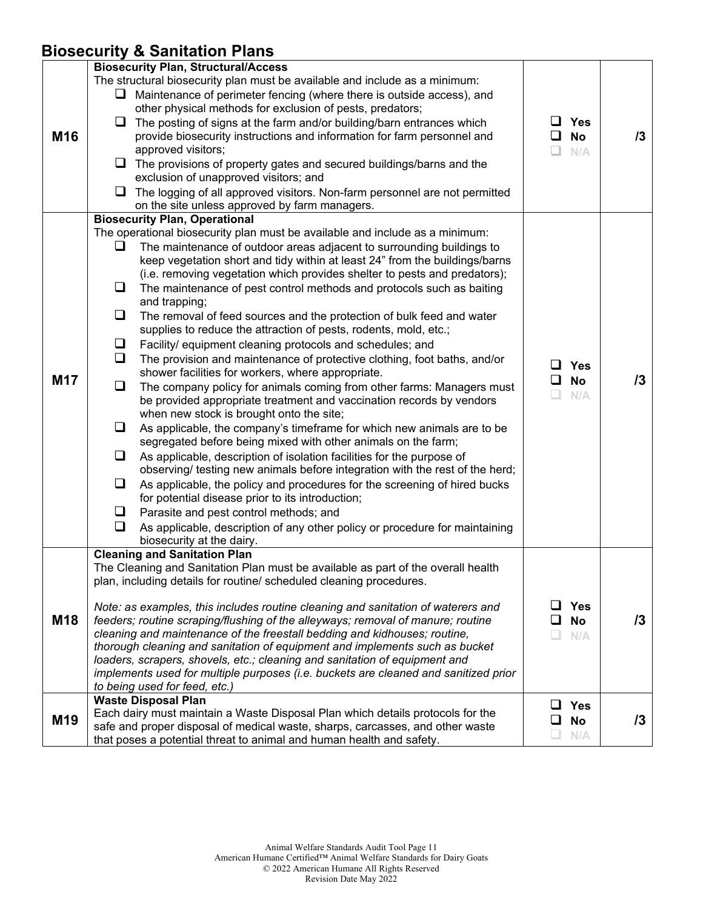## Biosecurity & Sanitation Plans

| | | | |
|---|---|---|---|
| M16 | **Biosecurity Plan, Structural/Access**<br>The structural biosecurity plan must be available and include as a minimum:<br>❑ Maintenance of perimeter fencing (where there is outside access), and other physical methods for exclusion of pests, predators;<br>❑ The posting of signs at the farm and/or building/barn entrances which provide biosecurity instructions and information for farm personnel and approved visitors;<br>❑ The provisions of property gates and secured buildings/barns and the exclusion of unapproved visitors; and<br>❑ The logging of all approved visitors. Non-farm personnel are not permitted on the site unless approved by farm managers. | ❑ Yes<br>❑ No<br>❑ N/A | /3 |
| M17 | **Biosecurity Plan, Operational**<br>The operational biosecurity plan must be available and include as a minimum:<br>❑ The maintenance of outdoor areas adjacent to surrounding buildings to keep vegetation short and tidy within at least 24" from the buildings/barns (i.e. removing vegetation which provides shelter to pests and predators);<br>❑ The maintenance of pest control methods and protocols such as baiting and trapping;<br>❑ The removal of feed sources and the protection of bulk feed and water supplies to reduce the attraction of pests, rodents, mold, etc.;<br>❑ Facility/ equipment cleaning protocols and schedules; and<br>❑ The provision and maintenance of protective clothing, foot baths, and/or shower facilities for workers, where appropriate.<br>❑ The company policy for animals coming from other farms: Managers must be provided appropriate treatment and vaccination records by vendors when new stock is brought onto the site;<br>❑ As applicable, the company's timeframe for which new animals are to be segregated before being mixed with other animals on the farm;<br>❑ As applicable, description of isolation facilities for the purpose of observing/ testing new animals before integration with the rest of the herd;<br>❑ As applicable, the policy and procedures for the screening of hired bucks for potential disease prior to its introduction;<br>❑ Parasite and pest control methods; and<br>❑ As applicable, description of any other policy or procedure for maintaining biosecurity at the dairy. | ❑ Yes<br>❑ No<br>❑ N/A | /3 |
| M18 | **Cleaning and Sanitation Plan**<br>The Cleaning and Sanitation Plan must be available as part of the overall health plan, including details for routine/ scheduled cleaning procedures.<br><br>*Note: as examples, this includes routine cleaning and sanitation of waterers and feeders; routine scraping/flushing of the alleyways; removal of manure; routine cleaning and maintenance of the freestall bedding and kidhouses; routine, thorough cleaning and sanitation of equipment and implements such as bucket loaders, scrapers, shovels, etc.; cleaning and sanitation of equipment and implements used for multiple purposes (i.e. buckets are cleaned and sanitized prior to being used for feed, etc.)* | ❑ Yes<br>❑ No<br>❑ N/A | /3 |
| M19 | **Waste Disposal Plan**<br>Each dairy must maintain a Waste Disposal Plan which details protocols for the safe and proper disposal of medical waste, sharps, carcasses, and other waste that poses a potential threat to animal and human health and safety. | ❑ Yes<br>❑ No<br>❑ N/A | /3 |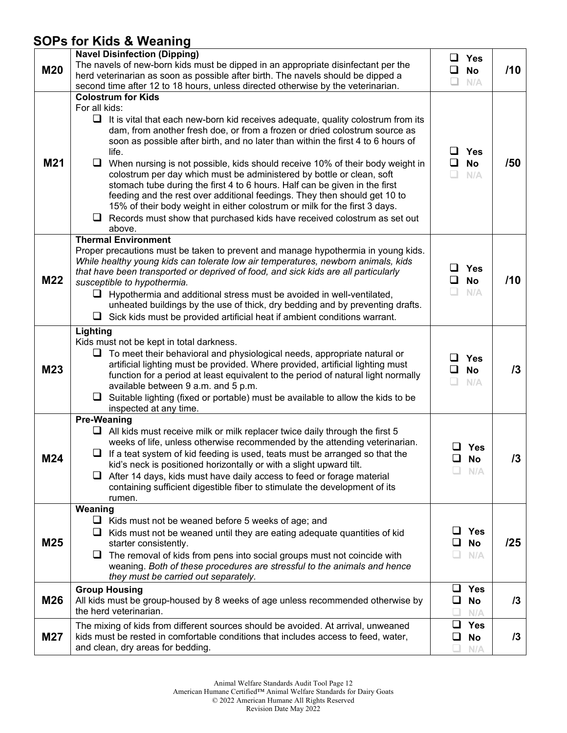## SOPs for Kids & Weaning

| | | | |
|---|---|---|---|
| **M20** | **Navel Disinfection (Dipping)**<br>The navels of new-born kids must be dipped in an appropriate disinfectant per the herd veterinarian as soon as possible after birth. The navels should be dipped a second time after 12 to 18 hours, unless directed otherwise by the veterinarian. | ❑ Yes<br>❑ No<br>❑ N/A | /10 |
| **M21** | **Colostrum for Kids**<br>For all kids:<br>❑ It is vital that each new-born kid receives adequate, quality colostrum from its dam, from another fresh doe, or from a frozen or dried colostrum source as soon as possible after birth, and no later than within the first 4 to 6 hours of life.<br>❑ When nursing is not possible, kids should receive 10% of their body weight in colostrum per day which must be administered by bottle or clean, soft stomach tube during the first 4 to 6 hours. Half can be given in the first feeding and the rest over additional feedings. They then should get 10 to 15% of their body weight in either colostrum or milk for the first 3 days.<br>❑ Records must show that purchased kids have received colostrum as set out above. | ❑ Yes<br>❑ No<br>❑ N/A | /50 |
| **M22** | **Thermal Environment**<br>Proper precautions must be taken to prevent and manage hypothermia in young kids. *While healthy young kids can tolerate low air temperatures, newborn animals, kids that have been transported or deprived of food, and sick kids are all particularly susceptible to hypothermia.*<br>❑ Hypothermia and additional stress must be avoided in well-ventilated, unheated buildings by the use of thick, dry bedding and by preventing drafts.<br>❑ Sick kids must be provided artificial heat if ambient conditions warrant. | ❑ Yes<br>❑ No<br>❑ N/A | /10 |
| **M23** | **Lighting**<br>Kids must not be kept in total darkness.<br>❑ To meet their behavioral and physiological needs, appropriate natural or artificial lighting must be provided. Where provided, artificial lighting must function for a period at least equivalent to the period of natural light normally available between 9 a.m. and 5 p.m.<br>❑ Suitable lighting (fixed or portable) must be available to allow the kids to be inspected at any time. | ❑ Yes<br>❑ No<br>❑ N/A | /3 |
| **M24** | **Pre-Weaning**<br>❑ All kids must receive milk or milk replacer twice daily through the first 5 weeks of life, unless otherwise recommended by the attending veterinarian.<br>❑ If a teat system of kid feeding is used, teats must be arranged so that the kid's neck is positioned horizontally or with a slight upward tilt.<br>❑ After 14 days, kids must have daily access to feed or forage material containing sufficient digestible fiber to stimulate the development of its rumen. | ❑ Yes<br>❑ No<br>❑ N/A | /3 |
| **M25** | **Weaning**<br>❑ Kids must not be weaned before 5 weeks of age; and<br>❑ Kids must not be weaned until they are eating adequate quantities of kid starter consistently.<br>❑ The removal of kids from pens into social groups must not coincide with weaning. *Both of these procedures are stressful to the animals and hence they must be carried out separately.* | ❑ Yes<br>❑ No<br>❑ N/A | /25 |
| **M26** | **Group Housing**<br>All kids must be group-housed by 8 weeks of age unless recommended otherwise by the herd veterinarian. | ❑ Yes<br>❑ No<br>❑ N/A | /3 |
| **M27** | The mixing of kids from different sources should be avoided. At arrival, unweaned kids must be rested in comfortable conditions that includes access to feed, water, and clean, dry areas for bedding. | ❑ Yes<br>❑ No<br>❑ N/A | /3 |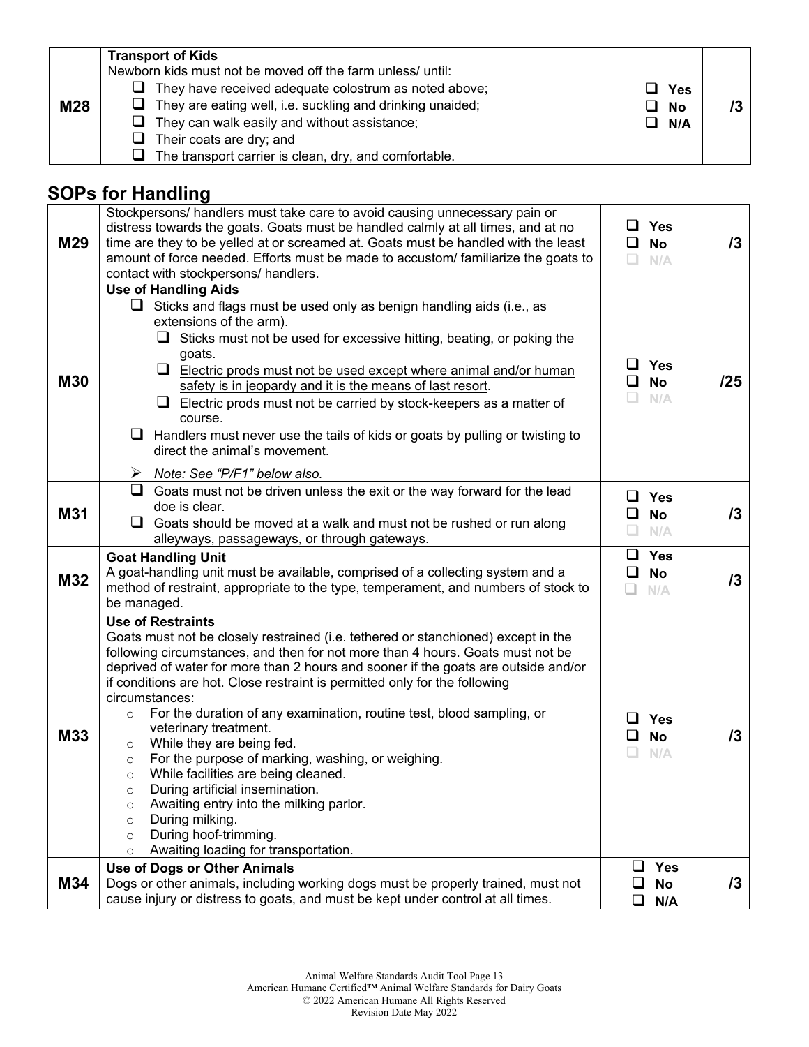| | | | |
|---|---|---|---|
| **M28** | **Transport of Kids**<br>Newborn kids must not be moved off the farm unless/ until:<br>❑ They have received adequate colostrum as noted above;<br>❑ They are eating well, i.e. suckling and drinking unaided;<br>❑ They can walk easily and without assistance;<br>❑ Their coats are dry; and<br>❑ The transport carrier is clean, dry, and comfortable. | ❑ Yes<br>❑ No<br>❑ N/A | /3 |

## SOPs for Handling

| | | | |
|---|---|---|---|
| **M29** | Stockpersons/ handlers must take care to avoid causing unnecessary pain or distress towards the goats. Goats must be handled calmly at all times, and at no time are they to be yelled at or screamed at. Goats must be handled with the least amount of force needed. Efforts must be made to accustom/ familiarize the goats to contact with stockpersons/ handlers. | ❑ Yes<br>❑ No<br>❑ N/A | /3 |
| **M30** | **Use of Handling Aids**<br>❑ Sticks and flags must be used only as benign handling aids (i.e., as extensions of the arm).<br>&nbsp;&nbsp;&nbsp;&nbsp;❑ Sticks must not be used for excessive hitting, beating, or poking the goats.<br>&nbsp;&nbsp;&nbsp;&nbsp;❑ <u>Electric prods must not be used except where animal and/or human safety is in jeopardy and it is the means of last resort</u>.<br>&nbsp;&nbsp;&nbsp;&nbsp;❑ Electric prods must not be carried by stock-keepers as a matter of course.<br>❑ Handlers must never use the tails of kids or goats by pulling or twisting to direct the animal's movement.<br>➢ *Note: See "P/F1" below also.* | ❑ Yes<br>❑ No<br>❑ N/A | /25 |
| **M31** | ❑ Goats must not be driven unless the exit or the way forward for the lead doe is clear.<br>❑ Goats should be moved at a walk and must not be rushed or run along alleyways, passageways, or through gateways. | ❑ Yes<br>❑ No<br>❑ N/A | /3 |
| **M32** | **Goat Handling Unit**<br>A goat-handling unit must be available, comprised of a collecting system and a method of restraint, appropriate to the type, temperament, and numbers of stock to be managed. | ❑ Yes<br>❑ No<br>❑ N/A | /3 |
| **M33** | **Use of Restraints**<br>Goats must not be closely restrained (i.e. tethered or stanchioned) except in the following circumstances, and then for not more than 4 hours. Goats must not be deprived of water for more than 2 hours and sooner if the goats are outside and/or if conditions are hot. Close restraint is permitted only for the following circumstances:<br>○ For the duration of any examination, routine test, blood sampling, or veterinary treatment.<br>○ While they are being fed.<br>○ For the purpose of marking, washing, or weighing.<br>○ While facilities are being cleaned.<br>○ During artificial insemination.<br>○ Awaiting entry into the milking parlor.<br>○ During milking.<br>○ During hoof-trimming.<br>○ Awaiting loading for transportation. | ❑ Yes<br>❑ No<br>❑ N/A | /3 |
| **M34** | **Use of Dogs or Other Animals**<br>Dogs or other animals, including working dogs must be properly trained, must not cause injury or distress to goats, and must be kept under control at all times. | ❑ Yes<br>❑ No<br>❑ N/A | /3 |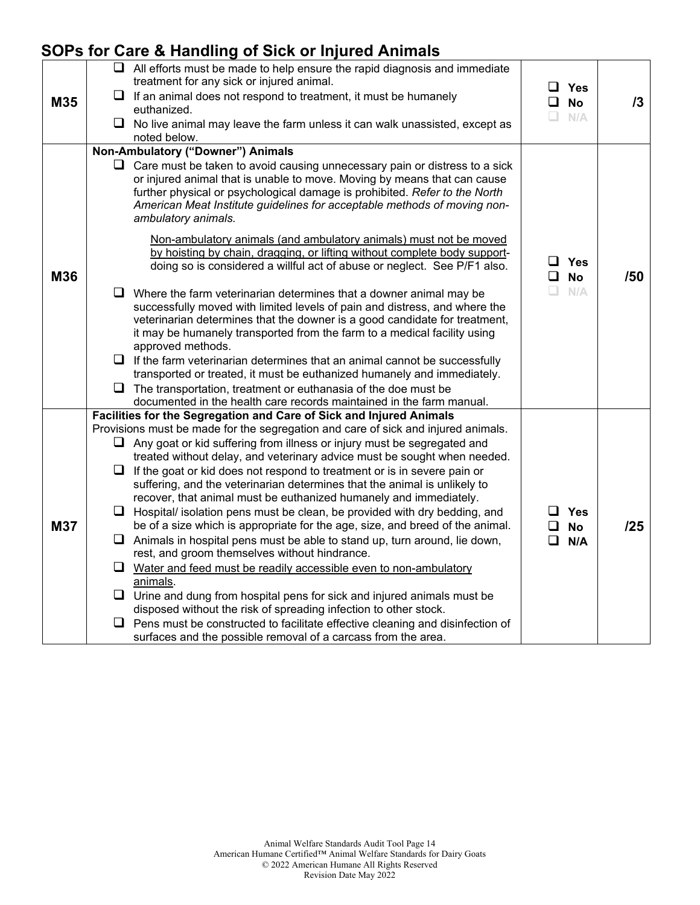## SOPs for Care & Handling of Sick or Injured Animals

| | | | |
|---|---|---|---|
| M35 | ❑ All efforts must be made to help ensure the rapid diagnosis and immediate treatment for any sick or injured animal.<br>❑ If an animal does not respond to treatment, it must be humanely euthanized.<br>❑ No live animal may leave the farm unless it can walk unassisted, except as noted below. | ❑ Yes<br>❑ No<br>❑ N/A | /3 |
| M36 | **Non-Ambulatory ("Downer") Animals**<br>❑ Care must be taken to avoid causing unnecessary pain or distress to a sick or injured animal that is unable to move. Moving by means that can cause further physical or psychological damage is prohibited. *Refer to the North American Meat Institute guidelines for acceptable methods of moving non-ambulatory animals.*<br><br><u>Non-ambulatory animals (and ambulatory animals) must not be moved by hoisting by chain, dragging, or lifting without complete body support</u>-doing so is considered a willful act of abuse or neglect. See P/F1 also.<br><br>❑ Where the farm veterinarian determines that a downer animal may be successfully moved with limited levels of pain and distress, and where the veterinarian determines that the downer is a good candidate for treatment, it may be humanely transported from the farm to a medical facility using approved methods.<br>❑ If the farm veterinarian determines that an animal cannot be successfully transported or treated, it must be euthanized humanely and immediately.<br>❑ The transportation, treatment or euthanasia of the doe must be documented in the health care records maintained in the farm manual. | ❑ Yes<br>❑ No<br>❑ N/A | /50 |
| M37 | **Facilities for the Segregation and Care of Sick and Injured Animals**<br>Provisions must be made for the segregation and care of sick and injured animals.<br>❑ Any goat or kid suffering from illness or injury must be segregated and treated without delay, and veterinary advice must be sought when needed.<br>❑ If the goat or kid does not respond to treatment or is in severe pain or suffering, and the veterinarian determines that the animal is unlikely to recover, that animal must be euthanized humanely and immediately.<br>❑ Hospital/ isolation pens must be clean, be provided with dry bedding, and be of a size which is appropriate for the age, size, and breed of the animal.<br>❑ Animals in hospital pens must be able to stand up, turn around, lie down, rest, and groom themselves without hindrance.<br>❑ <u>Water and feed must be readily accessible even to non-ambulatory animals</u>.<br>❑ Urine and dung from hospital pens for sick and injured animals must be disposed without the risk of spreading infection to other stock.<br>❑ Pens must be constructed to facilitate effective cleaning and disinfection of surfaces and the possible removal of a carcass from the area. | ❑ Yes<br>❑ No<br>❑ N/A | /25 |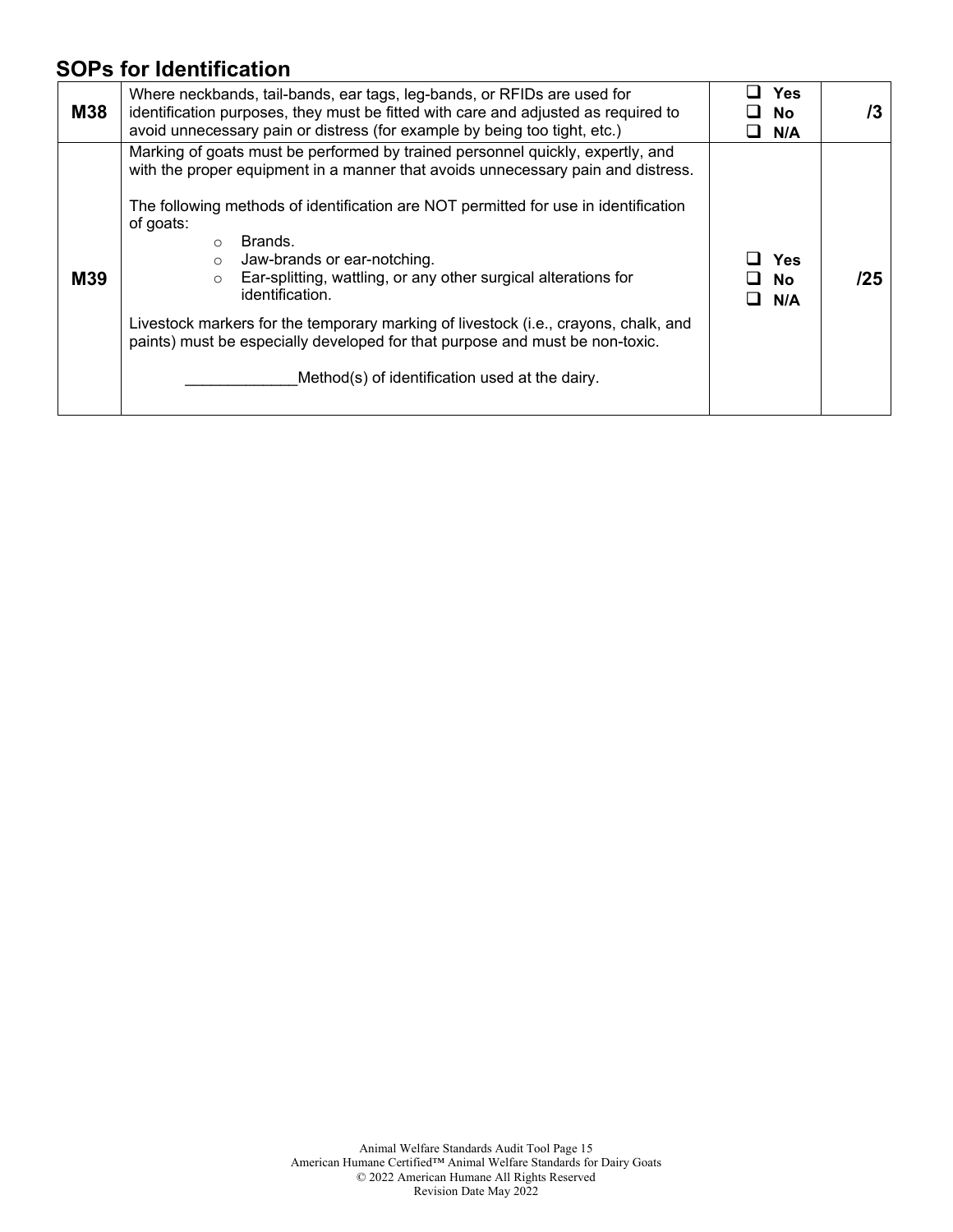## SOPs for Identification

| | | | |
|---|---|---|---|
| **M38** | Where neckbands, tail-bands, ear tags, leg-bands, or RFIDs are used for identification purposes, they must be fitted with care and adjusted as required to avoid unnecessary pain or distress (for example by being too tight, etc.) | ❑ **Yes**<br>❑ **No**<br>❑ **N/A** | **/3** |
| **M39** | Marking of goats must be performed by trained personnel quickly, expertly, and with the proper equipment in a manner that avoids unnecessary pain and distress.<br><br>The following methods of identification are NOT permitted for use in identification of goats:<br>○ Brands.<br>○ Jaw-brands or ear-notching.<br>○ Ear-splitting, wattling, or any other surgical alterations for identification.<br><br>Livestock markers for the temporary marking of livestock (i.e., crayons, chalk, and paints) must be especially developed for that purpose and must be non-toxic.<br><br>_____________Method(s) of identification used at the dairy. | ❑ **Yes**<br>❑ **No**<br>❑ **N/A** | **/25** |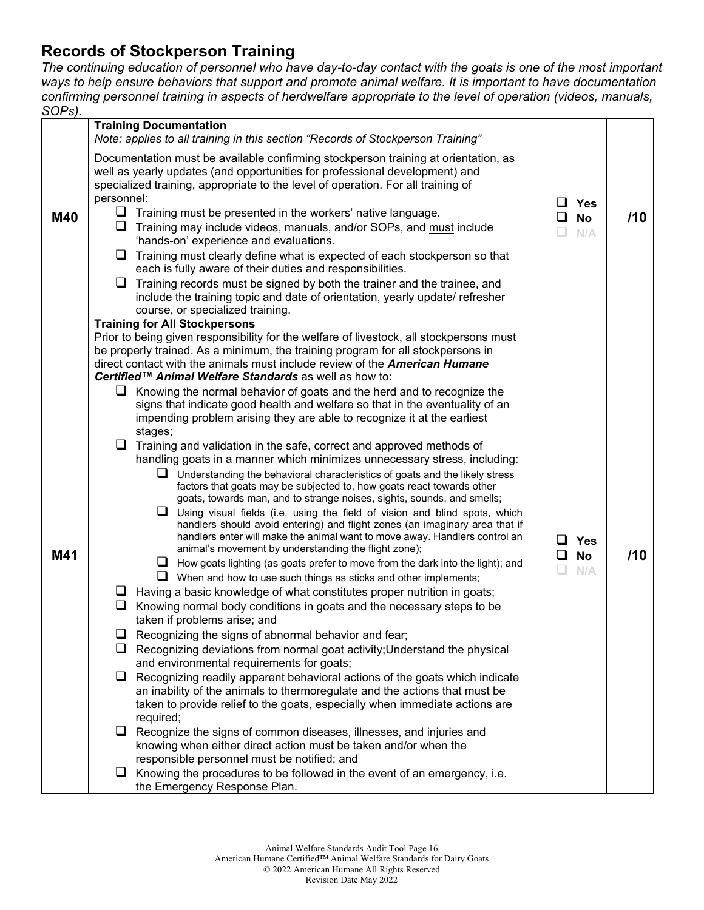## Records of Stockperson Training

*The continuing education of personnel who have day-to-day contact with the goats is one of the most important ways to help ensure behaviors that support and promote animal welfare. It is important to have documentation confirming personnel training in aspects of herdwelfare appropriate to the level of operation (videos, manuals, SOPs).*

| | | | |
|---|---|---|---|
| **M40** | **Training Documentation**<br>*Note: applies to all training in this section "Records of Stockperson Training"*<br><br>Documentation must be available confirming stockperson training at orientation, as well as yearly updates (and opportunities for professional development) and specialized training, appropriate to the level of operation. For all training of personnel:<br>❑ Training must be presented in the workers' native language.<br>❑ Training may include videos, manuals, and/or SOPs, and must include 'hands-on' experience and evaluations.<br>❑ Training must clearly define what is expected of each stockperson so that each is fully aware of their duties and responsibilities.<br>❑ Training records must be signed by both the trainer and the trainee, and include the training topic and date of orientation, yearly update/ refresher course, or specialized training. | ❑ Yes<br>❑ No<br>❑ N/A | /10 |
| **M41** | **Training for All Stockpersons**<br>Prior to being given responsibility for the welfare of livestock, all stockpersons must be properly trained. As a minimum, the training program for all stockpersons in direct contact with the animals must include review of the ***American Humane Certified™ Animal Welfare Standards*** as well as how to:<br>❑ Knowing the normal behavior of goats and the herd and to recognize the signs that indicate good health and welfare so that in the eventuality of an impending problem arising they are able to recognize it at the earliest stages;<br>❑ Training and validation in the safe, correct and approved methods of handling goats in a manner which minimizes unnecessary stress, including:<br>&nbsp;&nbsp;&nbsp;&nbsp;❑ Understanding the behavioral characteristics of goats and the likely stress factors that goats may be subjected to, how goats react towards other goats, towards man, and to strange noises, sights, sounds, and smells;<br>&nbsp;&nbsp;&nbsp;&nbsp;❑ Using visual fields (i.e. using the field of vision and blind spots, which handlers should avoid entering) and flight zones (an imaginary area that if handlers enter will make the animal want to move away. Handlers control an animal's movement by understanding the flight zone);<br>&nbsp;&nbsp;&nbsp;&nbsp;❑ How goats lighting (as goats prefer to move from the dark into the light); and<br>&nbsp;&nbsp;&nbsp;&nbsp;❑ When and how to use such things as sticks and other implements;<br>❑ Having a basic knowledge of what constitutes proper nutrition in goats;<br>❑ Knowing normal body conditions in goats and the necessary steps to be taken if problems arise; and<br>❑ Recognizing the signs of abnormal behavior and fear;<br>❑ Recognizing deviations from normal goat activity;Understand the physical and environmental requirements for goats;<br>❑ Recognizing readily apparent behavioral actions of the goats which indicate an inability of the animals to thermoregulate and the actions that must be taken to provide relief to the goats, especially when immediate actions are required;<br>❑ Recognize the signs of common diseases, illnesses, and injuries and knowing when either direct action must be taken and/or when the responsible personnel must be notified; and<br>❑ Knowing the procedures to be followed in the event of an emergency, i.e. the Emergency Response Plan. | ❑ Yes<br>❑ No<br>❑ N/A | /10 |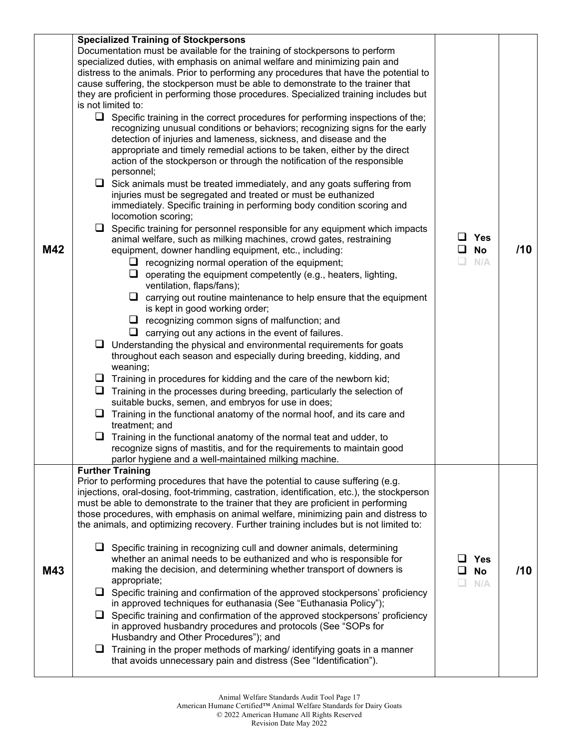| | | | |
|---|---|---|---|
| M42 | **Specialized Training of Stockpersons**<br>Documentation must be available for the training of stockpersons to perform specialized duties, with emphasis on animal welfare and minimizing pain and distress to the animals. Prior to performing any procedures that have the potential to cause suffering, the stockperson must be able to demonstrate to the trainer that they are proficient in performing those procedures. Specialized training includes but is not limited to:<br>❑ Specific training in the correct procedures for performing inspections of the; recognizing unusual conditions or behaviors; recognizing signs for the early detection of injuries and lameness, sickness, and disease and the appropriate and timely remedial actions to be taken, either by the direct action of the stockperson or through the notification of the responsible personnel;<br>❑ Sick animals must be treated immediately, and any goats suffering from injuries must be segregated and treated or must be euthanized immediately. Specific training in performing body condition scoring and locomotion scoring;<br>❑ Specific training for personnel responsible for any equipment which impacts animal welfare, such as milking machines, crowd gates, restraining equipment, downer handling equipment, etc., including:<br>&nbsp;&nbsp;&nbsp;&nbsp;❑ recognizing normal operation of the equipment;<br>&nbsp;&nbsp;&nbsp;&nbsp;❑ operating the equipment competently (e.g., heaters, lighting, ventilation, flaps/fans);<br>&nbsp;&nbsp;&nbsp;&nbsp;❑ carrying out routine maintenance to help ensure that the equipment is kept in good working order;<br>&nbsp;&nbsp;&nbsp;&nbsp;❑ recognizing common signs of malfunction; and<br>&nbsp;&nbsp;&nbsp;&nbsp;❑ carrying out any actions in the event of failures.<br>❑ Understanding the physical and environmental requirements for goats throughout each season and especially during breeding, kidding, and weaning;<br>❑ Training in procedures for kidding and the care of the newborn kid;<br>❑ Training in the processes during breeding, particularly the selection of suitable bucks, semen, and embryos for use in does;<br>❑ Training in the functional anatomy of the normal hoof, and its care and treatment; and<br>❑ Training in the functional anatomy of the normal teat and udder, to recognize signs of mastitis, and for the requirements to maintain good parlor hygiene and a well-maintained milking machine. | ❑ Yes<br>❑ No<br>❑ N/A | /10 |
| M43 | **Further Training**<br>Prior to performing procedures that have the potential to cause suffering (e.g. injections, oral-dosing, foot-trimming, castration, identification, etc.), the stockperson must be able to demonstrate to the trainer that they are proficient in performing those procedures, with emphasis on animal welfare, minimizing pain and distress to the animals, and optimizing recovery. Further training includes but is not limited to:<br>❑ Specific training in recognizing cull and downer animals, determining whether an animal needs to be euthanized and who is responsible for making the decision, and determining whether transport of downers is appropriate;<br>❑ Specific training and confirmation of the approved stockpersons' proficiency in approved techniques for euthanasia (See "Euthanasia Policy");<br>❑ Specific training and confirmation of the approved stockpersons' proficiency in approved husbandry procedures and protocols (See "SOPs for Husbandry and Other Procedures"); and<br>❑ Training in the proper methods of marking/ identifying goats in a manner that avoids unnecessary pain and distress (See "Identification"). | ❑ Yes<br>❑ No<br>❑ N/A | /10 |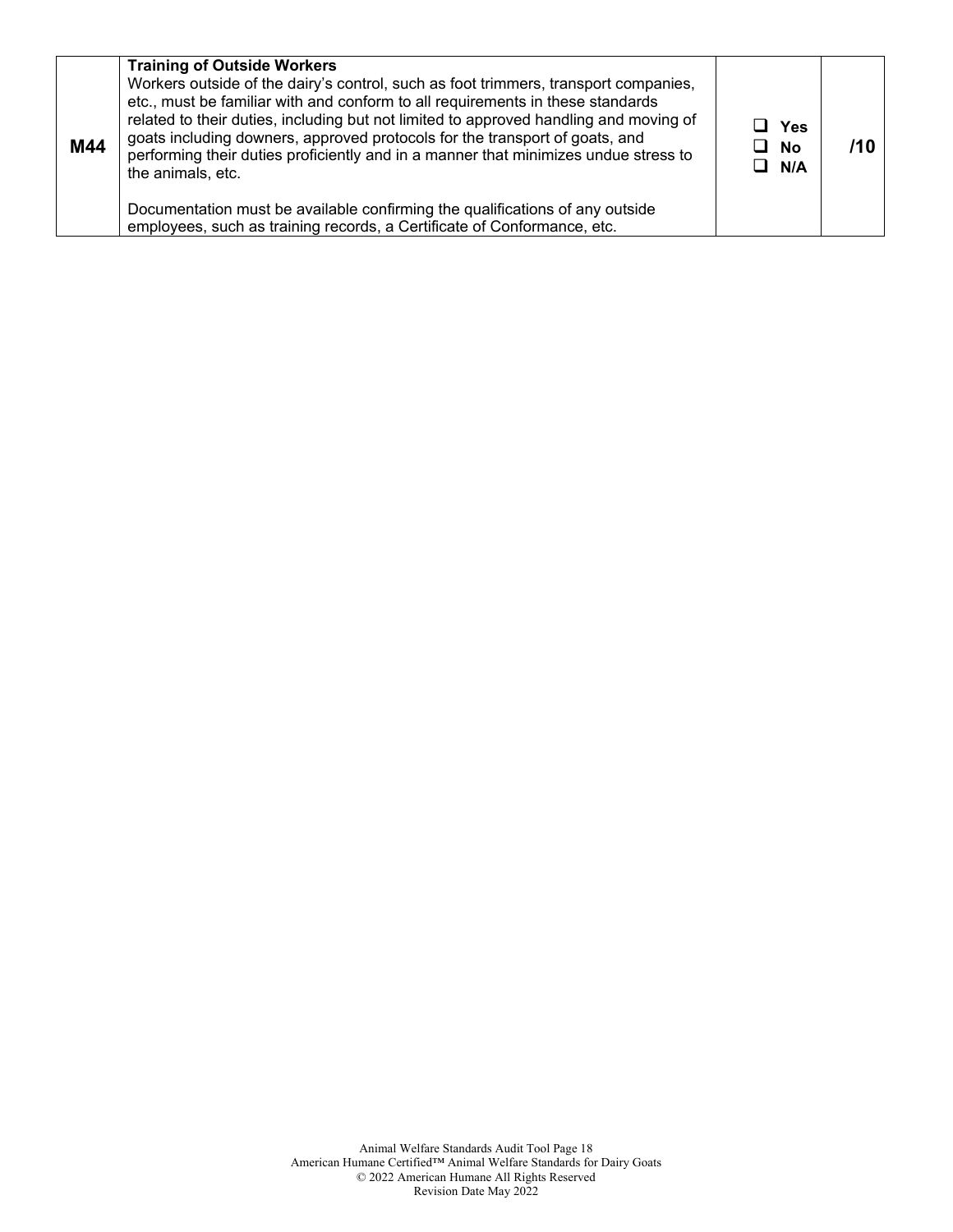| | | | |
|---|---|---|---|
| **M44** | **Training of Outside Workers**<br>Workers outside of the dairy's control, such as foot trimmers, transport companies, etc., must be familiar with and conform to all requirements in these standards related to their duties, including but not limited to approved handling and moving of goats including downers, approved protocols for the transport of goats, and performing their duties proficiently and in a manner that minimizes undue stress to the animals, etc.<br><br>Documentation must be available confirming the qualifications of any outside employees, such as training records, a Certificate of Conformance, etc. | ❑ **Yes**<br>❑ **No**<br>❑ **N/A** | **/10** |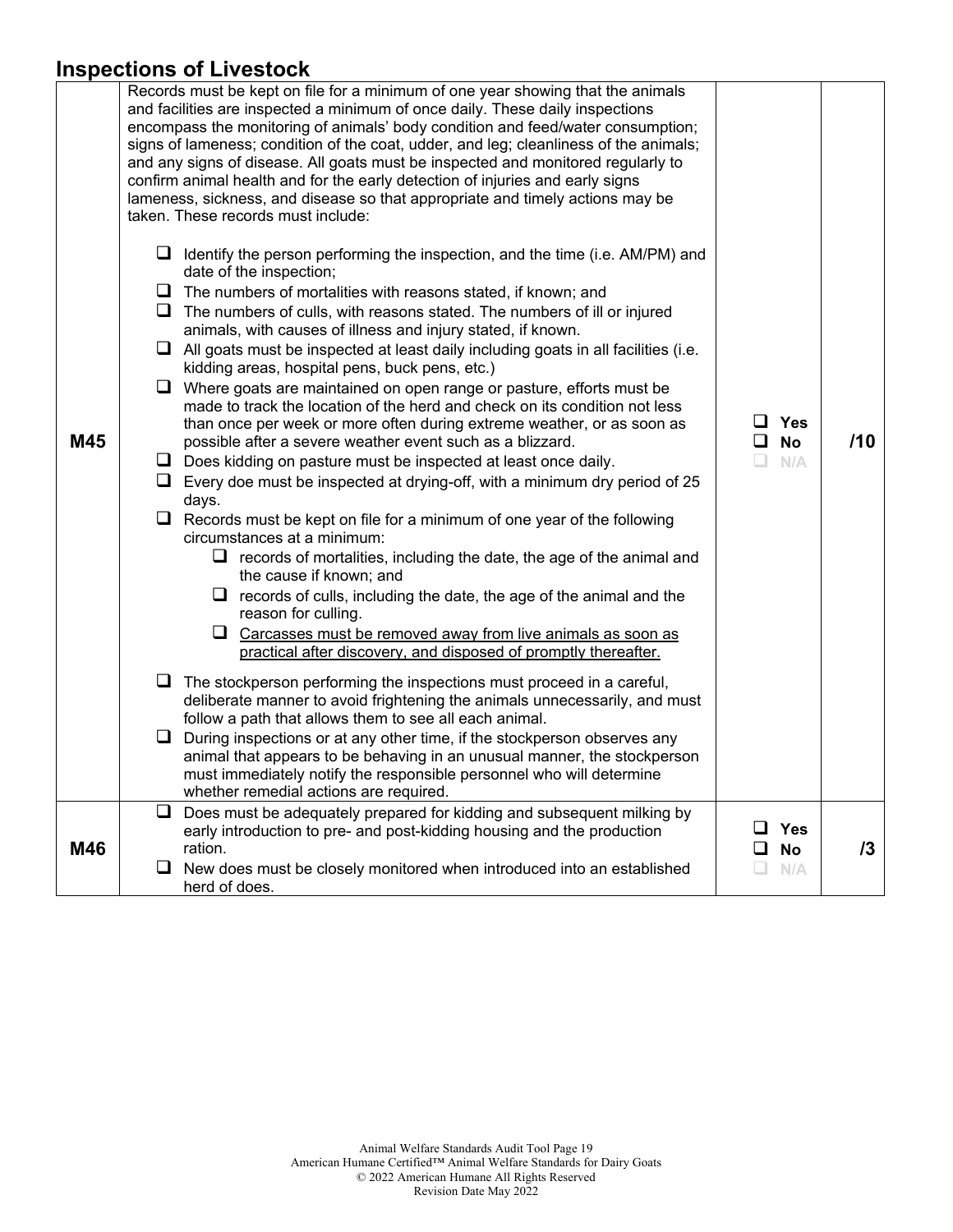## Inspections of Livestock

| | | | |
|---|---|---|---|
| M45 | Records must be kept on file for a minimum of one year showing that the animals and facilities are inspected a minimum of once daily. These daily inspections encompass the monitoring of animals' body condition and feed/water consumption; signs of lameness; condition of the coat, udder, and leg; cleanliness of the animals; and any signs of disease. All goats must be inspected and monitored regularly to confirm animal health and for the early detection of injuries and early signs lameness, sickness, and disease so that appropriate and timely actions may be taken. These records must include:<br><br>❑ Identify the person performing the inspection, and the time (i.e. AM/PM) and date of the inspection;<br>❑ The numbers of mortalities with reasons stated, if known; and<br>❑ The numbers of culls, with reasons stated. The numbers of ill or injured animals, with causes of illness and injury stated, if known.<br>❑ All goats must be inspected at least daily including goats in all facilities (i.e. kidding areas, hospital pens, buck pens, etc.)<br>❑ Where goats are maintained on open range or pasture, efforts must be made to track the location of the herd and check on its condition not less than once per week or more often during extreme weather, or as soon as possible after a severe weather event such as a blizzard.<br>❑ Does kidding on pasture must be inspected at least once daily.<br>❑ Every doe must be inspected at drying-off, with a minimum dry period of 25 days.<br>❑ Records must be kept on file for a minimum of one year of the following circumstances at a minimum:<br>&nbsp;&nbsp;&nbsp;&nbsp;❑ records of mortalities, including the date, the age of the animal and the cause if known; and<br>&nbsp;&nbsp;&nbsp;&nbsp;❑ records of culls, including the date, the age of the animal and the reason for culling.<br>&nbsp;&nbsp;&nbsp;&nbsp;❑ <u>Carcasses must be removed away from live animals as soon as practical after discovery, and disposed of promptly thereafter.</u><br><br>❑ The stockperson performing the inspections must proceed in a careful, deliberate manner to avoid frightening the animals unnecessarily, and must follow a path that allows them to see all each animal.<br>❑ During inspections or at any other time, if the stockperson observes any animal that appears to be behaving in an unusual manner, the stockperson must immediately notify the responsible personnel who will determine whether remedial actions are required. | ❑ Yes<br>❑ No<br>❑ N/A | /10 |
| M46 | ❑ Does must be adequately prepared for kidding and subsequent milking by early introduction to pre- and post-kidding housing and the production ration.<br>❑ New does must be closely monitored when introduced into an established herd of does. | ❑ Yes<br>❑ No<br>❑ N/A | /3 |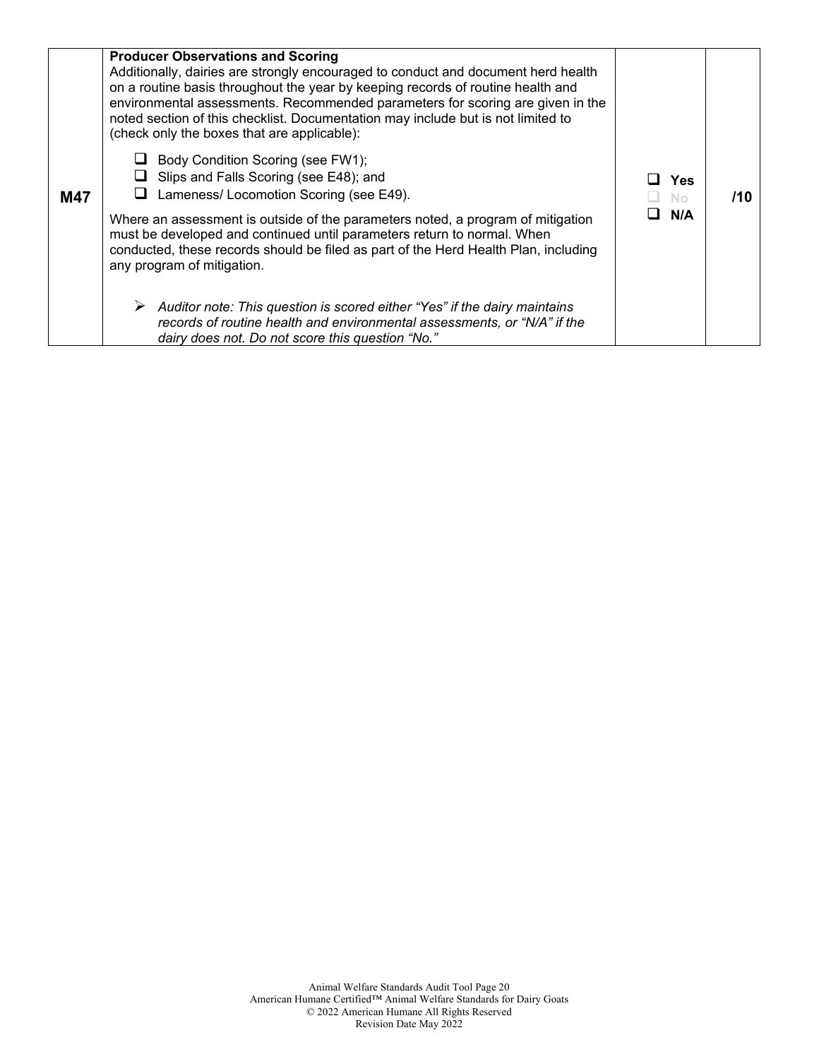| | | | |
|---|---|---|---|
| **M47** | **Producer Observations and Scoring**<br>Additionally, dairies are strongly encouraged to conduct and document herd health on a routine basis throughout the year by keeping records of routine health and environmental assessments. Recommended parameters for scoring are given in the noted section of this checklist. Documentation may include but is not limited to (check only the boxes that are applicable):<br>☐ Body Condition Scoring (see FW1);<br>☐ Slips and Falls Scoring (see E48); and<br>☐ Lameness/ Locomotion Scoring (see E49).<br>Where an assessment is outside of the parameters noted, a program of mitigation must be developed and continued until parameters return to normal. When conducted, these records should be filed as part of the Herd Health Plan, including any program of mitigation.<br>➢ *Auditor note: This question is scored either "Yes" if the dairy maintains records of routine health and environmental assessments, or "N/A" if the dairy does not. Do not score this question "No."* | ☐ **Yes**<br>☐ No<br>☐ **N/A** | **/10** |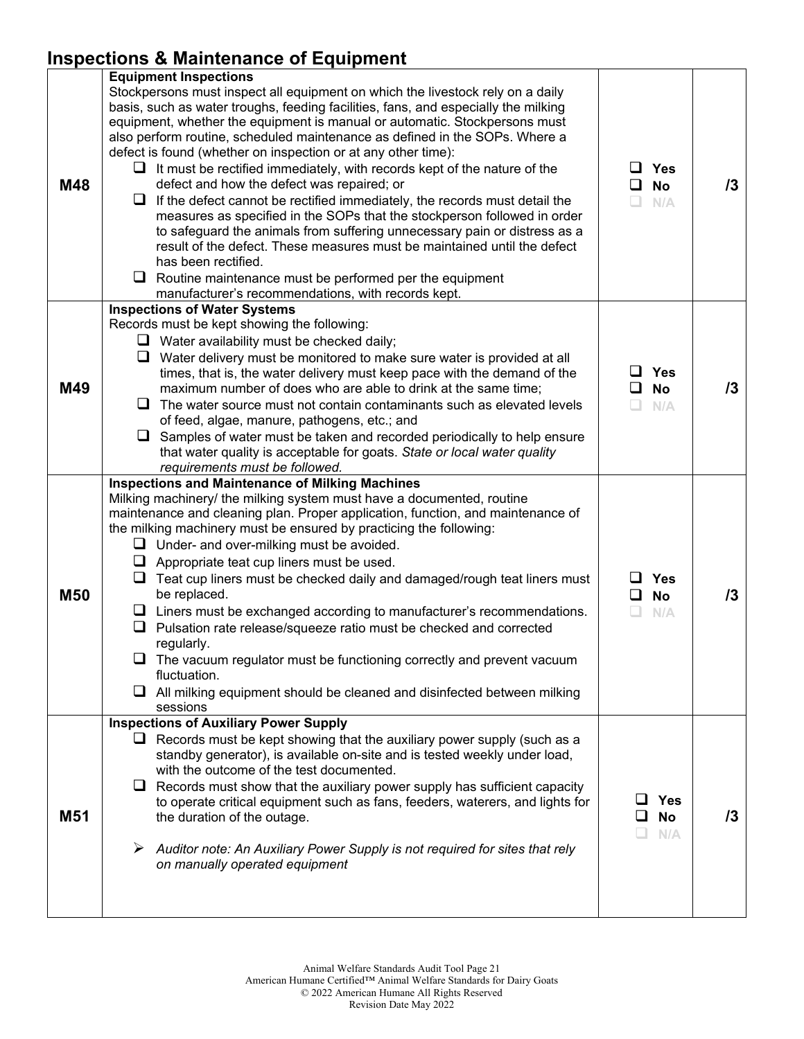## Inspections & Maintenance of Equipment

| | | | |
|---|---|---|---|
| M48 | **Equipment Inspections**<br>Stockpersons must inspect all equipment on which the livestock rely on a daily basis, such as water troughs, feeding facilities, fans, and especially the milking equipment, whether the equipment is manual or automatic. Stockpersons must also perform routine, scheduled maintenance as defined in the SOPs. Where a defect is found (whether on inspection or at any other time):<br>❑ It must be rectified immediately, with records kept of the nature of the defect and how the defect was repaired; or<br>❑ If the defect cannot be rectified immediately, the records must detail the measures as specified in the SOPs that the stockperson followed in order to safeguard the animals from suffering unnecessary pain or distress as a result of the defect. These measures must be maintained until the defect has been rectified.<br>❑ Routine maintenance must be performed per the equipment manufacturer's recommendations, with records kept. | ❑ Yes<br>❑ No<br>❑ N/A | /3 |
| M49 | **Inspections of Water Systems**<br>Records must be kept showing the following:<br>❑ Water availability must be checked daily;<br>❑ Water delivery must be monitored to make sure water is provided at all times, that is, the water delivery must keep pace with the demand of the maximum number of does who are able to drink at the same time;<br>❑ The water source must not contain contaminants such as elevated levels of feed, algae, manure, pathogens, etc.; and<br>❑ Samples of water must be taken and recorded periodically to help ensure that water quality is acceptable for goats. *State or local water quality requirements must be followed.* | ❑ Yes<br>❑ No<br>❑ N/A | /3 |
| M50 | **Inspections and Maintenance of Milking Machines**<br>Milking machinery/ the milking system must have a documented, routine maintenance and cleaning plan. Proper application, function, and maintenance of the milking machinery must be ensured by practicing the following:<br>❑ Under- and over-milking must be avoided.<br>❑ Appropriate teat cup liners must be used.<br>❑ Teat cup liners must be checked daily and damaged/rough teat liners must be replaced.<br>❑ Liners must be exchanged according to manufacturer's recommendations.<br>❑ Pulsation rate release/squeeze ratio must be checked and corrected regularly.<br>❑ The vacuum regulator must be functioning correctly and prevent vacuum fluctuation.<br>❑ All milking equipment should be cleaned and disinfected between milking sessions | ❑ Yes<br>❑ No<br>❑ N/A | /3 |
| M51 | **Inspections of Auxiliary Power Supply**<br>❑ Records must be kept showing that the auxiliary power supply (such as a standby generator), is available on-site and is tested weekly under load, with the outcome of the test documented.<br>❑ Records must show that the auxiliary power supply has sufficient capacity to operate critical equipment such as fans, feeders, waterers, and lights for the duration of the outage.<br>➢ *Auditor note: An Auxiliary Power Supply is not required for sites that rely on manually operated equipment* | ❑ Yes<br>❑ No<br>❑ N/A | /3 |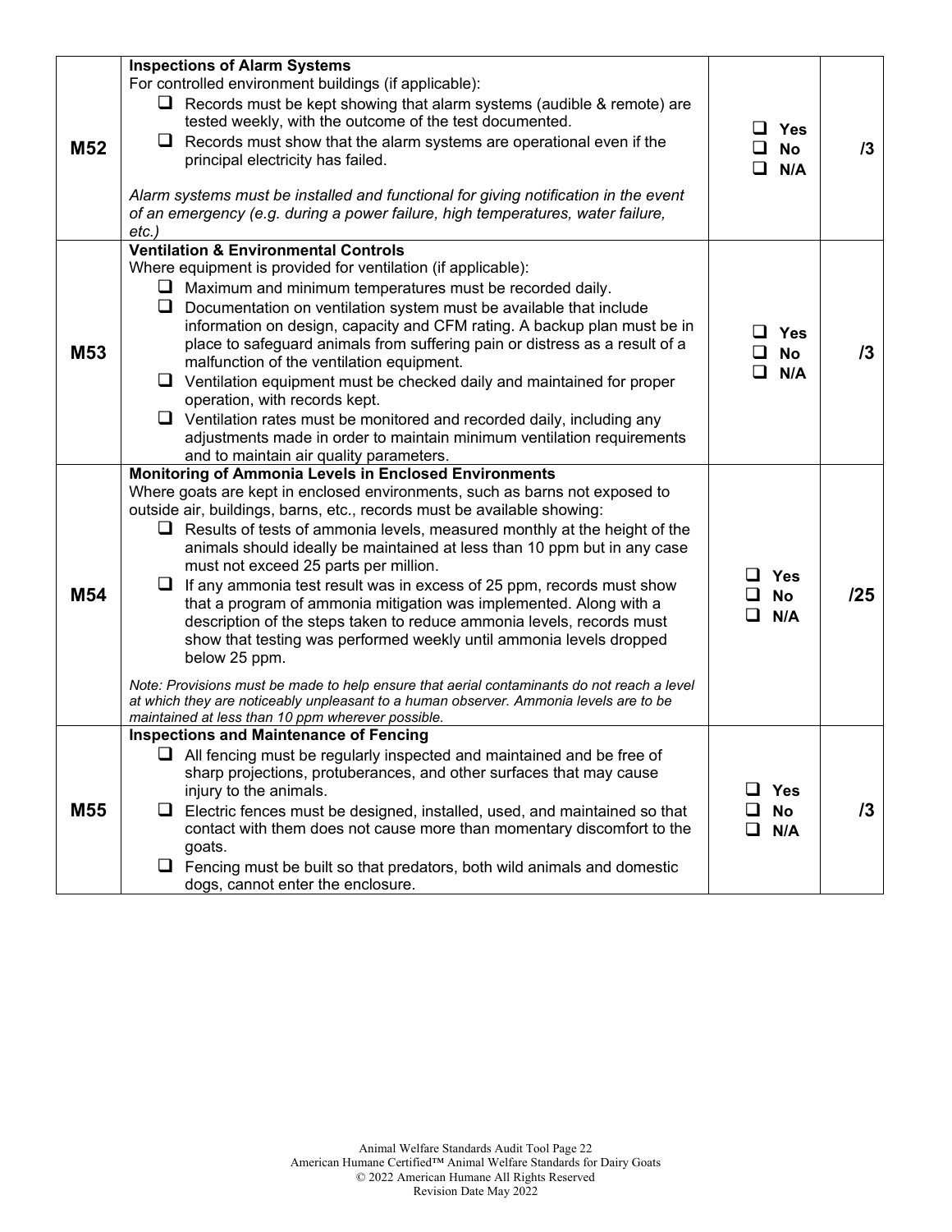| | | | |
|---|---|---|---|
| **M52** | **Inspections of Alarm Systems**<br>For controlled environment buildings (if applicable):<br>❑ Records must be kept showing that alarm systems (audible & remote) are tested weekly, with the outcome of the test documented.<br>❑ Records must show that the alarm systems are operational even if the principal electricity has failed.<br><br>*Alarm systems must be installed and functional for giving notification in the event of an emergency (e.g. during a power failure, high temperatures, water failure, etc.)* | ❑ **Yes**<br>❑ **No**<br>❑ **N/A** | **/3** |
| **M53** | **Ventilation & Environmental Controls**<br>Where equipment is provided for ventilation (if applicable):<br>❑ Maximum and minimum temperatures must be recorded daily.<br>❑ Documentation on ventilation system must be available that include information on design, capacity and CFM rating. A backup plan must be in place to safeguard animals from suffering pain or distress as a result of a malfunction of the ventilation equipment.<br>❑ Ventilation equipment must be checked daily and maintained for proper operation, with records kept.<br>❑ Ventilation rates must be monitored and recorded daily, including any adjustments made in order to maintain minimum ventilation requirements and to maintain air quality parameters. | ❑ **Yes**<br>❑ **No**<br>❑ **N/A** | **/3** |
| **M54** | **Monitoring of Ammonia Levels in Enclosed Environments**<br>Where goats are kept in enclosed environments, such as barns not exposed to outside air, buildings, barns, etc., records must be available showing:<br>❑ Results of tests of ammonia levels, measured monthly at the height of the animals should ideally be maintained at less than 10 ppm but in any case must not exceed 25 parts per million.<br>❑ If any ammonia test result was in excess of 25 ppm, records must show that a program of ammonia mitigation was implemented. Along with a description of the steps taken to reduce ammonia levels, records must show that testing was performed weekly until ammonia levels dropped below 25 ppm.<br><br>*Note: Provisions must be made to help ensure that aerial contaminants do not reach a level at which they are noticeably unpleasant to a human observer. Ammonia levels are to be maintained at less than 10 ppm wherever possible.* | ❑ **Yes**<br>❑ **No**<br>❑ **N/A** | **/25** |
| **M55** | **Inspections and Maintenance of Fencing**<br>❑ All fencing must be regularly inspected and maintained and be free of sharp projections, protuberances, and other surfaces that may cause injury to the animals.<br>❑ Electric fences must be designed, installed, used, and maintained so that contact with them does not cause more than momentary discomfort to the goats.<br>❑ Fencing must be built so that predators, both wild animals and domestic dogs, cannot enter the enclosure. | ❑ **Yes**<br>❑ **No**<br>❑ **N/A** | **/3** |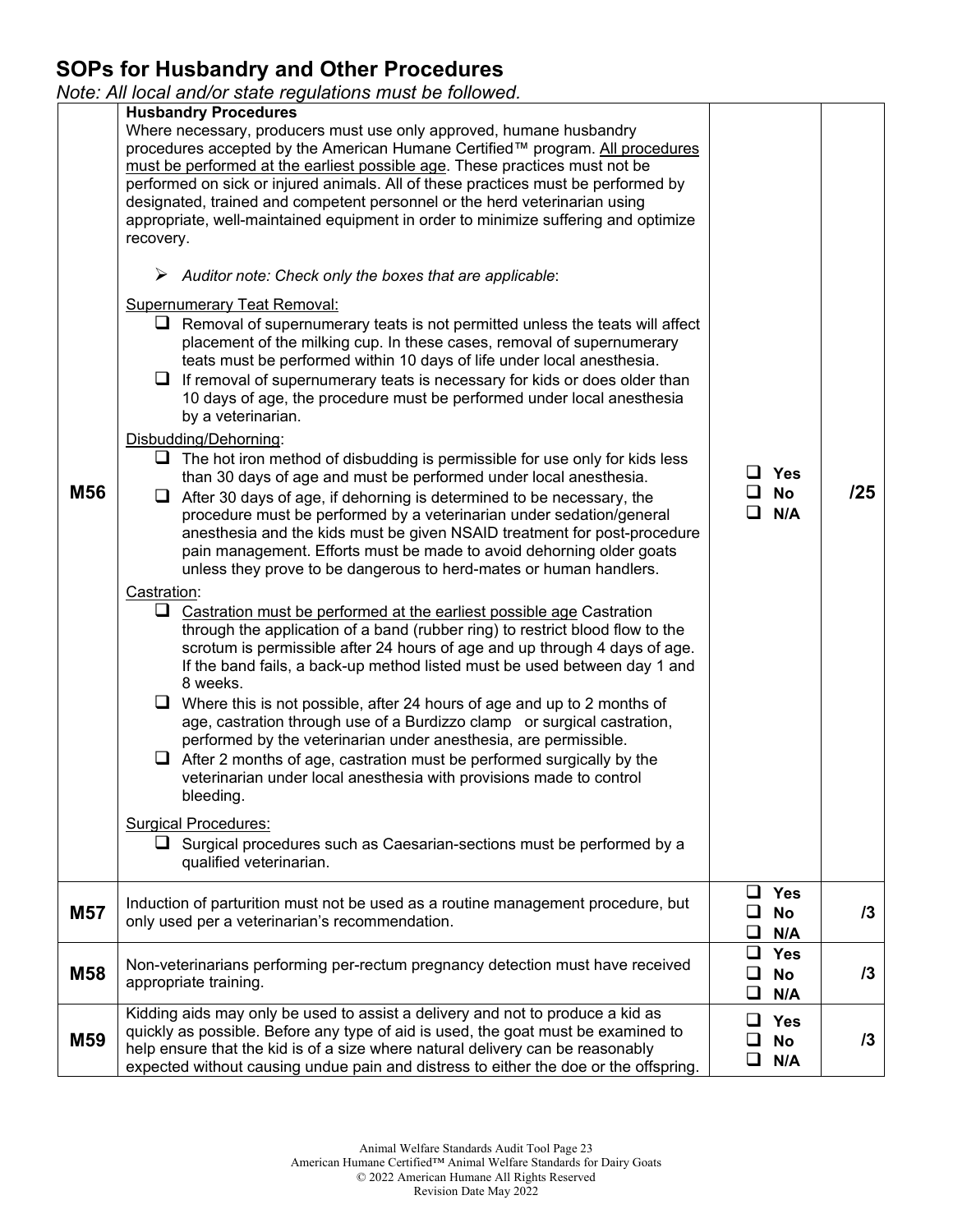## SOPs for Husbandry and Other Procedures

*Note: All local and/or state regulations must be followed.*

| | | | |
|---|---|---|---|
| M56 | **Husbandry Procedures**<br>Where necessary, producers must use only approved, humane husbandry procedures accepted by the American Humane Certified™ program. All procedures must be performed at the earliest possible age. These practices must not be performed on sick or injured animals. All of these practices must be performed by designated, trained and competent personnel or the herd veterinarian using appropriate, well-maintained equipment in order to minimize suffering and optimize recovery.<br><br>➢ *Auditor note: Check only the boxes that are applicable*:<br><br>Supernumerary Teat Removal:<br>❑ Removal of supernumerary teats is not permitted unless the teats will affect placement of the milking cup. In these cases, removal of supernumerary teats must be performed within 10 days of life under local anesthesia.<br>❑ If removal of supernumerary teats is necessary for kids or does older than 10 days of age, the procedure must be performed under local anesthesia by a veterinarian.<br><br>Disbudding/Dehorning:<br>❑ The hot iron method of disbudding is permissible for use only for kids less than 30 days of age and must be performed under local anesthesia.<br>❑ After 30 days of age, if dehorning is determined to be necessary, the procedure must be performed by a veterinarian under sedation/general anesthesia and the kids must be given NSAID treatment for post-procedure pain management. Efforts must be made to avoid dehorning older goats unless they prove to be dangerous to herd-mates or human handlers.<br><br>Castration:<br>❑ Castration must be performed at the earliest possible age Castration through the application of a band (rubber ring) to restrict blood flow to the scrotum is permissible after 24 hours of age and up through 4 days of age. If the band fails, a back-up method listed must be used between day 1 and 8 weeks.<br>❑ Where this is not possible, after 24 hours of age and up to 2 months of age, castration through use of a Burdizzo clamp or surgical castration, performed by the veterinarian under anesthesia, are permissible.<br>❑ After 2 months of age, castration must be performed surgically by the veterinarian under local anesthesia with provisions made to control bleeding.<br><br>Surgical Procedures:<br>❑ Surgical procedures such as Caesarian-sections must be performed by a qualified veterinarian. | ❑ Yes<br>❑ No<br>❑ N/A | /25 |
| M57 | Induction of parturition must not be used as a routine management procedure, but only used per a veterinarian's recommendation. | ❑ Yes<br>❑ No<br>❑ N/A | /3 |
| M58 | Non-veterinarians performing per-rectum pregnancy detection must have received appropriate training. | ❑ Yes<br>❑ No<br>❑ N/A | /3 |
| M59 | Kidding aids may only be used to assist a delivery and not to produce a kid as quickly as possible. Before any type of aid is used, the goat must be examined to help ensure that the kid is of a size where natural delivery can be reasonably expected without causing undue pain and distress to either the doe or the offspring. | ❑ Yes<br>❑ No<br>❑ N/A | /3 |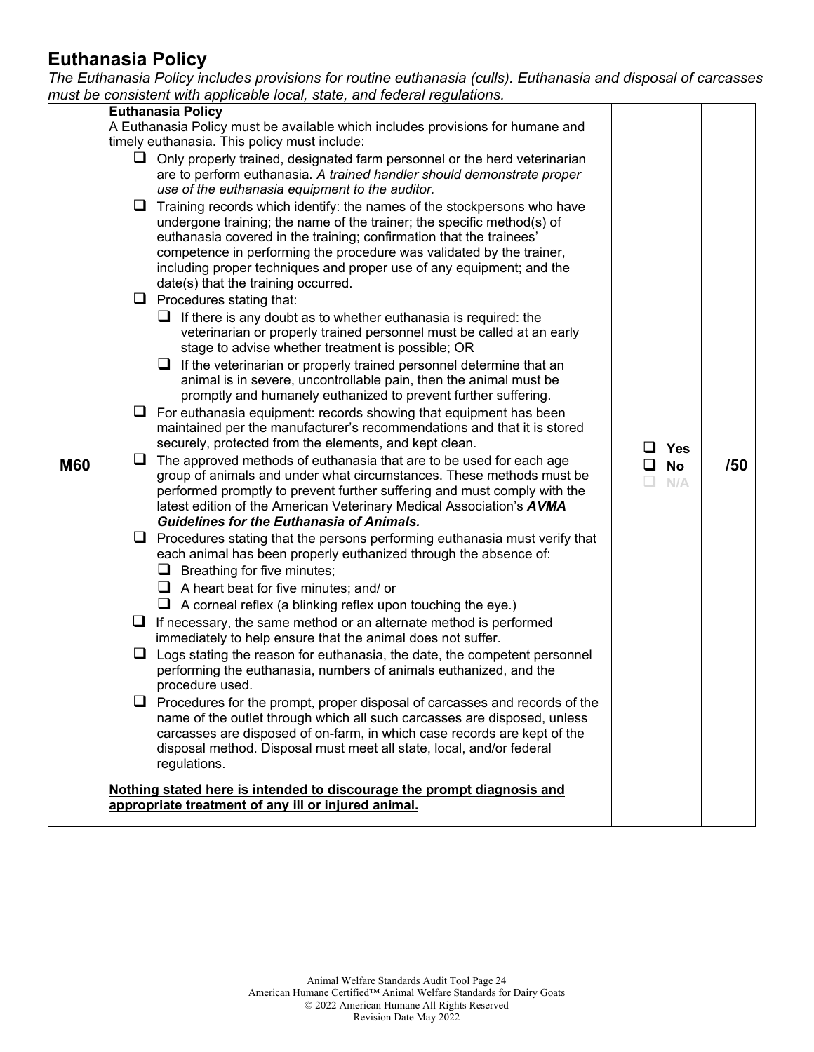## Euthanasia Policy

*The Euthanasia Policy includes provisions for routine euthanasia (culls). Euthanasia and disposal of carcasses must be consistent with applicable local, state, and federal regulations.*

| | | | |
|---|---|---|---|
| **M60** | **Euthanasia Policy**<br>A Euthanasia Policy must be available which includes provisions for humane and timely euthanasia. This policy must include:<br>❑ Only properly trained, designated farm personnel or the herd veterinarian are to perform euthanasia. *A trained handler should demonstrate proper use of the euthanasia equipment to the auditor.*<br>❑ Training records which identify: the names of the stockpersons who have undergone training; the name of the trainer; the specific method(s) of euthanasia covered in the training; confirmation that the trainees' competence in performing the procedure was validated by the trainer, including proper techniques and proper use of any equipment; and the date(s) that the training occurred.<br>❑ Procedures stating that:<br>&nbsp;&nbsp;&nbsp;&nbsp;❑ If there is any doubt as to whether euthanasia is required: the veterinarian or properly trained personnel must be called at an early stage to advise whether treatment is possible; OR<br>&nbsp;&nbsp;&nbsp;&nbsp;❑ If the veterinarian or properly trained personnel determine that an animal is in severe, uncontrollable pain, then the animal must be promptly and humanely euthanized to prevent further suffering.<br>❑ For euthanasia equipment: records showing that equipment has been maintained per the manufacturer's recommendations and that it is stored securely, protected from the elements, and kept clean.<br>❑ The approved methods of euthanasia that are to be used for each age group of animals and under what circumstances. These methods must be performed promptly to prevent further suffering and must comply with the latest edition of the American Veterinary Medical Association's ***AVMA Guidelines for the Euthanasia of Animals.***<br>❑ Procedures stating that the persons performing euthanasia must verify that each animal has been properly euthanized through the absence of:<br>&nbsp;&nbsp;&nbsp;&nbsp;❑ Breathing for five minutes;<br>&nbsp;&nbsp;&nbsp;&nbsp;❑ A heart beat for five minutes; and/ or<br>&nbsp;&nbsp;&nbsp;&nbsp;❑ A corneal reflex (a blinking reflex upon touching the eye.)<br>❑ If necessary, the same method or an alternate method is performed immediately to help ensure that the animal does not suffer.<br>❑ Logs stating the reason for euthanasia, the date, the competent personnel performing the euthanasia, numbers of animals euthanized, and the procedure used.<br>❑ Procedures for the prompt, proper disposal of carcasses and records of the name of the outlet through which all such carcasses are disposed, unless carcasses are disposed of on-farm, in which case records are kept of the disposal method. Disposal must meet all state, local, and/or federal regulations.<br><br>**Nothing stated here is intended to discourage the prompt diagnosis and appropriate treatment of any ill or injured animal.** | ❑ **Yes**<br>❑ **No**<br>❑ N/A | **/50** |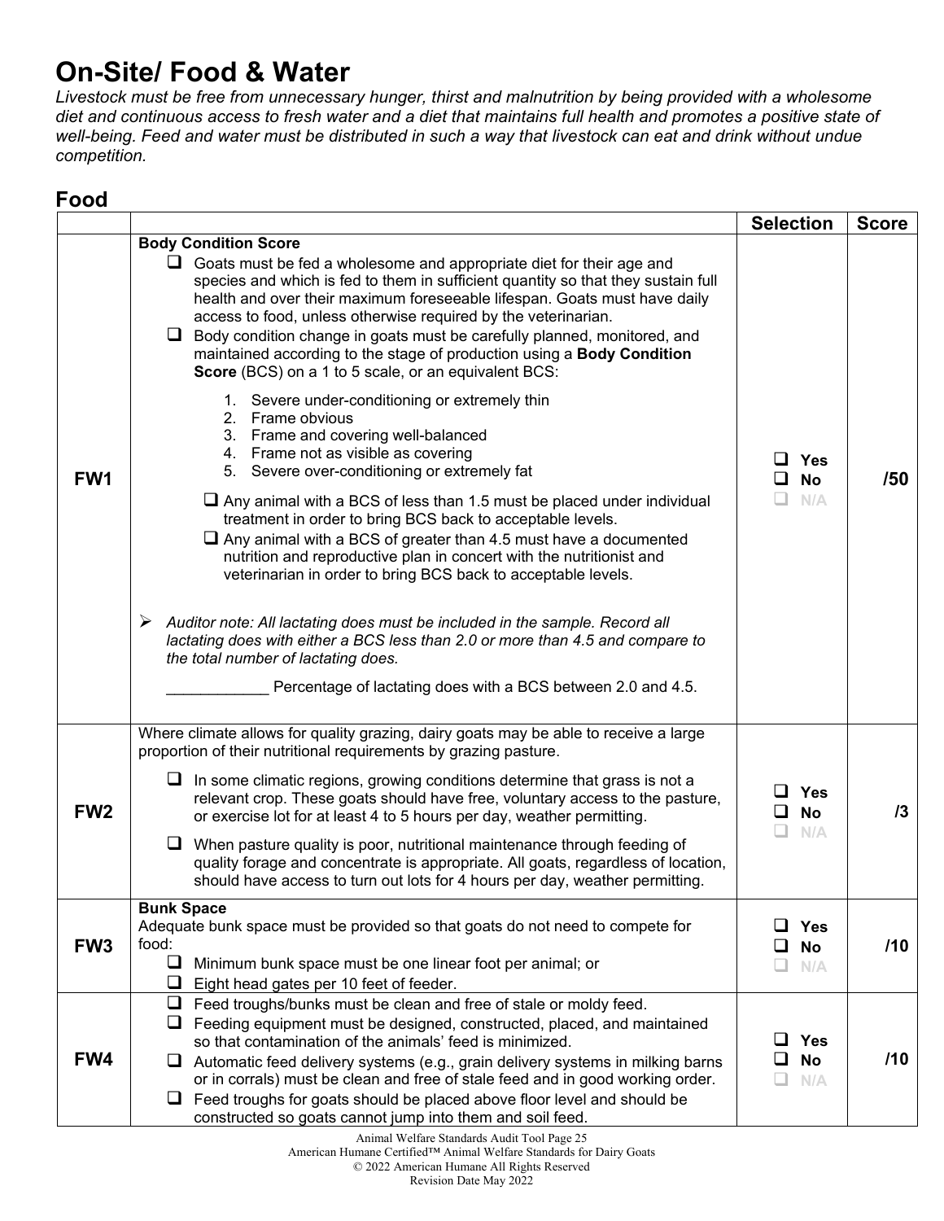# On-Site/ Food & Water

*Livestock must be free from unnecessary hunger, thirst and malnutrition by being provided with a wholesome diet and continuous access to fresh water and a diet that maintains full health and promotes a positive state of well-being. Feed and water must be distributed in such a way that livestock can eat and drink without undue competition.*

## Food

| | | Selection | Score |
|---|---|---|---|
| **FW1** | **Body Condition Score**<br>❑ Goats must be fed a wholesome and appropriate diet for their age and species and which is fed to them in sufficient quantity so that they sustain full health and over their maximum foreseeable lifespan. Goats must have daily access to food, unless otherwise required by the veterinarian.<br>❑ Body condition change in goats must be carefully planned, monitored, and maintained according to the stage of production using a **Body Condition Score** (BCS) on a 1 to 5 scale, or an equivalent BCS:<br>1. Severe under-conditioning or extremely thin<br>2. Frame obvious<br>3. Frame and covering well-balanced<br>4. Frame not as visible as covering<br>5. Severe over-conditioning or extremely fat<br>❑ Any animal with a BCS of less than 1.5 must be placed under individual treatment in order to bring BCS back to acceptable levels.<br>❑ Any animal with a BCS of greater than 4.5 must have a documented nutrition and reproductive plan in concert with the nutritionist and veterinarian in order to bring BCS back to acceptable levels.<br>➢ *Auditor note: All lactating does must be included in the sample. Record all lactating does with either a BCS less than 2.0 or more than 4.5 and compare to the total number of lactating does.*<br>____________ Percentage of lactating does with a BCS between 2.0 and 4.5. | ❑ Yes<br>❑ No<br>❑ N/A | /50 |
| **FW2** | Where climate allows for quality grazing, dairy goats may be able to receive a large proportion of their nutritional requirements by grazing pasture.<br>❑ In some climatic regions, growing conditions determine that grass is not a relevant crop. These goats should have free, voluntary access to the pasture, or exercise lot for at least 4 to 5 hours per day, weather permitting.<br>❑ When pasture quality is poor, nutritional maintenance through feeding of quality forage and concentrate is appropriate. All goats, regardless of location, should have access to turn out lots for 4 hours per day, weather permitting. | ❑ Yes<br>❑ No<br>❑ N/A | /3 |
| **FW3** | **Bunk Space**<br>Adequate bunk space must be provided so that goats do not need to compete for food:<br>❑ Minimum bunk space must be one linear foot per animal; or<br>❑ Eight head gates per 10 feet of feeder. | ❑ Yes<br>❑ No<br>❑ N/A | /10 |
| **FW4** | ❑ Feed troughs/bunks must be clean and free of stale or moldy feed.<br>❑ Feeding equipment must be designed, constructed, placed, and maintained so that contamination of the animals' feed is minimized.<br>❑ Automatic feed delivery systems (e.g., grain delivery systems in milking barns or in corrals) must be clean and free of stale feed and in good working order.<br>❑ Feed troughs for goats should be placed above floor level and should be constructed so goats cannot jump into them and soil feed. | ❑ Yes<br>❑ No<br>❑ N/A | /10 |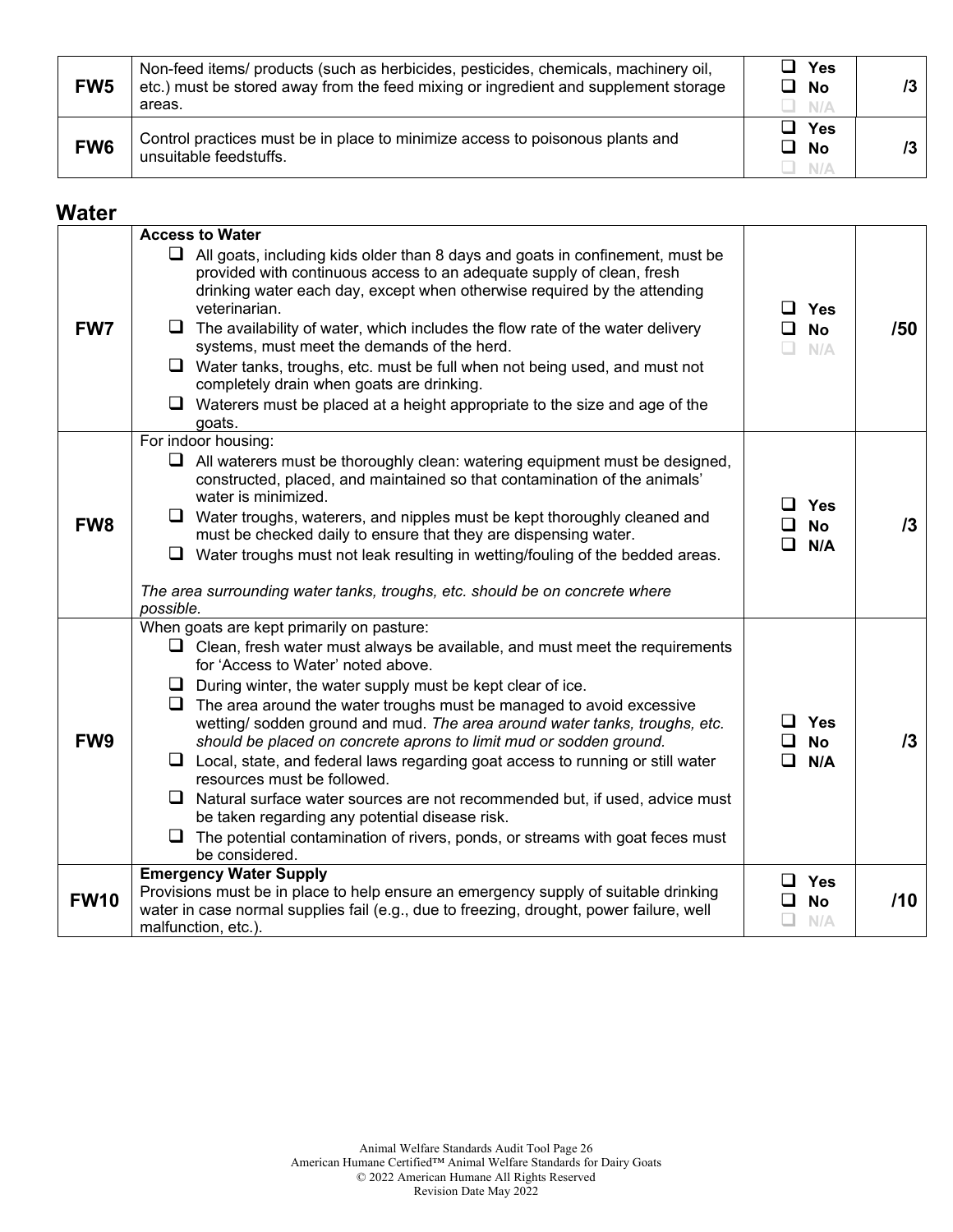| | | | |
|---|---|---|---|
| **FW5** | Non-feed items/ products (such as herbicides, pesticides, chemicals, machinery oil, etc.) must be stored away from the feed mixing or ingredient and supplement storage areas. | ❑ **Yes**<br>❑ **No**<br>❑ N/A | **/3** |
| **FW6** | Control practices must be in place to minimize access to poisonous plants and unsuitable feedstuffs. | ❑ **Yes**<br>❑ **No**<br>❑ N/A | **/3** |

## Water

| | | | |
|---|---|---|---|
| **FW7** | **Access to Water**<br>❑ All goats, including kids older than 8 days and goats in confinement, must be provided with continuous access to an adequate supply of clean, fresh drinking water each day, except when otherwise required by the attending veterinarian.<br>❑ The availability of water, which includes the flow rate of the water delivery systems, must meet the demands of the herd.<br>❑ Water tanks, troughs, etc. must be full when not being used, and must not completely drain when goats are drinking.<br>❑ Waterers must be placed at a height appropriate to the size and age of the goats. | ❑ **Yes**<br>❑ **No**<br>❑ N/A | **/50** |
| **FW8** | For indoor housing:<br>❑ All waterers must be thoroughly clean: watering equipment must be designed, constructed, placed, and maintained so that contamination of the animals' water is minimized.<br>❑ Water troughs, waterers, and nipples must be kept thoroughly cleaned and must be checked daily to ensure that they are dispensing water.<br>❑ Water troughs must not leak resulting in wetting/fouling of the bedded areas.<br><br>*The area surrounding water tanks, troughs, etc. should be on concrete where possible.* | ❑ **Yes**<br>❑ **No**<br>❑ **N/A** | **/3** |
| **FW9** | When goats are kept primarily on pasture:<br>❑ Clean, fresh water must always be available, and must meet the requirements for 'Access to Water' noted above.<br>❑ During winter, the water supply must be kept clear of ice.<br>❑ The area around the water troughs must be managed to avoid excessive wetting/ sodden ground and mud. *The area around water tanks, troughs, etc. should be placed on concrete aprons to limit mud or sodden ground.*<br>❑ Local, state, and federal laws regarding goat access to running or still water resources must be followed.<br>❑ Natural surface water sources are not recommended but, if used, advice must be taken regarding any potential disease risk.<br>❑ The potential contamination of rivers, ponds, or streams with goat feces must be considered. | ❑ **Yes**<br>❑ **No**<br>❑ **N/A** | **/3** |
| **FW10** | **Emergency Water Supply**<br>Provisions must be in place to help ensure an emergency supply of suitable drinking water in case normal supplies fail (e.g., due to freezing, drought, power failure, well malfunction, etc.). | ❑ **Yes**<br>❑ **No**<br>❑ N/A | **/10** |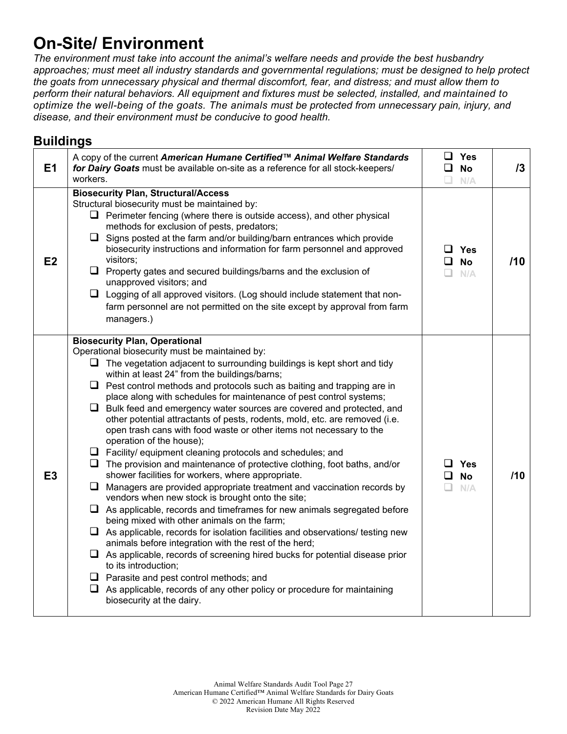# On-Site/ Environment

*The environment must take into account the animal's welfare needs and provide the best husbandry approaches; must meet all industry standards and governmental regulations; must be designed to help protect the goats from unnecessary physical and thermal discomfort, fear, and distress; and must allow them to perform their natural behaviors. All equipment and fixtures must be selected, installed, and maintained to optimize the well-being of the goats. The animals must be protected from unnecessary pain, injury, and disease, and their environment must be conducive to good health.*

## Buildings

| | | | |
|---|---|---|---|
| **E1** | A copy of the current ***American Humane Certified™ Animal Welfare Standards for Dairy Goats*** must be available on-site as a reference for all stock-keepers/ workers. | ❑ **Yes**<br>❑ **No**<br>❑ N/A | **/3** |
| **E2** | **Biosecurity Plan, Structural/Access**<br>Structural biosecurity must be maintained by:<br>❑ Perimeter fencing (where there is outside access), and other physical methods for exclusion of pests, predators;<br>❑ Signs posted at the farm and/or building/barn entrances which provide biosecurity instructions and information for farm personnel and approved visitors;<br>❑ Property gates and secured buildings/barns and the exclusion of unapproved visitors; and<br>❑ Logging of all approved visitors. (Log should include statement that non-farm personnel are not permitted on the site except by approval from farm managers.) | ❑ **Yes**<br>❑ **No**<br>❑ N/A | **/10** |
| **E3** | **Biosecurity Plan, Operational**<br>Operational biosecurity must be maintained by:<br>❑ The vegetation adjacent to surrounding buildings is kept short and tidy within at least 24" from the buildings/barns;<br>❑ Pest control methods and protocols such as baiting and trapping are in place along with schedules for maintenance of pest control systems;<br>❑ Bulk feed and emergency water sources are covered and protected, and other potential attractants of pests, rodents, mold, etc. are removed (i.e. open trash cans with food waste or other items not necessary to the operation of the house);<br>❑ Facility/ equipment cleaning protocols and schedules; and<br>❑ The provision and maintenance of protective clothing, foot baths, and/or shower facilities for workers, where appropriate.<br>❑ Managers are provided appropriate treatment and vaccination records by vendors when new stock is brought onto the site;<br>❑ As applicable, records and timeframes for new animals segregated before being mixed with other animals on the farm;<br>❑ As applicable, records for isolation facilities and observations/ testing new animals before integration with the rest of the herd;<br>❑ As applicable, records of screening hired bucks for potential disease prior to its introduction;<br>❑ Parasite and pest control methods; and<br>❑ As applicable, records of any other policy or procedure for maintaining biosecurity at the dairy. | ❑ **Yes**<br>❑ **No**<br>❑ N/A | **/10** |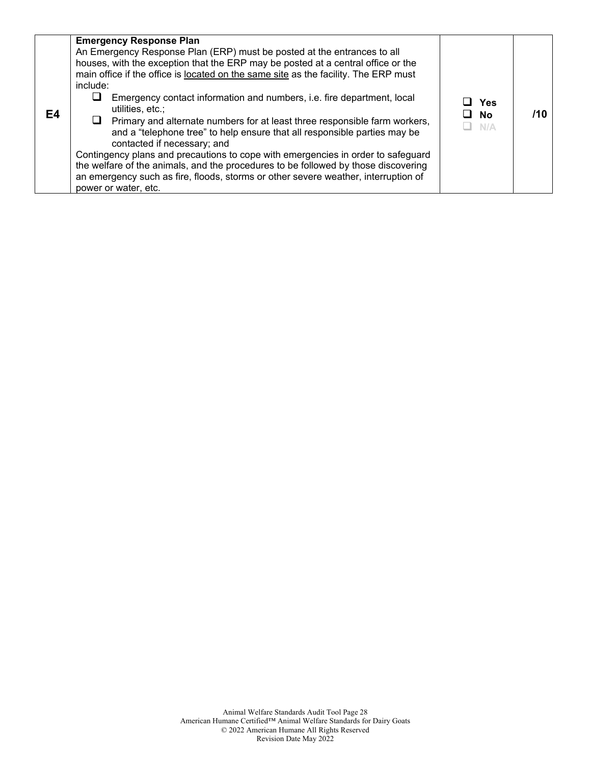| E4 | **Emergency Response Plan**<br>An Emergency Response Plan (ERP) must be posted at the entrances to all houses, with the exception that the ERP may be posted at a central office or the main office if the office is <u>located on the same site</u> as the facility. The ERP must include:<br>❑ Emergency contact information and numbers, i.e. fire department, local utilities, etc.;<br>❑ Primary and alternate numbers for at least three responsible farm workers, and a "telephone tree" to help ensure that all responsible parties may be contacted if necessary; and<br>Contingency plans and precautions to cope with emergencies in order to safeguard the welfare of the animals, and the procedures to be followed by those discovering an emergency such as fire, floods, storms or other severe weather, interruption of power or water, etc. | ❑ **Yes**<br>❑ **No**<br>❑ N/A | **/10** |
|---|---|---|---|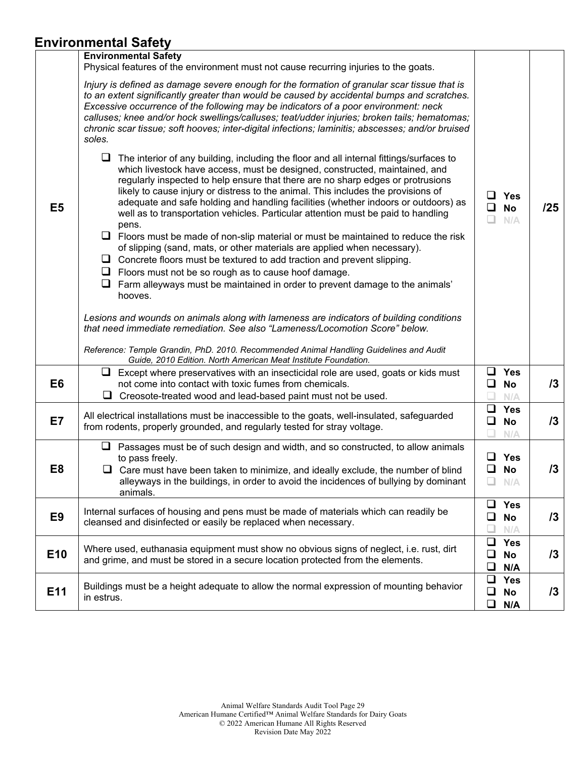## Environmental Safety

| | | | |
|---|---|---|---|
| **E5** | **Environmental Safety**<br>Physical features of the environment must not cause recurring injuries to the goats.<br><br>*Injury is defined as damage severe enough for the formation of granular scar tissue that is to an extent significantly greater than would be caused by accidental bumps and scratches. Excessive occurrence of the following may be indicators of a poor environment: neck calluses; knee and/or hock swellings/calluses; teat/udder injuries; broken tails; hematomas; chronic scar tissue; soft hooves; inter-digital infections; laminitis; abscesses; and/or bruised soles.*<br><br>❑ The interior of any building, including the floor and all internal fittings/surfaces to which livestock have access, must be designed, constructed, maintained, and regularly inspected to help ensure that there are no sharp edges or protrusions likely to cause injury or distress to the animal. This includes the provisions of adequate and safe holding and handling facilities (whether indoors or outdoors) as well as to transportation vehicles. Particular attention must be paid to handling pens.<br>❑ Floors must be made of non-slip material or must be maintained to reduce the risk of slipping (sand, mats, or other materials are applied when necessary).<br>❑ Concrete floors must be textured to add traction and prevent slipping.<br>❑ Floors must not be so rough as to cause hoof damage.<br>❑ Farm alleyways must be maintained in order to prevent damage to the animals' hooves.<br><br>*Lesions and wounds on animals along with lameness are indicators of building conditions that need immediate remediation. See also "Lameness/Locomotion Score" below.*<br><br>*Reference: Temple Grandin, PhD. 2010. Recommended Animal Handling Guidelines and Audit Guide, 2010 Edition. North American Meat Institute Foundation.* | ❑ Yes<br>❑ No<br>❑ N/A | /25 |
| **E6** | ❑ Except where preservatives with an insecticidal role are used, goats or kids must not come into contact with toxic fumes from chemicals.<br>❑ Creosote-treated wood and lead-based paint must not be used. | ❑ Yes<br>❑ No<br>❑ N/A | /3 |
| **E7** | All electrical installations must be inaccessible to the goats, well-insulated, safeguarded from rodents, properly grounded, and regularly tested for stray voltage. | ❑ Yes<br>❑ No<br>❑ N/A | /3 |
| **E8** | ❑ Passages must be of such design and width, and so constructed, to allow animals to pass freely.<br>❑ Care must have been taken to minimize, and ideally exclude, the number of blind alleyways in the buildings, in order to avoid the incidences of bullying by dominant animals. | ❑ Yes<br>❑ No<br>❑ N/A | /3 |
| **E9** | Internal surfaces of housing and pens must be made of materials which can readily be cleansed and disinfected or easily be replaced when necessary. | ❑ Yes<br>❑ No<br>❑ N/A | /3 |
| **E10** | Where used, euthanasia equipment must show no obvious signs of neglect, i.e. rust, dirt and grime, and must be stored in a secure location protected from the elements. | ❑ Yes<br>❑ No<br>❑ N/A | /3 |
| **E11** | Buildings must be a height adequate to allow the normal expression of mounting behavior in estrus. | ❑ Yes<br>❑ No<br>❑ N/A | /3 |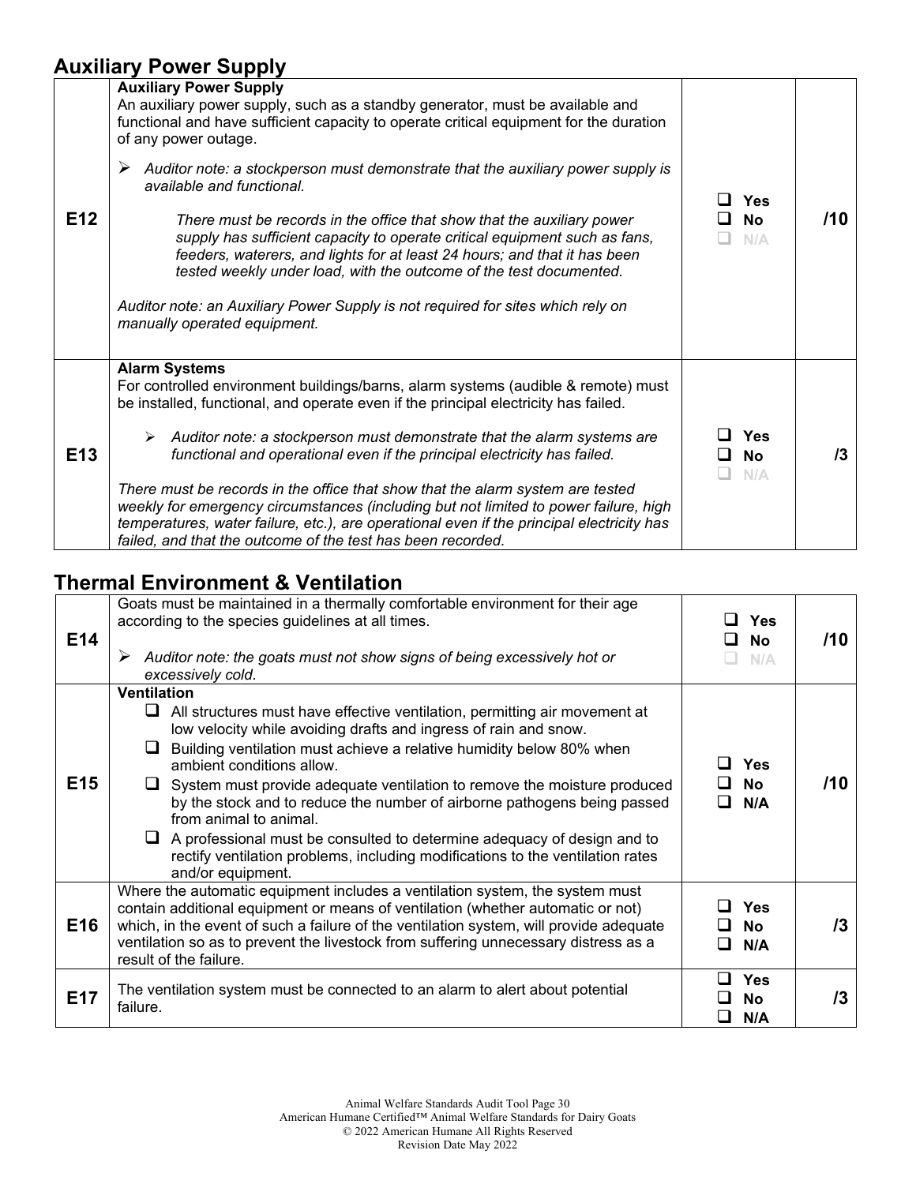## Auxiliary Power Supply

| | | | |
|---|---|---|---|
| E12 | **Auxiliary Power Supply**<br>An auxiliary power supply, such as a standby generator, must be available and functional and have sufficient capacity to operate critical equipment for the duration of any power outage.<br><br>➢ *Auditor note: a stockperson must demonstrate that the auxiliary power supply is available and functional.*<br><br>*There must be records in the office that show that the auxiliary power supply has sufficient capacity to operate critical equipment such as fans, feeders, waterers, and lights for at least 24 hours; and that it has been tested weekly under load, with the outcome of the test documented.*<br><br>*Auditor note: an Auxiliary Power Supply is not required for sites which rely on manually operated equipment.* | ❑ Yes<br>❑ No<br>❑ N/A | /10 |
| E13 | **Alarm Systems**<br>For controlled environment buildings/barns, alarm systems (audible & remote) must be installed, functional, and operate even if the principal electricity has failed.<br><br>➢ *Auditor note: a stockperson must demonstrate that the alarm systems are functional and operational even if the principal electricity has failed.*<br><br>*There must be records in the office that show that the alarm system are tested weekly for emergency circumstances (including but not limited to power failure, high temperatures, water failure, etc.), are operational even if the principal electricity has failed, and that the outcome of the test has been recorded.* | ❑ Yes<br>❑ No<br>❑ N/A | /3 |

## Thermal Environment & Ventilation

| | | | |
|---|---|---|---|
| E14 | Goats must be maintained in a thermally comfortable environment for their age according to the species guidelines at all times.<br><br>➢ *Auditor note: the goats must not show signs of being excessively hot or excessively cold.* | ❑ Yes<br>❑ No<br>❑ N/A | /10 |
| E15 | **Ventilation**<br>❑ All structures must have effective ventilation, permitting air movement at low velocity while avoiding drafts and ingress of rain and snow.<br>❑ Building ventilation must achieve a relative humidity below 80% when ambient conditions allow.<br>❑ System must provide adequate ventilation to remove the moisture produced by the stock and to reduce the number of airborne pathogens being passed from animal to animal.<br>❑ A professional must be consulted to determine adequacy of design and to rectify ventilation problems, including modifications to the ventilation rates and/or equipment. | ❑ Yes<br>❑ No<br>❑ N/A | /10 |
| E16 | Where the automatic equipment includes a ventilation system, the system must contain additional equipment or means of ventilation (whether automatic or not) which, in the event of such a failure of the ventilation system, will provide adequate ventilation so as to prevent the livestock from suffering unnecessary distress as a result of the failure. | ❑ Yes<br>❑ No<br>❑ N/A | /3 |
| E17 | The ventilation system must be connected to an alarm to alert about potential failure. | ❑ Yes<br>❑ No<br>❑ N/A | /3 |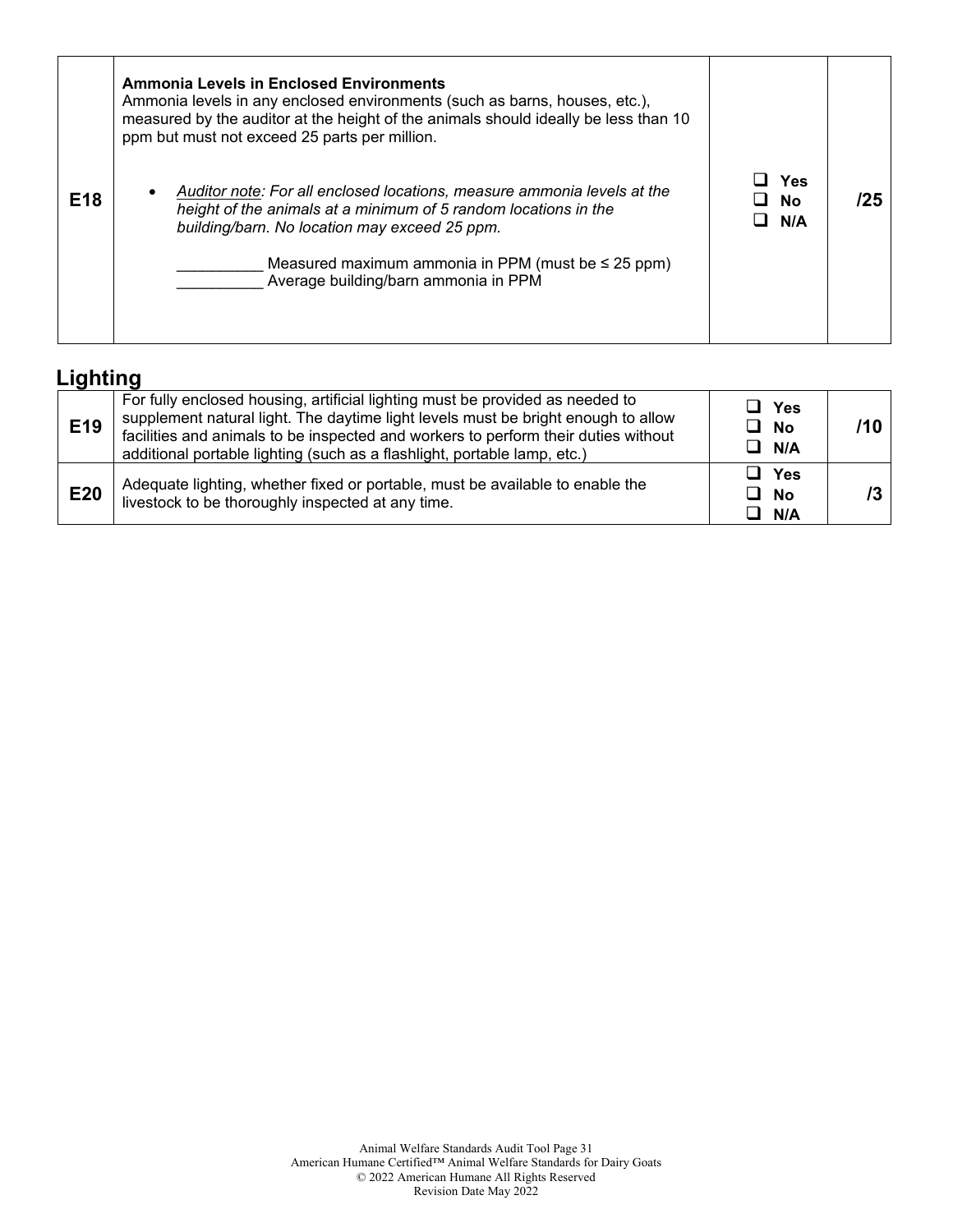| | | | |
|---|---|---|---|
| E18 | **Ammonia Levels in Enclosed Environments**<br>Ammonia levels in any enclosed environments (such as barns, houses, etc.), measured by the auditor at the height of the animals should ideally be less than 10 ppm but must not exceed 25 parts per million.<br><br>• *<u>Auditor note</u>: For all enclosed locations, measure ammonia levels at the height of the animals at a minimum of 5 random locations in the building/barn. No location may exceed 25 ppm.*<br><br>__________ Measured maximum ammonia in PPM (must be ≤ 25 ppm)<br>__________ Average building/barn ammonia in PPM | ❑ **Yes**<br>❑ **No**<br>❑ **N/A** | **/25** |

## Lighting

| | | | |
|---|---|---|---|
| **E19** | For fully enclosed housing, artificial lighting must be provided as needed to supplement natural light. The daytime light levels must be bright enough to allow facilities and animals to be inspected and workers to perform their duties without additional portable lighting (such as a flashlight, portable lamp, etc.) | ❑ **Yes**<br>❑ **No**<br>❑ **N/A** | **/10** |
| **E20** | Adequate lighting, whether fixed or portable, must be available to enable the livestock to be thoroughly inspected at any time. | ❑ **Yes**<br>❑ **No**<br>❑ **N/A** | **/3** |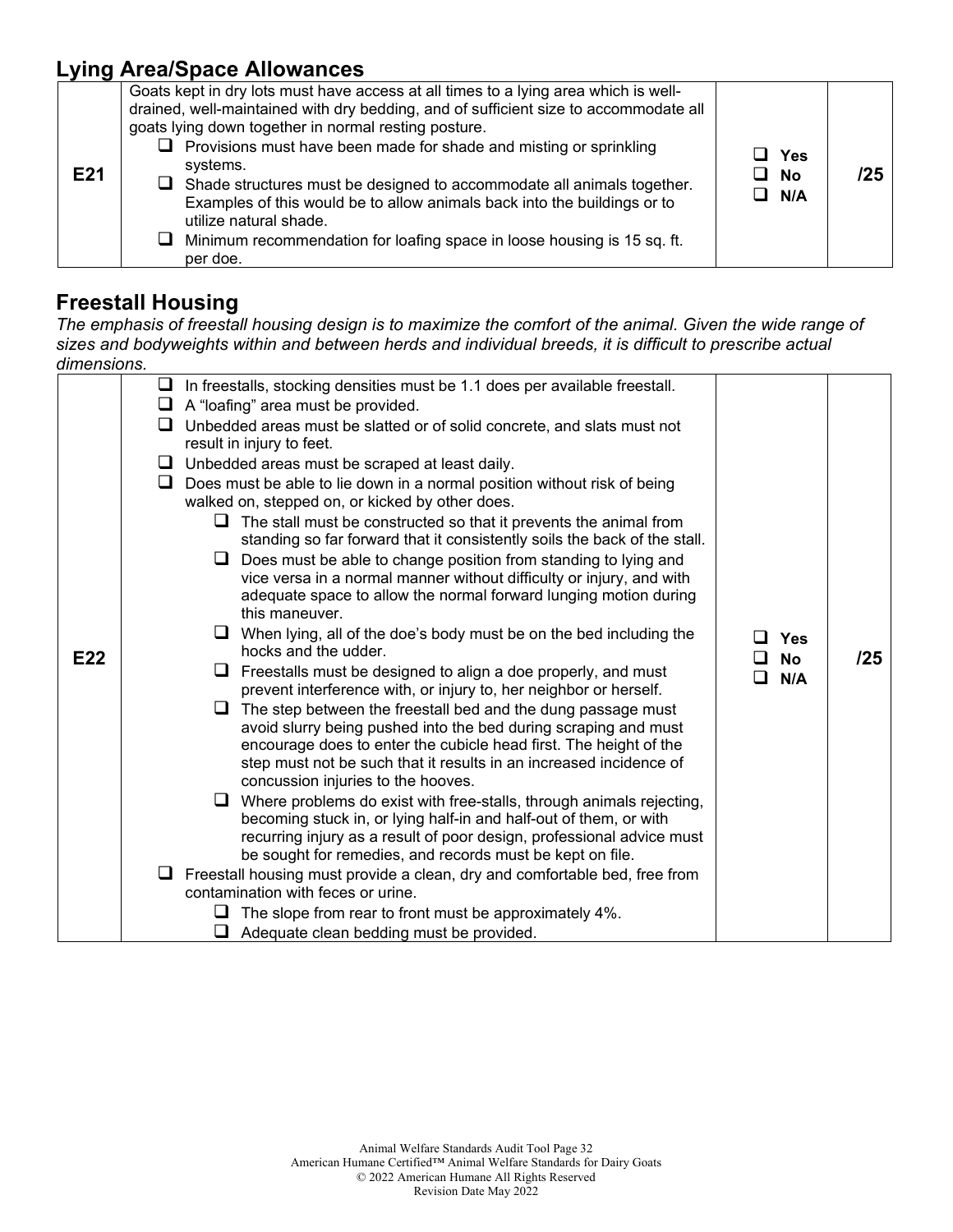## Lying Area/Space Allowances

| | | | |
|---|---|---|---|
| E21 | Goats kept in dry lots must have access at all times to a lying area which is well-drained, well-maintained with dry bedding, and of sufficient size to accommodate all goats lying down together in normal resting posture.<br>❑ Provisions must have been made for shade and misting or sprinkling systems.<br>❑ Shade structures must be designed to accommodate all animals together. Examples of this would be to allow animals back into the buildings or to utilize natural shade.<br>❑ Minimum recommendation for loafing space in loose housing is 15 sq. ft. per doe. | ❑ Yes<br>❑ No<br>❑ N/A | /25 |

## Freestall Housing

*The emphasis of freestall housing design is to maximize the comfort of the animal. Given the wide range of sizes and bodyweights within and between herds and individual breeds, it is difficult to prescribe actual dimensions.*

| | | | |
|---|---|---|---|
| E22 | ❑ In freestalls, stocking densities must be 1.1 does per available freestall.<br>❑ A "loafing" area must be provided.<br>❑ Unbedded areas must be slatted or of solid concrete, and slats must not result in injury to feet.<br>❑ Unbedded areas must be scraped at least daily.<br>❑ Does must be able to lie down in a normal position without risk of being walked on, stepped on, or kicked by other does.<br>&nbsp;&nbsp;&nbsp;&nbsp;❑ The stall must be constructed so that it prevents the animal from standing so far forward that it consistently soils the back of the stall.<br>&nbsp;&nbsp;&nbsp;&nbsp;❑ Does must be able to change position from standing to lying and vice versa in a normal manner without difficulty or injury, and with adequate space to allow the normal forward lunging motion during this maneuver.<br>&nbsp;&nbsp;&nbsp;&nbsp;❑ When lying, all of the doe's body must be on the bed including the hocks and the udder.<br>&nbsp;&nbsp;&nbsp;&nbsp;❑ Freestalls must be designed to align a doe properly, and must prevent interference with, or injury to, her neighbor or herself.<br>&nbsp;&nbsp;&nbsp;&nbsp;❑ The step between the freestall bed and the dung passage must avoid slurry being pushed into the bed during scraping and must encourage does to enter the cubicle head first. The height of the step must not be such that it results in an increased incidence of concussion injuries to the hooves.<br>&nbsp;&nbsp;&nbsp;&nbsp;❑ Where problems do exist with free-stalls, through animals rejecting, becoming stuck in, or lying half-in and half-out of them, or with recurring injury as a result of poor design, professional advice must be sought for remedies, and records must be kept on file.<br>❑ Freestall housing must provide a clean, dry and comfortable bed, free from contamination with feces or urine.<br>&nbsp;&nbsp;&nbsp;&nbsp;❑ The slope from rear to front must be approximately 4%.<br>&nbsp;&nbsp;&nbsp;&nbsp;❑ Adequate clean bedding must be provided. | ❑ Yes<br>❑ No<br>❑ N/A | /25 |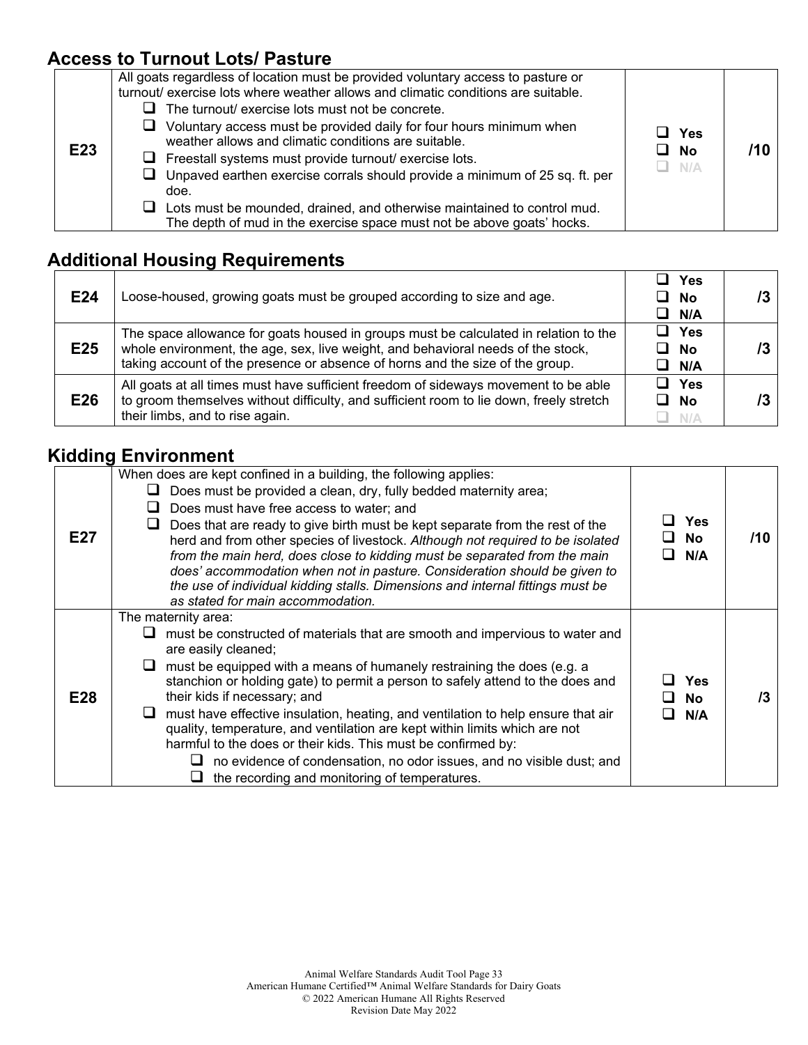## Access to Turnout Lots/ Pasture

| | | | |
|---|---|---|---|
| E23 | All goats regardless of location must be provided voluntary access to pasture or turnout/ exercise lots where weather allows and climatic conditions are suitable.<br>❑ The turnout/ exercise lots must not be concrete.<br>❑ Voluntary access must be provided daily for four hours minimum when weather allows and climatic conditions are suitable.<br>❑ Freestall systems must provide turnout/ exercise lots.<br>❑ Unpaved earthen exercise corrals should provide a minimum of 25 sq. ft. per doe.<br>❑ Lots must be mounded, drained, and otherwise maintained to control mud. The depth of mud in the exercise space must not be above goats' hocks. | ❑ Yes<br>❑ No<br>❑ N/A | /10 |

## Additional Housing Requirements

| | | | |
|---|---|---|---|
| E24 | Loose-housed, growing goats must be grouped according to size and age. | ❑ Yes<br>❑ No<br>❑ N/A | /3 |
| E25 | The space allowance for goats housed in groups must be calculated in relation to the whole environment, the age, sex, live weight, and behavioral needs of the stock, taking account of the presence or absence of horns and the size of the group. | ❑ Yes<br>❑ No<br>❑ N/A | /3 |
| E26 | All goats at all times must have sufficient freedom of sideways movement to be able to groom themselves without difficulty, and sufficient room to lie down, freely stretch their limbs, and to rise again. | ❑ Yes<br>❑ No<br>❑ N/A | /3 |

## Kidding Environment

| | | | |
|---|---|---|---|
| E27 | When does are kept confined in a building, the following applies:<br>❑ Does must be provided a clean, dry, fully bedded maternity area;<br>❑ Does must have free access to water; and<br>❑ Does that are ready to give birth must be kept separate from the rest of the herd and from other species of livestock. *Although not required to be isolated from the main herd, does close to kidding must be separated from the main does' accommodation when not in pasture. Consideration should be given to the use of individual kidding stalls. Dimensions and internal fittings must be as stated for main accommodation.* | ❑ Yes<br>❑ No<br>❑ N/A | /10 |
| E28 | The maternity area:<br>❑ must be constructed of materials that are smooth and impervious to water and are easily cleaned;<br>❑ must be equipped with a means of humanely restraining the does (e.g. a stanchion or holding gate) to permit a person to safely attend to the does and their kids if necessary; and<br>❑ must have effective insulation, heating, and ventilation to help ensure that air quality, temperature, and ventilation are kept within limits which are not harmful to the does or their kids. This must be confirmed by:<br>&nbsp;&nbsp;&nbsp;&nbsp;❑ no evidence of condensation, no odor issues, and no visible dust; and<br>&nbsp;&nbsp;&nbsp;&nbsp;❑ the recording and monitoring of temperatures. | ❑ Yes<br>❑ No<br>❑ N/A | /3 |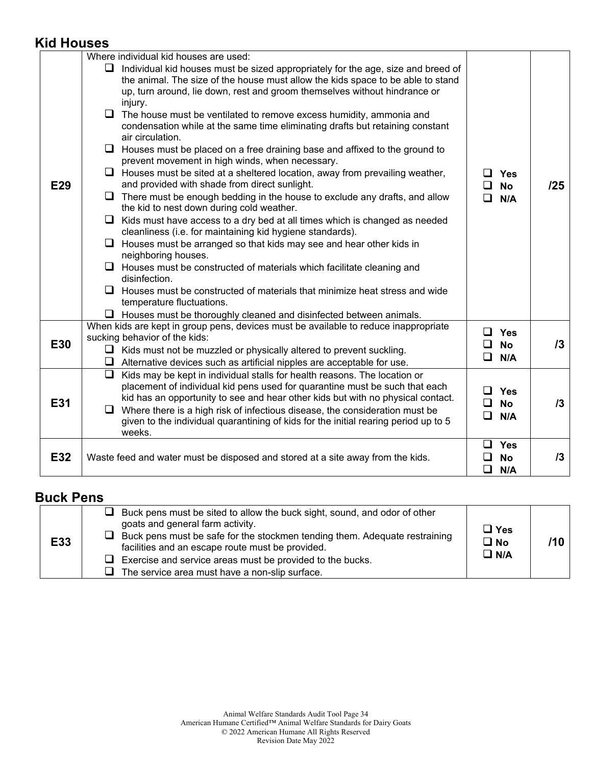## Kid Houses

| | | | |
|---|---|---|---|
| E29 | Where individual kid houses are used:<br>☐ Individual kid houses must be sized appropriately for the age, size and breed of the animal. The size of the house must allow the kids space to be able to stand up, turn around, lie down, rest and groom themselves without hindrance or injury.<br>☐ The house must be ventilated to remove excess humidity, ammonia and condensation while at the same time eliminating drafts but retaining constant air circulation.<br>☐ Houses must be placed on a free draining base and affixed to the ground to prevent movement in high winds, when necessary.<br>☐ Houses must be sited at a sheltered location, away from prevailing weather, and provided with shade from direct sunlight.<br>☐ There must be enough bedding in the house to exclude any drafts, and allow the kid to nest down during cold weather.<br>☐ Kids must have access to a dry bed at all times which is changed as needed cleanliness (i.e. for maintaining kid hygiene standards).<br>☐ Houses must be arranged so that kids may see and hear other kids in neighboring houses.<br>☐ Houses must be constructed of materials which facilitate cleaning and disinfection.<br>☐ Houses must be constructed of materials that minimize heat stress and wide temperature fluctuations.<br>☐ Houses must be thoroughly cleaned and disinfected between animals. | ☐ Yes<br>☐ No<br>☐ N/A | /25 |
| E30 | When kids are kept in group pens, devices must be available to reduce inappropriate sucking behavior of the kids:<br>☐ Kids must not be muzzled or physically altered to prevent suckling.<br>☐ Alternative devices such as artificial nipples are acceptable for use. | ☐ Yes<br>☐ No<br>☐ N/A | /3 |
| E31 | ☐ Kids may be kept in individual stalls for health reasons. The location or placement of individual kid pens used for quarantine must be such that each kid has an opportunity to see and hear other kids but with no physical contact.<br>☐ Where there is a high risk of infectious disease, the consideration must be given to the individual quarantining of kids for the initial rearing period up to 5 weeks. | ☐ Yes<br>☐ No<br>☐ N/A | /3 |
| E32 | Waste feed and water must be disposed and stored at a site away from the kids. | ☐ Yes<br>☐ No<br>☐ N/A | /3 |

## Buck Pens

| | | | |
|---|---|---|---|
| E33 | ☐ Buck pens must be sited to allow the buck sight, sound, and odor of other goats and general farm activity.<br>☐ Buck pens must be safe for the stockmen tending them. Adequate restraining facilities and an escape route must be provided.<br>☐ Exercise and service areas must be provided to the bucks.<br>☐ The service area must have a non-slip surface. | ☐ Yes<br>☐ No<br>☐ N/A | /10 |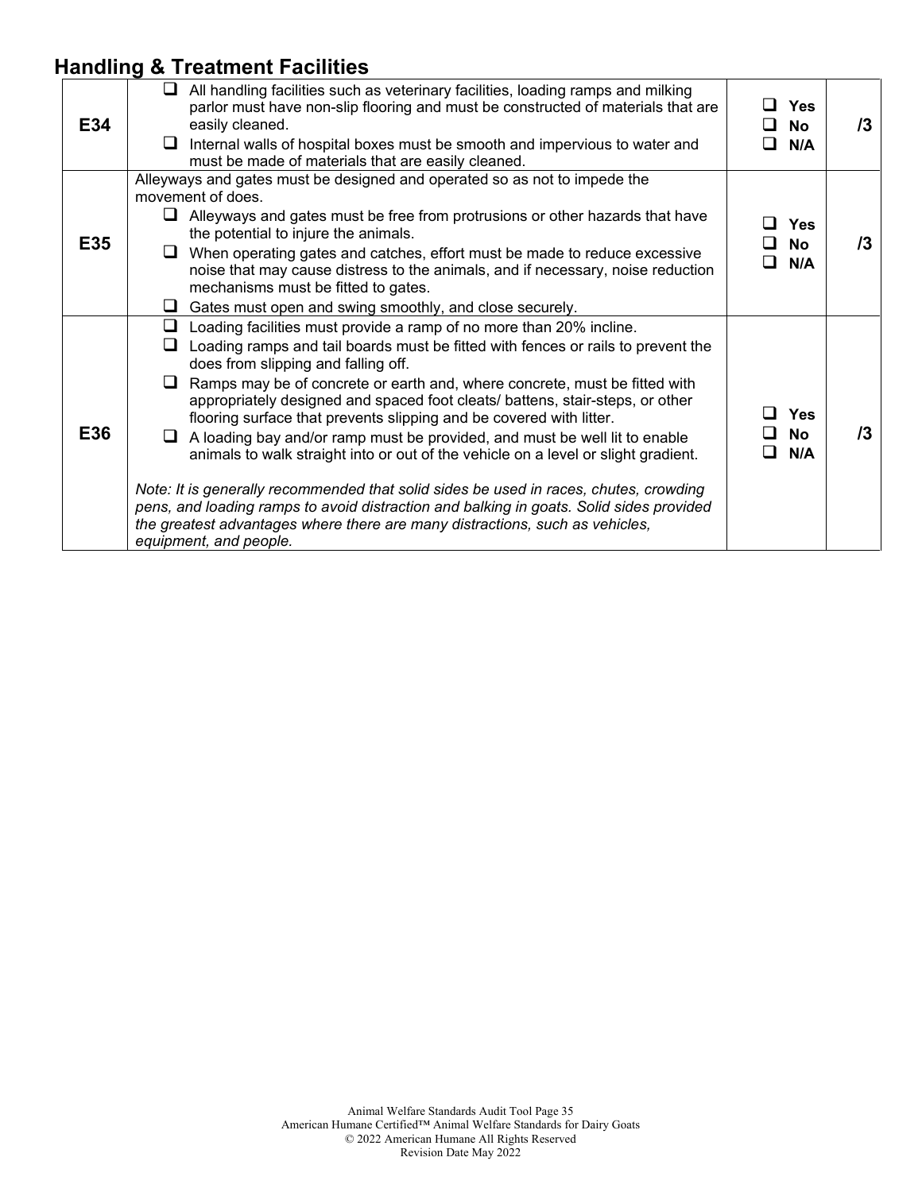## Handling & Treatment Facilities

| | | | |
|---|---|---|---|
| **E34** | ❑ All handling facilities such as veterinary facilities, loading ramps and milking parlor must have non-slip flooring and must be constructed of materials that are easily cleaned.<br>❑ Internal walls of hospital boxes must be smooth and impervious to water and must be made of materials that are easily cleaned. | ❑ **Yes**<br>❑ **No**<br>❑ **N/A** | **/3** |
| **E35** | Alleyways and gates must be designed and operated so as not to impede the movement of does.<br>❑ Alleyways and gates must be free from protrusions or other hazards that have the potential to injure the animals.<br>❑ When operating gates and catches, effort must be made to reduce excessive noise that may cause distress to the animals, and if necessary, noise reduction mechanisms must be fitted to gates.<br>❑ Gates must open and swing smoothly, and close securely. | ❑ **Yes**<br>❑ **No**<br>❑ **N/A** | **/3** |
| **E36** | ❑ Loading facilities must provide a ramp of no more than 20% incline.<br>❑ Loading ramps and tail boards must be fitted with fences or rails to prevent the does from slipping and falling off.<br>❑ Ramps may be of concrete or earth and, where concrete, must be fitted with appropriately designed and spaced foot cleats/ battens, stair-steps, or other flooring surface that prevents slipping and be covered with litter.<br>❑ A loading bay and/or ramp must be provided, and must be well lit to enable animals to walk straight into or out of the vehicle on a level or slight gradient.<br><br>*Note: It is generally recommended that solid sides be used in races, chutes, crowding pens, and loading ramps to avoid distraction and balking in goats. Solid sides provided the greatest advantages where there are many distractions, such as vehicles, equipment, and people.* | ❑ **Yes**<br>❑ **No**<br>❑ **N/A** | **/3** |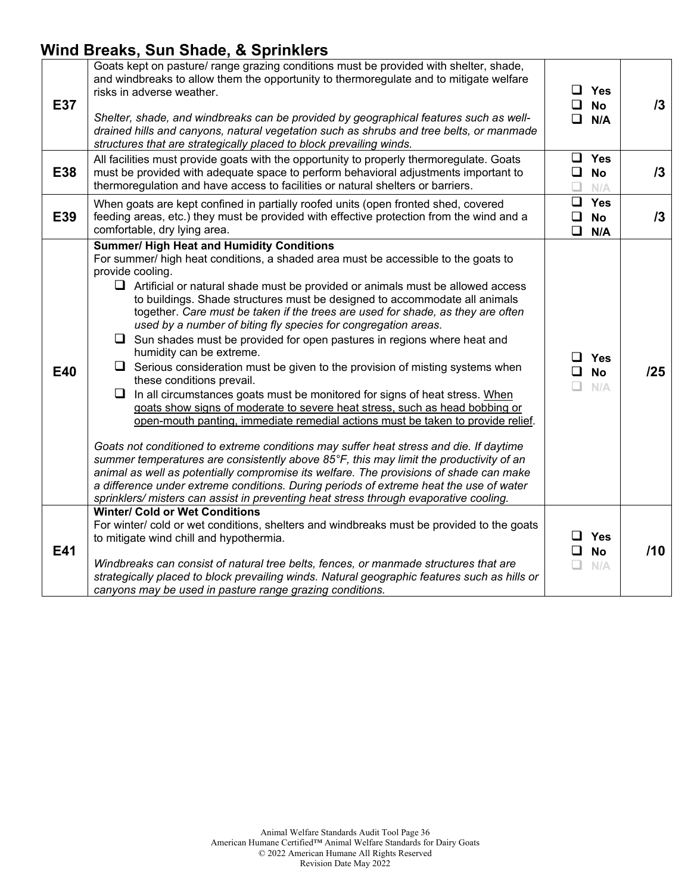## Wind Breaks, Sun Shade, & Sprinklers

| | | | |
|---|---|---|---|
| E37 | Goats kept on pasture/ range grazing conditions must be provided with shelter, shade, and windbreaks to allow them the opportunity to thermoregulate and to mitigate welfare risks in adverse weather.<br><br>*Shelter, shade, and windbreaks can be provided by geographical features such as well-drained hills and canyons, natural vegetation such as shrubs and tree belts, or manmade structures that are strategically placed to block prevailing winds.* | ❑ Yes<br>❑ No<br>❑ N/A | /3 |
| E38 | All facilities must provide goats with the opportunity to properly thermoregulate. Goats must be provided with adequate space to perform behavioral adjustments important to thermoregulation and have access to facilities or natural shelters or barriers. | ❑ Yes<br>❑ No<br>❑ N/A | /3 |
| E39 | When goats are kept confined in partially roofed units (open fronted shed, covered feeding areas, etc.) they must be provided with effective protection from the wind and a comfortable, dry lying area. | ❑ Yes<br>❑ No<br>❑ N/A | /3 |
| E40 | **Summer/ High Heat and Humidity Conditions**<br>For summer/ high heat conditions, a shaded area must be accessible to the goats to provide cooling.<br>❑ Artificial or natural shade must be provided or animals must be allowed access to buildings. Shade structures must be designed to accommodate all animals together. *Care must be taken if the trees are used for shade, as they are often used by a number of biting fly species for congregation areas.*<br>❑ Sun shades must be provided for open pastures in regions where heat and humidity can be extreme.<br>❑ Serious consideration must be given to the provision of misting systems when these conditions prevail.<br>❑ In all circumstances goats must be monitored for signs of heat stress. <u>When goats show signs of moderate to severe heat stress, such as head bobbing or open-mouth panting, immediate remedial actions must be taken to provide relief</u>.<br><br>*Goats not conditioned to extreme conditions may suffer heat stress and die. If daytime summer temperatures are consistently above 85°F, this may limit the productivity of an animal as well as potentially compromise its welfare. The provisions of shade can make a difference under extreme conditions. During periods of extreme heat the use of water sprinklers/ misters can assist in preventing heat stress through evaporative cooling.* | ❑ Yes<br>❑ No<br>❑ N/A | /25 |
| E41 | **Winter/ Cold or Wet Conditions**<br>For winter/ cold or wet conditions, shelters and windbreaks must be provided to the goats to mitigate wind chill and hypothermia.<br><br>*Windbreaks can consist of natural tree belts, fences, or manmade structures that are strategically placed to block prevailing winds. Natural geographic features such as hills or canyons may be used in pasture range grazing conditions.* | ❑ Yes<br>❑ No<br>❑ N/A | /10 |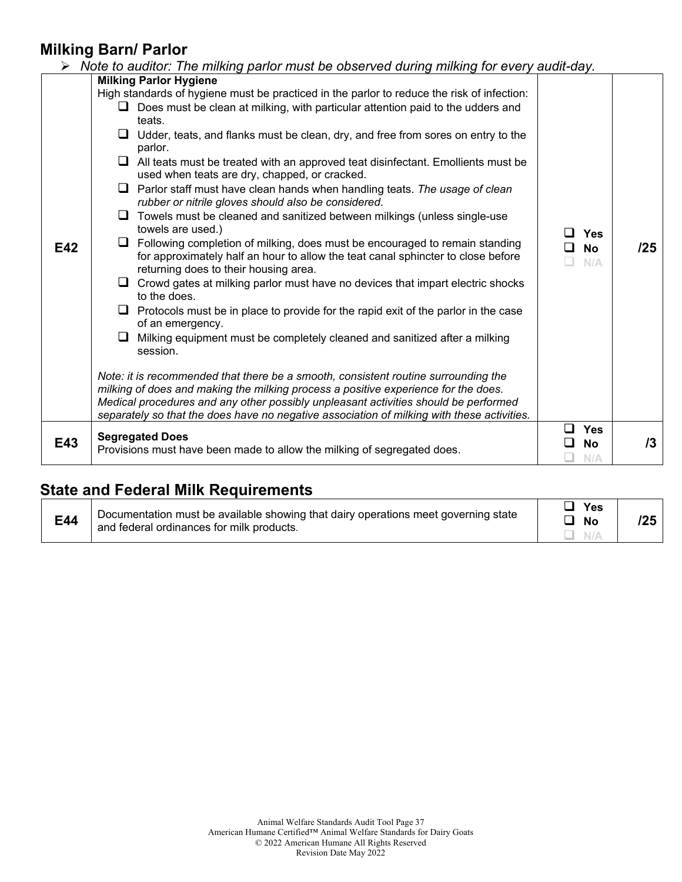## Milking Barn/ Parlor

- *Note to auditor: The milking parlor must be observed during milking for every audit-day.*

| | | | |
|---|---|---|---|
| E42 | **Milking Parlor Hygiene**<br>High standards of hygiene must be practiced in the parlor to reduce the risk of infection:<br>❑ Does must be clean at milking, with particular attention paid to the udders and teats.<br>❑ Udder, teats, and flanks must be clean, dry, and free from sores on entry to the parlor.<br>❑ All teats must be treated with an approved teat disinfectant. Emollients must be used when teats are dry, chapped, or cracked.<br>❑ Parlor staff must have clean hands when handling teats. *The usage of clean rubber or nitrile gloves should also be considered*.<br>❑ Towels must be cleaned and sanitized between milkings (unless single-use towels are used.)<br>❑ Following completion of milking, does must be encouraged to remain standing for approximately half an hour to allow the teat canal sphincter to close before returning does to their housing area.<br>❑ Crowd gates at milking parlor must have no devices that impart electric shocks to the does.<br>❑ Protocols must be in place to provide for the rapid exit of the parlor in the case of an emergency.<br>❑ Milking equipment must be completely cleaned and sanitized after a milking session.<br><br>*Note: it is recommended that there be a smooth, consistent routine surrounding the milking of does and making the milking process a positive experience for the does. Medical procedures and any other possibly unpleasant activities should be performed separately so that the does have no negative association of milking with these activities.* | ❑ Yes<br>❑ No<br>❑ N/A | /25 |
| E43 | **Segregated Does**<br>Provisions must have been made to allow the milking of segregated does. | ❑ Yes<br>❑ No<br>❑ N/A | /3 |

## State and Federal Milk Requirements

| | | | |
|---|---|---|---|
| E44 | Documentation must be available showing that dairy operations meet governing state and federal ordinances for milk products. | ❑ Yes<br>❑ No<br>❑ N/A | /25 |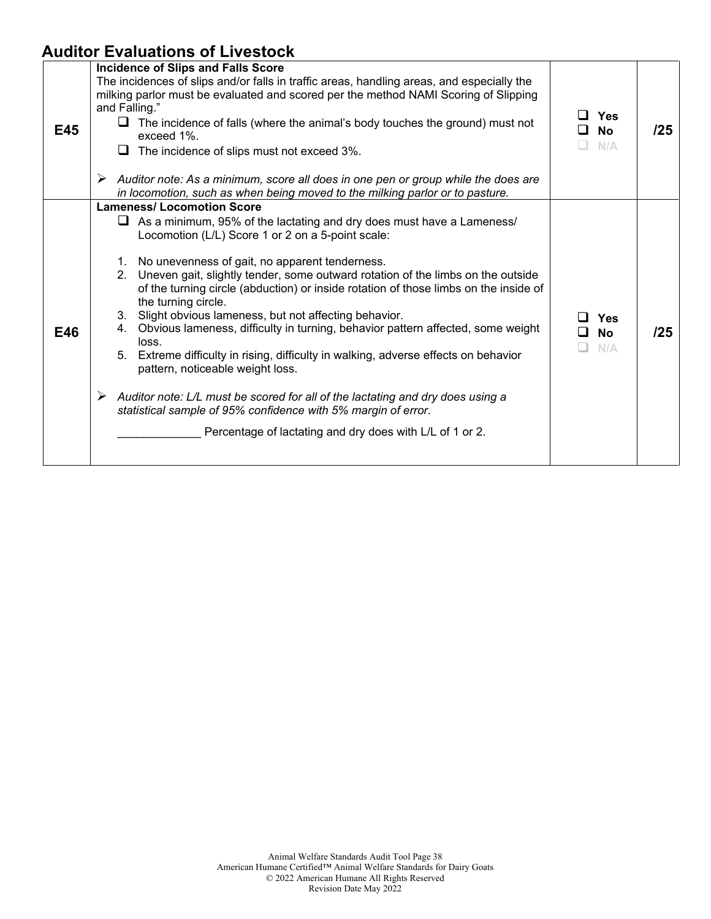## Auditor Evaluations of Livestock

| | | | |
|---|---|---|---|
| E45 | **Incidence of Slips and Falls Score**<br>The incidences of slips and/or falls in traffic areas, handling areas, and especially the milking parlor must be evaluated and scored per the method NAMI Scoring of Slipping and Falling."<br>❑ The incidence of falls (where the animal's body touches the ground) must not exceed 1%.<br>❑ The incidence of slips must not exceed 3%.<br><br>➢ *Auditor note: As a minimum, score all does in one pen or group while the does are in locomotion, such as when being moved to the milking parlor or to pasture.* | ❑ **Yes**<br>❑ **No**<br>❑ N/A | **/25** |
| E46 | **Lameness/ Locomotion Score**<br>❑ As a minimum, 95% of the lactating and dry does must have a Lameness/ Locomotion (L/L) Score 1 or 2 on a 5-point scale:<br><br>1. No unevenness of gait, no apparent tenderness.<br>2. Uneven gait, slightly tender, some outward rotation of the limbs on the outside of the turning circle (abduction) or inside rotation of those limbs on the inside of the turning circle.<br>3. Slight obvious lameness, but not affecting behavior.<br>4. Obvious lameness, difficulty in turning, behavior pattern affected, some weight loss.<br>5. Extreme difficulty in rising, difficulty in walking, adverse effects on behavior pattern, noticeable weight loss.<br><br>➢ *Auditor note: L/L must be scored for all of the lactating and dry does using a statistical sample of 95% confidence with 5% margin of error.*<br><br>_____________ Percentage of lactating and dry does with L/L of 1 or 2. | ❑ **Yes**<br>❑ **No**<br>❑ N/A | **/25** |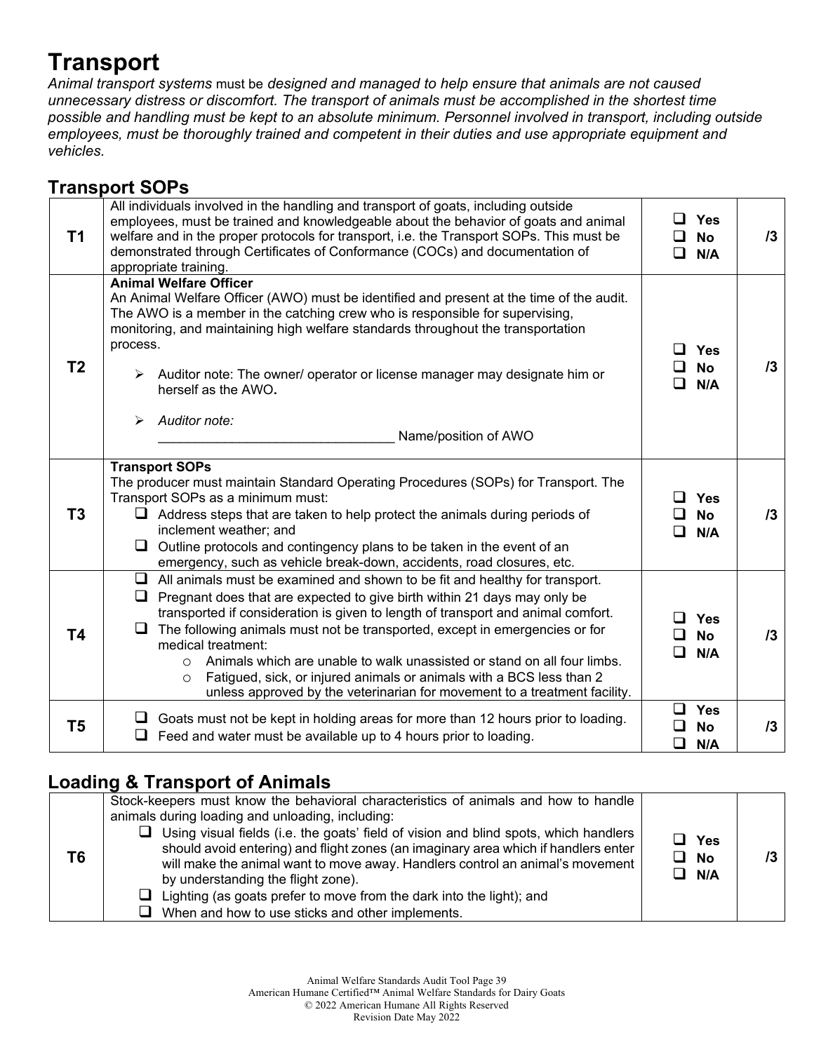# Transport

*Animal transport systems* must be *designed and managed to help ensure that animals are not caused unnecessary distress or discomfort. The transport of animals must be accomplished in the shortest time possible and handling must be kept to an absolute minimum. Personnel involved in transport, including outside employees, must be thoroughly trained and competent in their duties and use appropriate equipment and vehicles.*

## Transport SOPs

| | | | |
|---|---|---|---|
| **T1** | All individuals involved in the handling and transport of goats, including outside employees, must be trained and knowledgeable about the behavior of goats and animal welfare and in the proper protocols for transport, i.e. the Transport SOPs. This must be demonstrated through Certificates of Conformance (COCs) and documentation of appropriate training. | ❑ **Yes** ❑ **No** ❑ **N/A** | **/3** |
| **T2** | **Animal Welfare Officer** An Animal Welfare Officer (AWO) must be identified and present at the time of the audit. The AWO is a member in the catching crew who is responsible for supervising, monitoring, and maintaining high welfare standards throughout the transportation process. ➢ Auditor note: The owner/ operator or license manager may designate him or herself as the AWO**.** ➢ *Auditor note:* ________________________________ Name/position of AWO | ❑ **Yes** ❑ **No** ❑ **N/A** | **/3** |
| **T3** | **Transport SOPs** The producer must maintain Standard Operating Procedures (SOPs) for Transport. The Transport SOPs as a minimum must: ❑ Address steps that are taken to help protect the animals during periods of inclement weather; and ❑ Outline protocols and contingency plans to be taken in the event of an emergency, such as vehicle break-down, accidents, road closures, etc. | ❑ **Yes** ❑ **No** ❑ **N/A** | **/3** |
| **T4** | ❑ All animals must be examined and shown to be fit and healthy for transport. ❑ Pregnant does that are expected to give birth within 21 days may only be transported if consideration is given to length of transport and animal comfort. ❑ The following animals must not be transported, except in emergencies or for medical treatment: ○ Animals which are unable to walk unassisted or stand on all four limbs. ○ Fatigued, sick, or injured animals or animals with a BCS less than 2 unless approved by the veterinarian for movement to a treatment facility. | ❑ **Yes** ❑ **No** ❑ **N/A** | **/3** |
| **T5** | ❑ Goats must not be kept in holding areas for more than 12 hours prior to loading. ❑ Feed and water must be available up to 4 hours prior to loading. | ❑ **Yes** ❑ **No** ❑ **N/A** | **/3** |

## Loading & Transport of Animals

| | | | |
|---|---|---|---|
| **T6** | Stock-keepers must know the behavioral characteristics of animals and how to handle animals during loading and unloading, including: ❑ Using visual fields (i.e. the goats' field of vision and blind spots, which handlers should avoid entering) and flight zones (an imaginary area which if handlers enter will make the animal want to move away. Handlers control an animal's movement by understanding the flight zone). ❑ Lighting (as goats prefer to move from the dark into the light); and ❑ When and how to use sticks and other implements. | ❑ **Yes** ❑ **No** ❑ **N/A** | **/3** |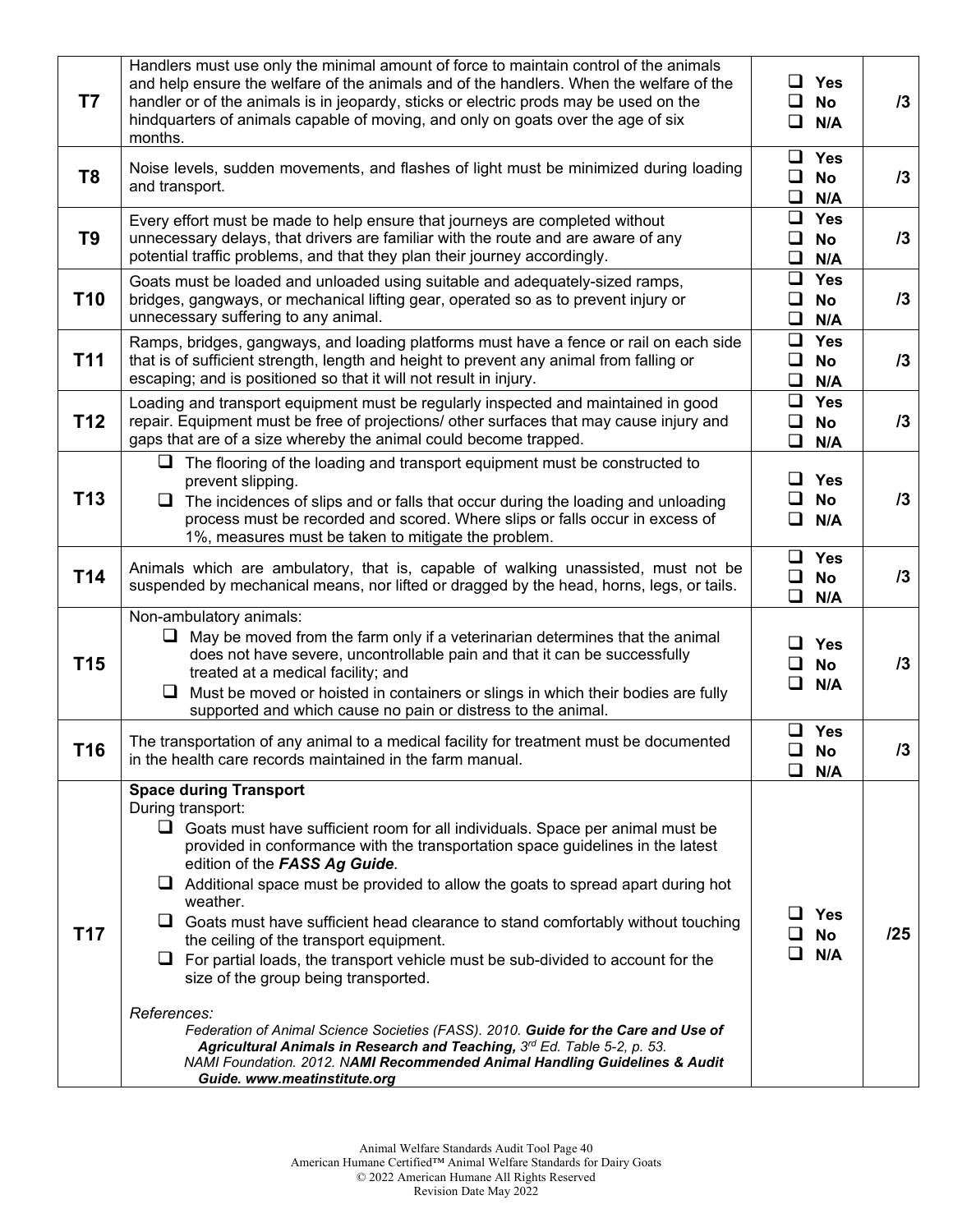| | | | |
|---|---|---|---|
| **T7** | Handlers must use only the minimal amount of force to maintain control of the animals and help ensure the welfare of the animals and of the handlers. When the welfare of the handler or of the animals is in jeopardy, sticks or electric prods may be used on the hindquarters of animals capable of moving, and only on goats over the age of six months. | ❑ **Yes**<br>❑ **No**<br>❑ **N/A** | **/3** |
| **T8** | Noise levels, sudden movements, and flashes of light must be minimized during loading and transport. | ❑ **Yes**<br>❑ **No**<br>❑ **N/A** | **/3** |
| **T9** | Every effort must be made to help ensure that journeys are completed without unnecessary delays, that drivers are familiar with the route and are aware of any potential traffic problems, and that they plan their journey accordingly. | ❑ **Yes**<br>❑ **No**<br>❑ **N/A** | **/3** |
| **T10** | Goats must be loaded and unloaded using suitable and adequately-sized ramps, bridges, gangways, or mechanical lifting gear, operated so as to prevent injury or unnecessary suffering to any animal. | ❑ **Yes**<br>❑ **No**<br>❑ **N/A** | **/3** |
| **T11** | Ramps, bridges, gangways, and loading platforms must have a fence or rail on each side that is of sufficient strength, length and height to prevent any animal from falling or escaping; and is positioned so that it will not result in injury. | ❑ **Yes**<br>❑ **No**<br>❑ **N/A** | **/3** |
| **T12** | Loading and transport equipment must be regularly inspected and maintained in good repair. Equipment must be free of projections/ other surfaces that may cause injury and gaps that are of a size whereby the animal could become trapped. | ❑ **Yes**<br>❑ **No**<br>❑ **N/A** | **/3** |
| **T13** | ❑ The flooring of the loading and transport equipment must be constructed to prevent slipping.<br>❑ The incidences of slips and or falls that occur during the loading and unloading process must be recorded and scored. Where slips or falls occur in excess of 1%, measures must be taken to mitigate the problem. | ❑ **Yes**<br>❑ **No**<br>❑ **N/A** | **/3** |
| **T14** | Animals which are ambulatory, that is, capable of walking unassisted, must not be suspended by mechanical means, nor lifted or dragged by the head, horns, legs, or tails. | ❑ **Yes**<br>❑ **No**<br>❑ **N/A** | **/3** |
| **T15** | Non-ambulatory animals:<br>❑ May be moved from the farm only if a veterinarian determines that the animal does not have severe, uncontrollable pain and that it can be successfully treated at a medical facility; and<br>❑ Must be moved or hoisted in containers or slings in which their bodies are fully supported and which cause no pain or distress to the animal. | ❑ **Yes**<br>❑ **No**<br>❑ **N/A** | **/3** |
| **T16** | The transportation of any animal to a medical facility for treatment must be documented in the health care records maintained in the farm manual. | ❑ **Yes**<br>❑ **No**<br>❑ **N/A** | **/3** |
| **T17** | **Space during Transport**<br>During transport:<br>❑ Goats must have sufficient room for all individuals. Space per animal must be provided in conformance with the transportation space guidelines in the latest edition of the ***FASS Ag Guide***.<br>❑ Additional space must be provided to allow the goats to spread apart during hot weather.<br>❑ Goats must have sufficient head clearance to stand comfortably without touching the ceiling of the transport equipment.<br>❑ For partial loads, the transport vehicle must be sub-divided to account for the size of the group being transported.<br><br>*References:*<br>*Federation of Animal Science Societies (FASS). 2010.* ***Guide for the Care and Use of Agricultural Animals in Research and Teaching,*** *3rd Ed. Table 5-2, p. 53.*<br>*NAMI Foundation. 2012.* ***NAMI Recommended Animal Handling Guidelines & Audit Guide. www.meatinstitute.org*** | ❑ **Yes**<br>❑ **No**<br>❑ **N/A** | **/25** |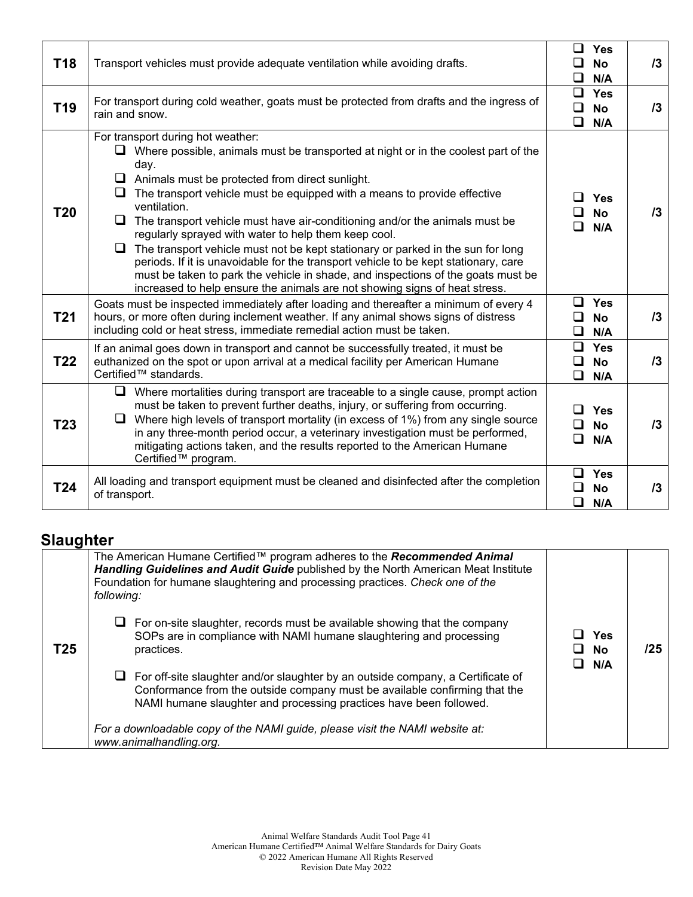| | | | |
|---|---|---|---|
| **T18** | Transport vehicles must provide adequate ventilation while avoiding drafts. | ❑ **Yes**<br>❑ **No**<br>❑ **N/A** | **/3** |
| **T19** | For transport during cold weather, goats must be protected from drafts and the ingress of rain and snow. | ❑ **Yes**<br>❑ **No**<br>❑ **N/A** | **/3** |
| **T20** | For transport during hot weather:<br>❑ Where possible, animals must be transported at night or in the coolest part of the day.<br>❑ Animals must be protected from direct sunlight.<br>❑ The transport vehicle must be equipped with a means to provide effective ventilation.<br>❑ The transport vehicle must have air-conditioning and/or the animals must be regularly sprayed with water to help them keep cool.<br>❑ The transport vehicle must not be kept stationary or parked in the sun for long periods. If it is unavoidable for the transport vehicle to be kept stationary, care must be taken to park the vehicle in shade, and inspections of the goats must be increased to help ensure the animals are not showing signs of heat stress. | ❑ **Yes**<br>❑ **No**<br>❑ **N/A** | **/3** |
| **T21** | Goats must be inspected immediately after loading and thereafter a minimum of every 4 hours, or more often during inclement weather. If any animal shows signs of distress including cold or heat stress, immediate remedial action must be taken. | ❑ **Yes**<br>❑ **No**<br>❑ **N/A** | **/3** |
| **T22** | If an animal goes down in transport and cannot be successfully treated, it must be euthanized on the spot or upon arrival at a medical facility per American Humane Certified™ standards. | ❑ **Yes**<br>❑ **No**<br>❑ **N/A** | **/3** |
| **T23** | ❑ Where mortalities during transport are traceable to a single cause, prompt action must be taken to prevent further deaths, injury, or suffering from occurring.<br>❑ Where high levels of transport mortality (in excess of 1%) from any single source in any three-month period occur, a veterinary investigation must be performed, mitigating actions taken, and the results reported to the American Humane Certified™ program. | ❑ **Yes**<br>❑ **No**<br>❑ **N/A** | **/3** |
| **T24** | All loading and transport equipment must be cleaned and disinfected after the completion of transport. | ❑ **Yes**<br>❑ **No**<br>❑ **N/A** | **/3** |

## Slaughter

| | | | |
|---|---|---|---|
| **T25** | The American Humane Certified™ program adheres to the ***Recommended Animal Handling Guidelines and Audit Guide*** published by the North American Meat Institute Foundation for humane slaughtering and processing practices. *Check one of the following:*<br><br>❑ For on-site slaughter, records must be available showing that the company SOPs are in compliance with NAMI humane slaughtering and processing practices.<br><br>❑ For off-site slaughter and/or slaughter by an outside company, a Certificate of Conformance from the outside company must be available confirming that the NAMI humane slaughter and processing practices have been followed.<br><br>*For a downloadable copy of the NAMI guide, please visit the NAMI website at: www.animalhandling.org.* | ❑ **Yes**<br>❑ **No**<br>❑ **N/A** | **/25** |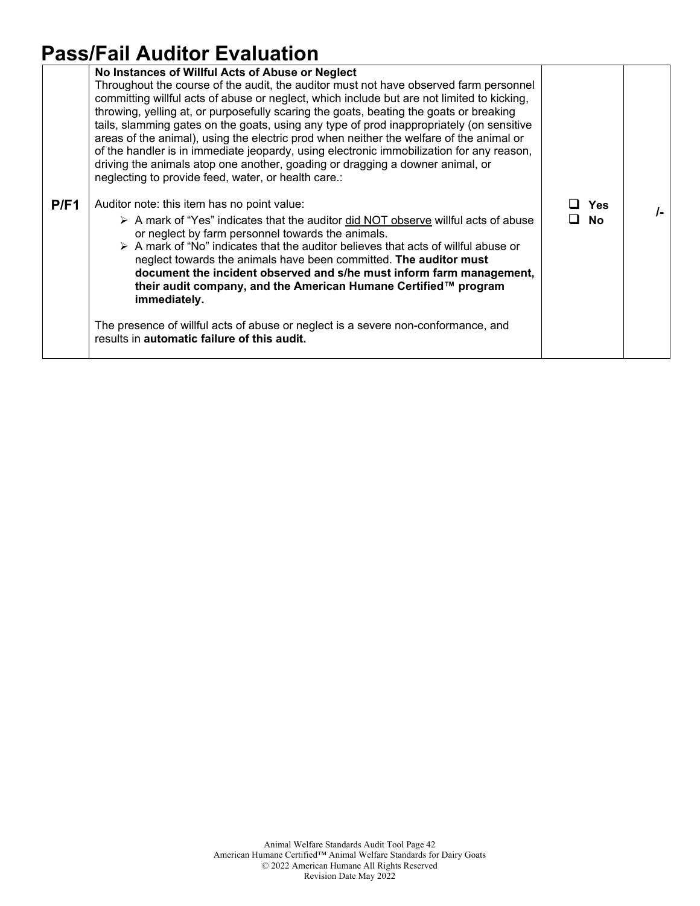# Pass/Fail Auditor Evaluation

| | | | |
|---|---|---|---|
| P/F1 | **No Instances of Willful Acts of Abuse or Neglect**<br>Throughout the course of the audit, the auditor must not have observed farm personnel committing willful acts of abuse or neglect, which include but are not limited to kicking, throwing, yelling at, or purposefully scaring the goats, beating the goats or breaking tails, slamming gates on the goats, using any type of prod inappropriately (on sensitive areas of the animal), using the electric prod when neither the welfare of the animal or of the handler is in immediate jeopardy, using electronic immobilization for any reason, driving the animals atop one another, goading or dragging a downer animal, or neglecting to provide feed, water, or health care.:<br><br>Auditor note: this item has no point value:<br>➢ A mark of "Yes" indicates that the auditor <u>did NOT observe</u> willful acts of abuse or neglect by farm personnel towards the animals.<br>➢ A mark of "No" indicates that the auditor believes that acts of willful abuse or neglect towards the animals have been committed. **The auditor must document the incident observed and s/he must inform farm management, their audit company, and the American Humane Certified™ program immediately.**<br><br>The presence of willful acts of abuse or neglect is a severe non-conformance, and results in **automatic failure of this audit.** | ❑ **Yes**<br>❑ **No** | **/-** |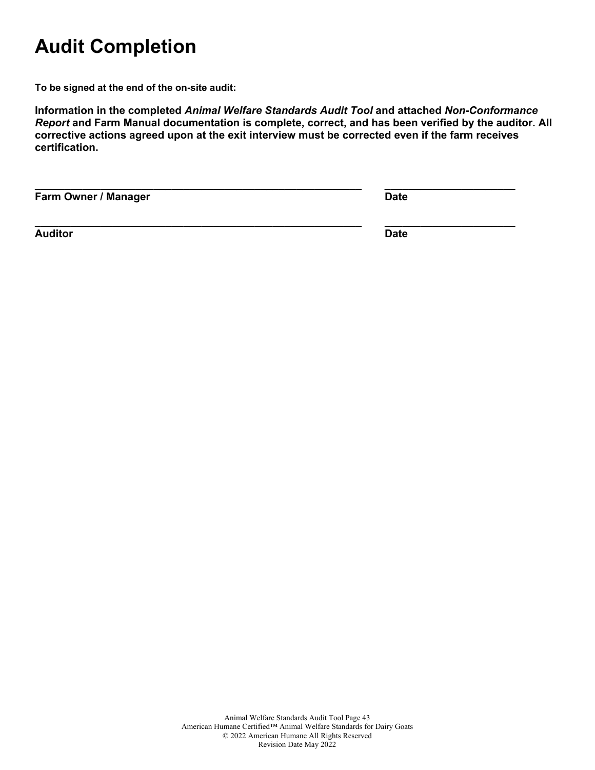# Audit Completion

**To be signed at the end of the on-site audit:**

**Information in the completed *Animal Welfare Standards Audit Tool* and attached *Non-Conformance Report* and Farm Manual documentation is complete, correct, and has been verified by the auditor. All corrective actions agreed upon at the exit interview must be corrected even if the farm receives certification.**

| | |
|---|---|
| ____________________________________________ | ______________________ |
| **Farm Owner / Manager** | **Date** |
| ____________________________________________ | ______________________ |
| **Auditor** | **Date** |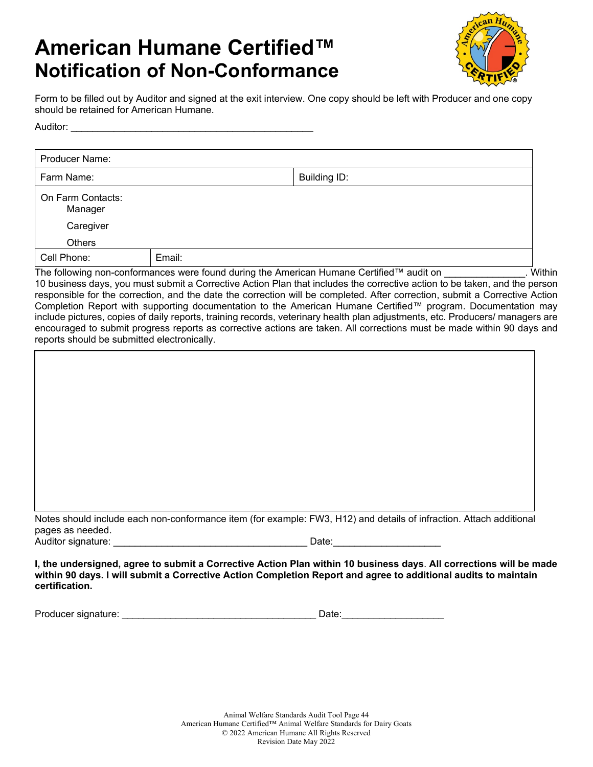# American Humane Certified™ Notification of Non-Conformance

Form to be filled out by Auditor and signed at the exit interview. One copy should be left with Producer and one copy should be retained for American Humane.

Auditor: ___________________________________________

| Producer Name: | |
|---|---|
| Farm Name: | Building ID: |
| On Farm Contacts:<br>Manager<br>Caregiver<br>Others | |
| Cell Phone: | Email: |

The following non-conformances were found during the American Humane Certified™ audit on ______________. Within 10 business days, you must submit a Corrective Action Plan that includes the corrective action to be taken, and the person responsible for the correction, and the date the correction will be completed. After correction, submit a Corrective Action Completion Report with supporting documentation to the American Humane Certified™ program. Documentation may include pictures, copies of daily reports, training records, veterinary health plan adjustments, etc. Producers/ managers are encouraged to submit progress reports as corrective actions are taken. All corrections must be made within 90 days and reports should be submitted electronically.

| |
|---|
| |

Notes should include each non-conformance item (for example: FW3, H12) and details of infraction. Attach additional pages as needed.

Auditor signature: ___________________________________ Date:___________________

**I, the undersigned, agree to submit a Corrective Action Plan within 10 business days. All corrections will be made within 90 days. I will submit a Corrective Action Completion Report and agree to additional audits to maintain certification.**

Producer signature: ___________________________________ Date:__________________